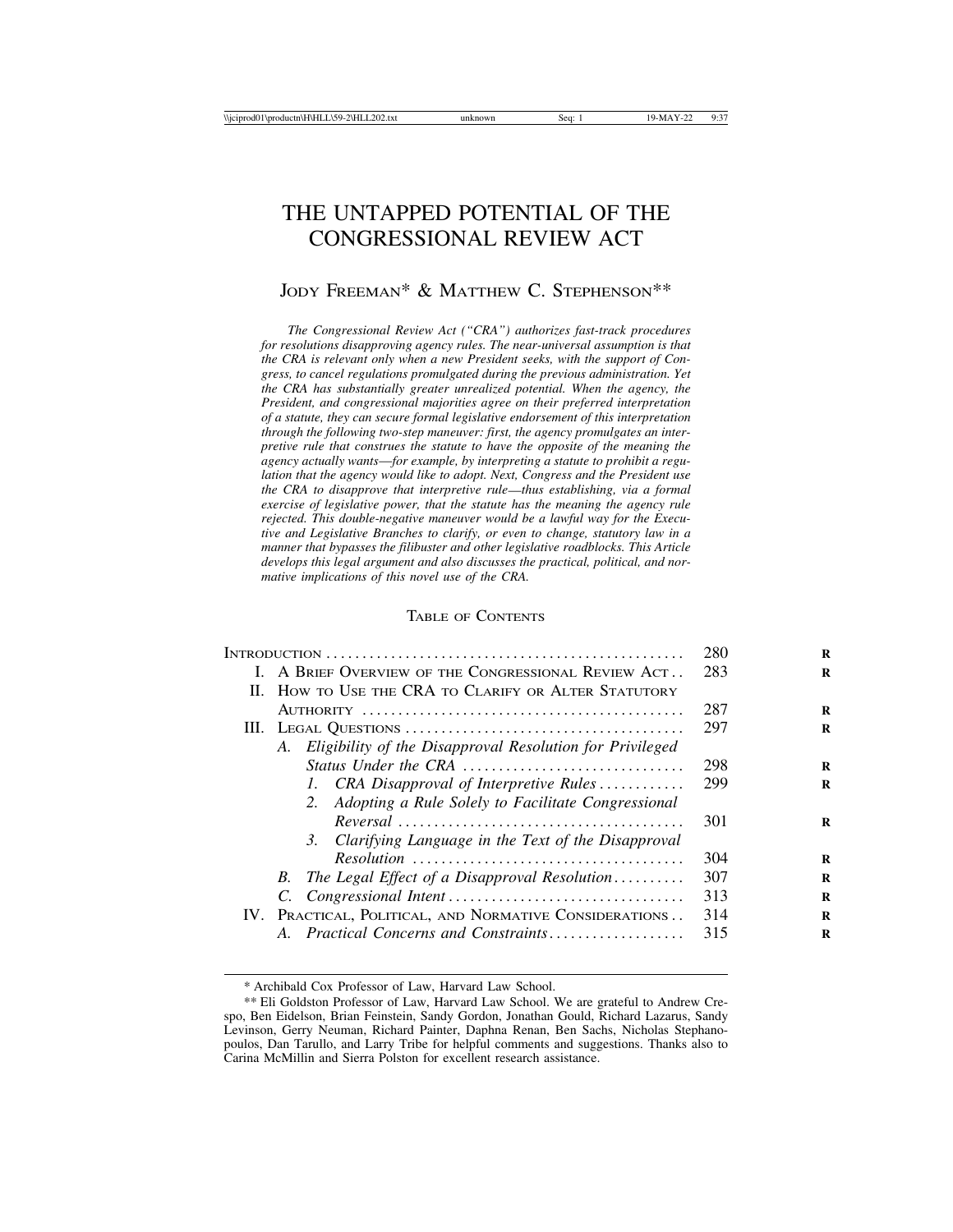# THE UNTAPPED POTENTIAL OF THE CONGRESSIONAL REVIEW ACT

JODY FREEMAN* & MATTHEW C. STEPHENSON**

*The Congressional Review Act ("CRA") authorizes fast-track procedures for resolutions disapproving agency rules. The near-universal assumption is that the CRA is relevant only when a new President seeks, with the support of Congress, to cancel regulations promulgated during the previous administration. Yet the CRA has substantially greater unrealized potential. When the agency, the President, and congressional majorities agree on their preferred interpretation of a statute, they can secure formal legislative endorsement of this interpretation through the following two-step maneuver: first, the agency promulgates an interpretive rule that construes the statute to have the opposite of the meaning the agency actually wants—for example, by interpreting a statute to prohibit a regulation that the agency would like to adopt. Next, Congress and the President use the CRA to disapprove that interpretive rule—thus establishing, via a formal exercise of legislative power, that the statute has the meaning the agency rule rejected. This double-negative maneuver would be a lawful way for the Executive and Legislative Branches to clarify, or even to change, statutory law in a manner that bypasses the filibuster and other legislative roadblocks. This Article develops this legal argument and also discusses the practical, political, and normative implications of this novel use of the CRA.*

## TABLE OF CONTENTS

| | |
|---|---|
| INTRODUCTION | 280 |
| I. A BRIEF OVERVIEW OF THE CONGRESSIONAL REVIEW ACT | 283 |
| II. HOW TO USE THE CRA TO CLARIFY OR ALTER STATUTORY AUTHORITY | 287 |
| III. LEGAL QUESTIONS | 297 |
| *A. Eligibility of the Disapproval Resolution for Privileged Status Under the CRA* | 298 |
| *1. CRA Disapproval of Interpretive Rules* | 299 |
| *2. Adopting a Rule Solely to Facilitate Congressional Reversal* | 301 |
| *3. Clarifying Language in the Text of the Disapproval Resolution* | 304 |
| *B. The Legal Effect of a Disapproval Resolution* | 307 |
| *C. Congressional Intent* | 313 |
| IV. PRACTICAL, POLITICAL, AND NORMATIVE CONSIDERATIONS | 314 |
| *A. Practical Concerns and Constraints* | 315 |

---

\* Archibald Cox Professor of Law, Harvard Law School.

\** Eli Goldston Professor of Law, Harvard Law School. We are grateful to Andrew Crespo, Ben Eidelson, Brian Feinstein, Sandy Gordon, Jonathan Gould, Richard Lazarus, Sandy Levinson, Gerry Neuman, Richard Painter, Daphna Renan, Ben Sachs, Nicholas Stephanopoulos, Dan Tarullo, and Larry Tribe for helpful comments and suggestions. Thanks also to Carina McMillin and Sierra Polston for excellent research assistance.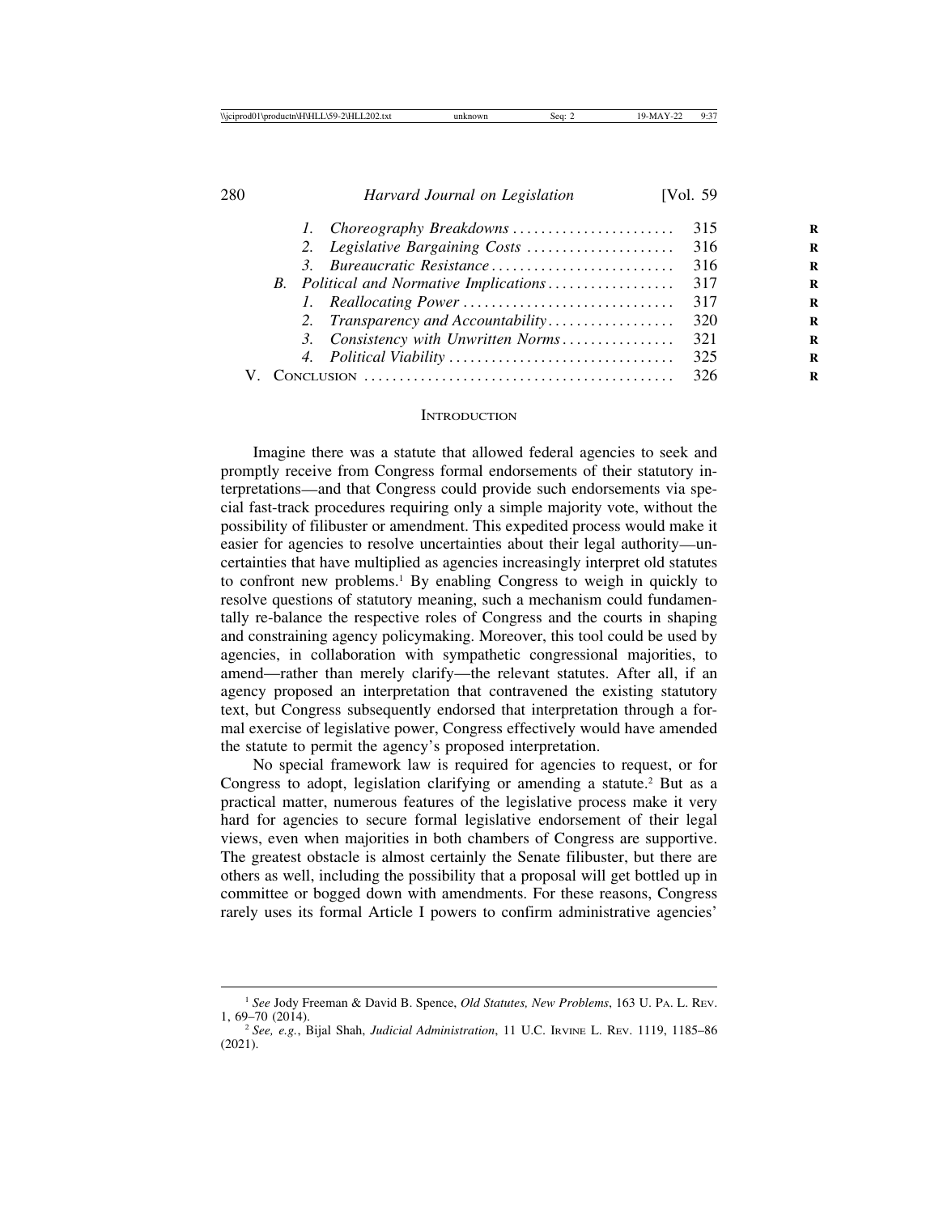1. *Choreography Breakdowns* . . . . . . . . . . . . . . . . . . . . . . . 315
2. *Legislative Bargaining Costs* . . . . . . . . . . . . . . . . . . . . . 316
3. *Bureaucratic Resistance* . . . . . . . . . . . . . . . . . . . . . . . . . . 316

B. *Political and Normative Implications* . . . . . . . . . . . . . . . . . . 317

1. *Reallocating Power* . . . . . . . . . . . . . . . . . . . . . . . . . . . . . . 317
2. *Transparency and Accountability* . . . . . . . . . . . . . . . . . . 320
3. *Consistency with Unwritten Norms* . . . . . . . . . . . . . . . . 321
4. *Political Viability* . . . . . . . . . . . . . . . . . . . . . . . . . . . . . . . . 325

V. Conclusion . . . . . . . . . . . . . . . . . . . . . . . . . . . . . . . . . . . . . . . . . . . . 326

## Introduction

Imagine there was a statute that allowed federal agencies to seek and promptly receive from Congress formal endorsements of their statutory interpretations—and that Congress could provide such endorsements via special fast-track procedures requiring only a simple majority vote, without the possibility of filibuster or amendment. This expedited process would make it easier for agencies to resolve uncertainties about their legal authority—uncertainties that have multiplied as agencies increasingly interpret old statutes to confront new problems.[1] By enabling Congress to weigh in quickly to resolve questions of statutory meaning, such a mechanism could fundamentally re-balance the respective roles of Congress and the courts in shaping and constraining agency policymaking. Moreover, this tool could be used by agencies, in collaboration with sympathetic congressional majorities, to amend—rather than merely clarify—the relevant statutes. After all, if an agency proposed an interpretation that contravened the existing statutory text, but Congress subsequently endorsed that interpretation through a formal exercise of legislative power, Congress effectively would have amended the statute to permit the agency's proposed interpretation.

No special framework law is required for agencies to request, or for Congress to adopt, legislation clarifying or amending a statute.[2] But as a practical matter, numerous features of the legislative process make it very hard for agencies to secure formal legislative endorsement of their legal views, even when majorities in both chambers of Congress are supportive. The greatest obstacle is almost certainly the Senate filibuster, but there are others as well, including the possibility that a proposal will get bottled up in committee or bogged down with amendments. For these reasons, Congress rarely uses its formal Article I powers to confirm administrative agencies'

---

[1] *See* Jody Freeman & David B. Spence, *Old Statutes, New Problems*, 163 U. Pa. L. Rev. 1, 69–70 (2014).

[2] *See, e.g.*, Bijal Shah, *Judicial Administration*, 11 U.C. Irvine L. Rev. 1119, 1185–86 (2021).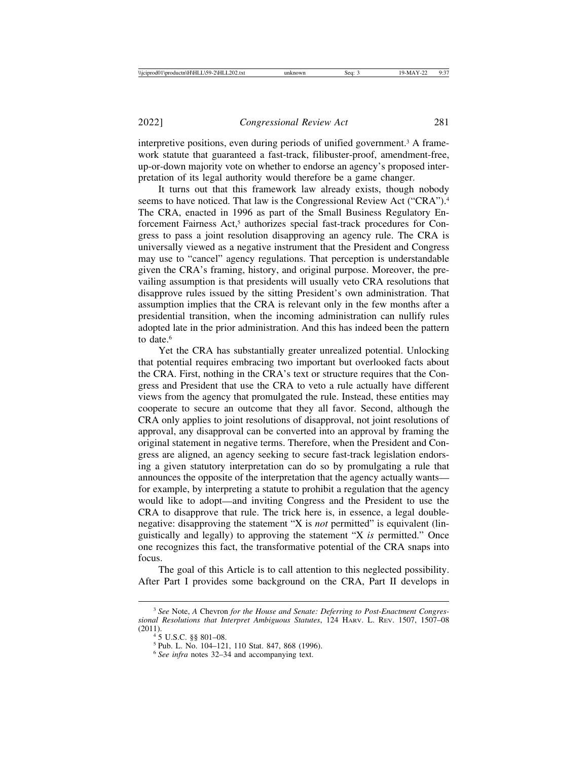interpretive positions, even during periods of unified government.[3] A framework statute that guaranteed a fast-track, filibuster-proof, amendment-free, up-or-down majority vote on whether to endorse an agency's proposed interpretation of its legal authority would therefore be a game changer.

It turns out that this framework law already exists, though nobody seems to have noticed. That law is the Congressional Review Act ("CRA").[4] The CRA, enacted in 1996 as part of the Small Business Regulatory Enforcement Fairness Act,[5] authorizes special fast-track procedures for Congress to pass a joint resolution disapproving an agency rule. The CRA is universally viewed as a negative instrument that the President and Congress may use to "cancel" agency regulations. That perception is understandable given the CRA's framing, history, and original purpose. Moreover, the prevailing assumption is that presidents will usually veto CRA resolutions that disapprove rules issued by the sitting President's own administration. That assumption implies that the CRA is relevant only in the few months after a presidential transition, when the incoming administration can nullify rules adopted late in the prior administration. And this has indeed been the pattern to date.[6]

Yet the CRA has substantially greater unrealized potential. Unlocking that potential requires embracing two important but overlooked facts about the CRA. First, nothing in the CRA's text or structure requires that the Congress and President that use the CRA to veto a rule actually have different views from the agency that promulgated the rule. Instead, these entities may cooperate to secure an outcome that they all favor. Second, although the CRA only applies to joint resolutions of disapproval, not joint resolutions of approval, any disapproval can be converted into an approval by framing the original statement in negative terms. Therefore, when the President and Congress are aligned, an agency seeking to secure fast-track legislation endorsing a given statutory interpretation can do so by promulgating a rule that announces the opposite of the interpretation that the agency actually wants—for example, by interpreting a statute to prohibit a regulation that the agency would like to adopt—and inviting Congress and the President to use the CRA to disapprove that rule. The trick here is, in essence, a legal double-negative: disapproving the statement "X is *not* permitted" is equivalent (linguistically and legally) to approving the statement "X *is* permitted." Once one recognizes this fact, the transformative potential of the CRA snaps into focus.

The goal of this Article is to call attention to this neglected possibility. After Part I provides some background on the CRA, Part II develops in

---

[3] *See* Note, *A* Chevron *for the House and Senate: Deferring to Post-Enactment Congressional Resolutions that Interpret Ambiguous Statutes*, 124 HARV. L. REV. 1507, 1507–08 (2011).

[4] 5 U.S.C. §§ 801–08.

[5] Pub. L. No. 104–121, 110 Stat. 847, 868 (1996).

[6] *See infra* notes 32–34 and accompanying text.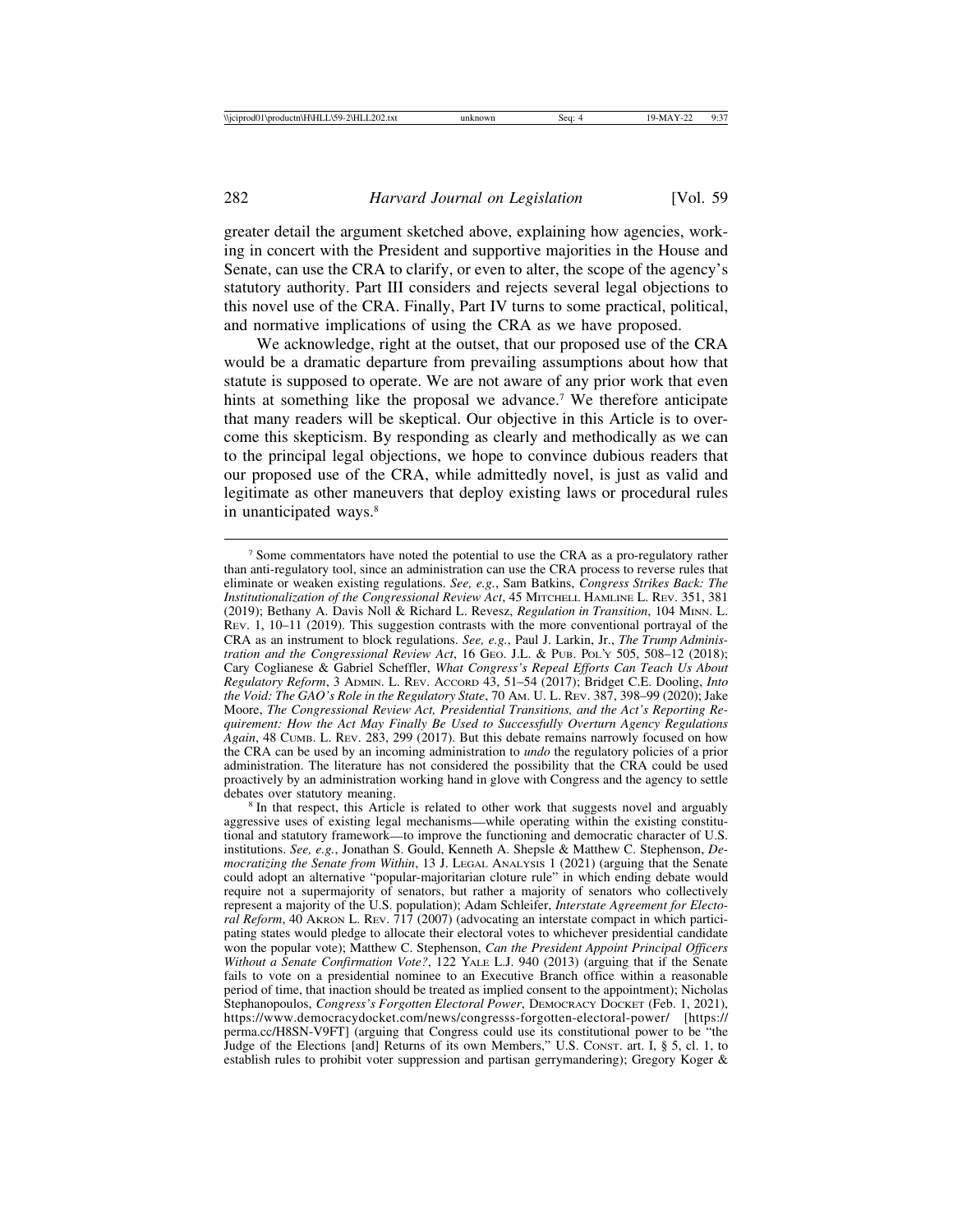greater detail the argument sketched above, explaining how agencies, working in concert with the President and supportive majorities in the House and Senate, can use the CRA to clarify, or even to alter, the scope of the agency's statutory authority. Part III considers and rejects several legal objections to this novel use of the CRA. Finally, Part IV turns to some practical, political, and normative implications of using the CRA as we have proposed.

We acknowledge, right at the outset, that our proposed use of the CRA would be a dramatic departure from prevailing assumptions about how that statute is supposed to operate. We are not aware of any prior work that even hints at something like the proposal we advance.[7] We therefore anticipate that many readers will be skeptical. Our objective in this Article is to overcome this skepticism. By responding as clearly and methodically as we can to the principal legal objections, we hope to convince dubious readers that our proposed use of the CRA, while admittedly novel, is just as valid and legitimate as other maneuvers that deploy existing laws or procedural rules in unanticipated ways.[8]

---

[7] Some commentators have noted the potential to use the CRA as a pro-regulatory rather than anti-regulatory tool, since an administration can use the CRA process to reverse rules that eliminate or weaken existing regulations. *See, e.g.*, Sam Batkins, *Congress Strikes Back: The Institutionalization of the Congressional Review Act*, 45 MITCHELL HAMLINE L. REV. 351, 381 (2019); Bethany A. Davis Noll & Richard L. Revesz, *Regulation in Transition*, 104 MINN. L. REV. 1, 10–11 (2019). This suggestion contrasts with the more conventional portrayal of the CRA as an instrument to block regulations. *See, e.g.*, Paul J. Larkin, Jr., *The Trump Administration and the Congressional Review Act*, 16 GEO. J.L. & PUB. POL'Y 505, 508–12 (2018); Cary Coglianese & Gabriel Scheffler, *What Congress's Repeal Efforts Can Teach Us About Regulatory Reform*, 3 ADMIN. L. REV. ACCORD 43, 51–54 (2017); Bridget C.E. Dooling, *Into the Void: The GAO's Role in the Regulatory State*, 70 AM. U. L. REV. 387, 398–99 (2020); Jake Moore, *The Congressional Review Act, Presidential Transitions, and the Act's Reporting Requirement: How the Act May Finally Be Used to Successfully Overturn Agency Regulations Again*, 48 CUMB. L. REV. 283, 299 (2017). But this debate remains narrowly focused on how the CRA can be used by an incoming administration to *undo* the regulatory policies of a prior administration. The literature has not considered the possibility that the CRA could be used proactively by an administration working hand in glove with Congress and the agency to settle debates over statutory meaning.

[8] In that respect, this Article is related to other work that suggests novel and arguably aggressive uses of existing legal mechanisms—while operating within the existing constitutional and statutory framework—to improve the functioning and democratic character of U.S. institutions. *See, e.g.*, Jonathan S. Gould, Kenneth A. Shepsle & Matthew C. Stephenson, *Democratizing the Senate from Within*, 13 J. LEGAL ANALYSIS 1 (2021) (arguing that the Senate could adopt an alternative "popular-majoritarian cloture rule" in which ending debate would require not a supermajority of senators, but rather a majority of senators who collectively represent a majority of the U.S. population); Adam Schleifer, *Interstate Agreement for Electoral Reform*, 40 AKRON L. REV. 717 (2007) (advocating an interstate compact in which participating states would pledge to allocate their electoral votes to whichever presidential candidate won the popular vote); Matthew C. Stephenson, *Can the President Appoint Principal Officers Without a Senate Confirmation Vote?*, 122 YALE L.J. 940 (2013) (arguing that if the Senate fails to vote on a presidential nominee to an Executive Branch office within a reasonable period of time, that inaction should be treated as implied consent to the appointment); Nicholas Stephanopoulos, *Congress's Forgotten Electoral Power*, DEMOCRACY DOCKET (Feb. 1, 2021), https://www.democracydocket.com/news/congresss-forgotten-electoral-power/ [https://perma.cc/H8SN-V9FT] (arguing that Congress could use its constitutional power to be "the Judge of the Elections [and] Returns of its own Members," U.S. CONST. art. I, § 5, cl. 1, to establish rules to prohibit voter suppression and partisan gerrymandering); Gregory Koger &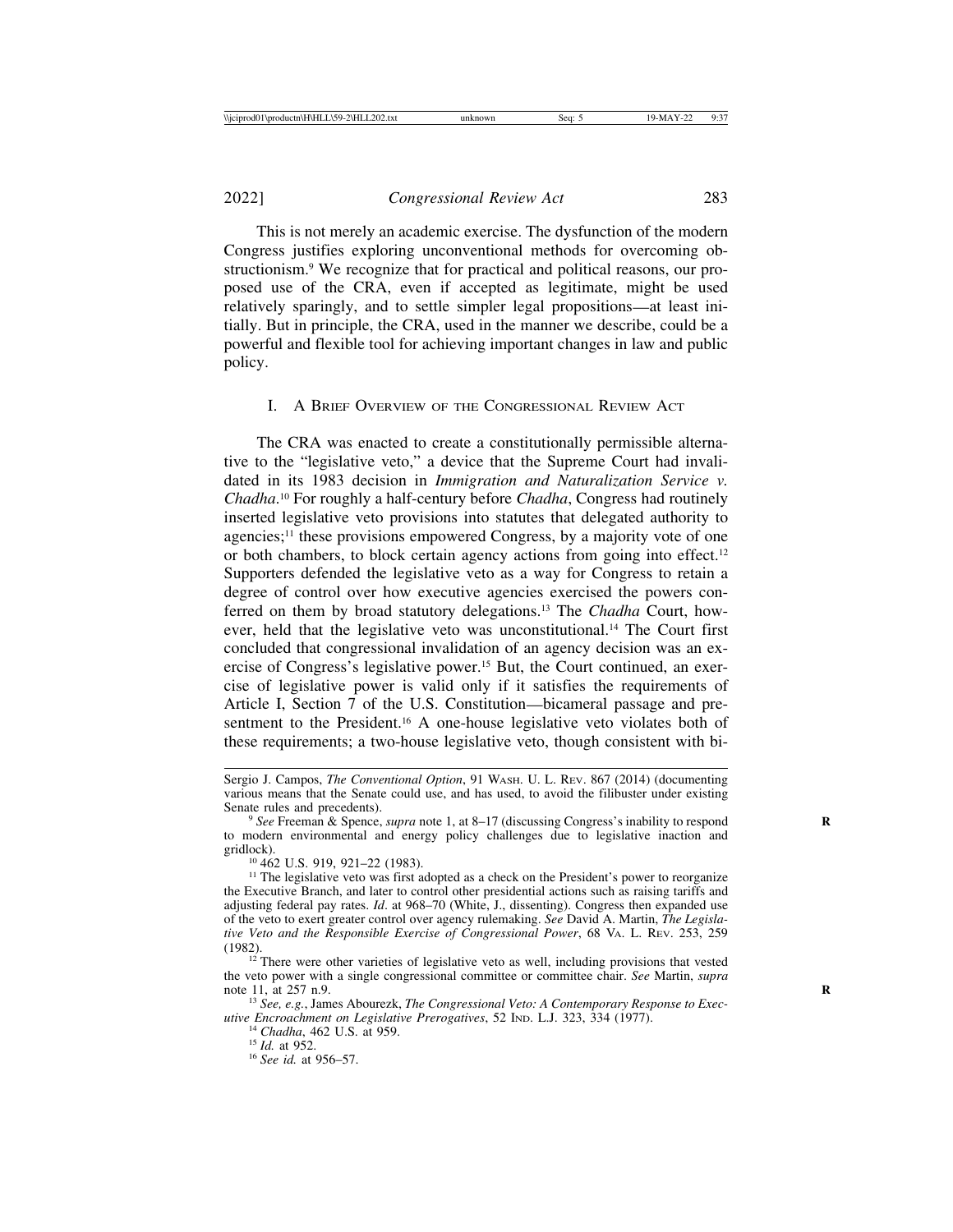This is not merely an academic exercise. The dysfunction of the modern Congress justifies exploring unconventional methods for overcoming obstructionism.[9] We recognize that for practical and political reasons, our proposed use of the CRA, even if accepted as legitimate, might be used relatively sparingly, and to settle simpler legal propositions—at least initially. But in principle, the CRA, used in the manner we describe, could be a powerful and flexible tool for achieving important changes in law and public policy.

## I. A Brief Overview of the Congressional Review Act

The CRA was enacted to create a constitutionally permissible alternative to the "legislative veto," a device that the Supreme Court had invalidated in its 1983 decision in *Immigration and Naturalization Service v. Chadha*.[10] For roughly a half-century before *Chadha*, Congress had routinely inserted legislative veto provisions into statutes that delegated authority to agencies;[11] these provisions empowered Congress, by a majority vote of one or both chambers, to block certain agency actions from going into effect.[12] Supporters defended the legislative veto as a way for Congress to retain a degree of control over how executive agencies exercised the powers conferred on them by broad statutory delegations.[13] The *Chadha* Court, however, held that the legislative veto was unconstitutional.[14] The Court first concluded that congressional invalidation of an agency decision was an exercise of Congress's legislative power.[15] But, the Court continued, an exercise of legislative power is valid only if it satisfies the requirements of Article I, Section 7 of the U.S. Constitution—bicameral passage and presentment to the President.[16] A one-house legislative veto violates both of these requirements; a two-house legislative veto, though consistent with bi-

---

Sergio J. Campos, *The Conventional Option*, 91 Wash. U. L. Rev. 867 (2014) (documenting various means that the Senate could use, and has used, to avoid the filibuster under existing Senate rules and precedents).

[9] *See* Freeman & Spence, *supra* note 1, at 8–17 (discussing Congress's inability to respond to modern environmental and energy policy challenges due to legislative inaction and gridlock).

[10] 462 U.S. 919, 921–22 (1983).

[11] The legislative veto was first adopted as a check on the President's power to reorganize the Executive Branch, and later to control other presidential actions such as raising tariffs and adjusting federal pay rates. *Id*. at 968–70 (White, J., dissenting). Congress then expanded use of the veto to exert greater control over agency rulemaking. *See* David A. Martin, *The Legislative Veto and the Responsible Exercise of Congressional Power*, 68 Va. L. Rev. 253, 259 (1982).

[12] There were other varieties of legislative veto as well, including provisions that vested the veto power with a single congressional committee or committee chair. *See* Martin, *supra* note 11, at 257 n.9.

[13] *See, e.g.*, James Abourezk, *The Congressional Veto: A Contemporary Response to Executive Encroachment on Legislative Prerogatives*, 52 Ind. L.J. 323, 334 (1977).

[14] *Chadha*, 462 U.S. at 959.

[15] *Id.* at 952.

[16] *See id.* at 956–57.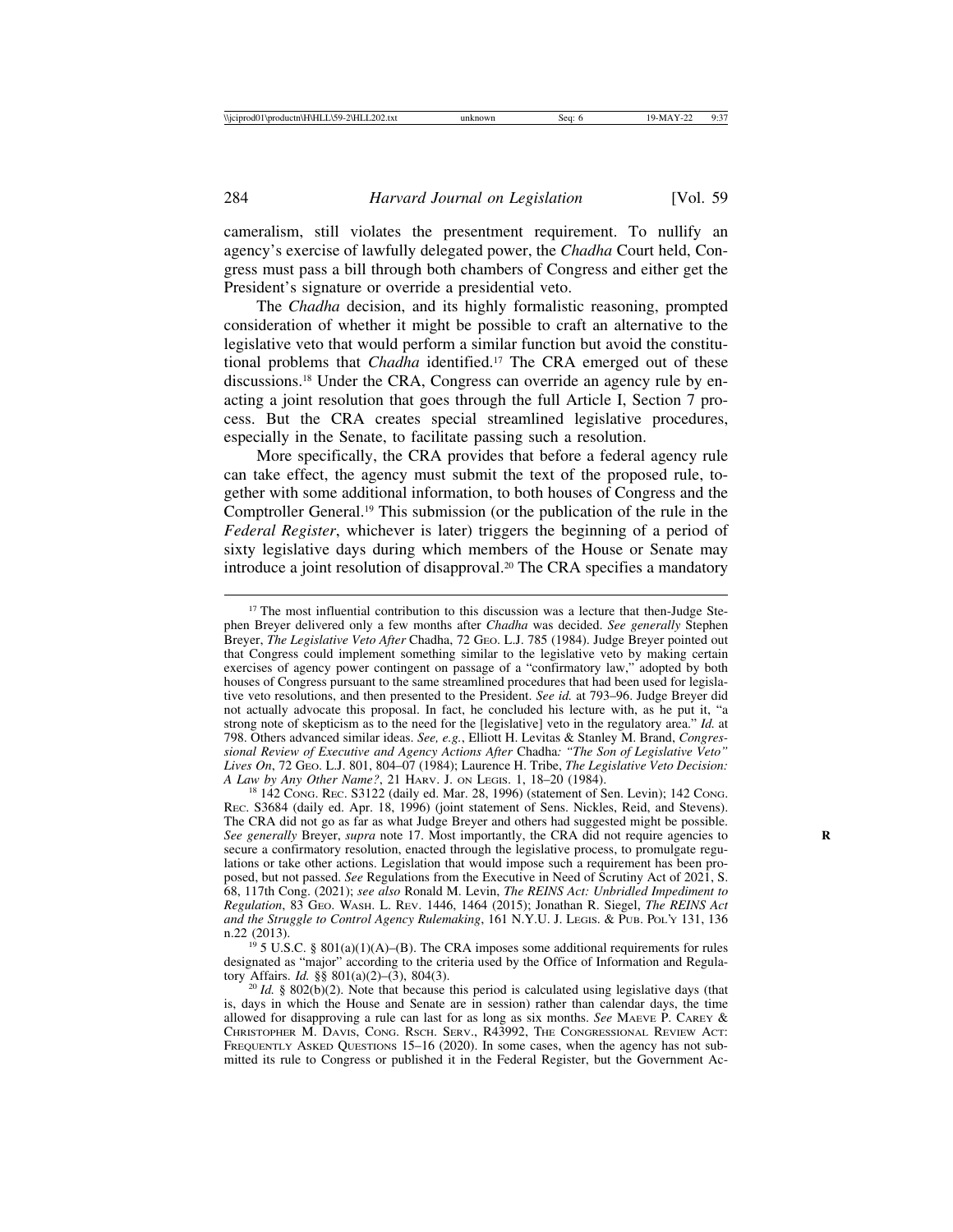cameralism, still violates the presentment requirement. To nullify an agency's exercise of lawfully delegated power, the *Chadha* Court held, Congress must pass a bill through both chambers of Congress and either get the President's signature or override a presidential veto.

The *Chadha* decision, and its highly formalistic reasoning, prompted consideration of whether it might be possible to craft an alternative to the legislative veto that would perform a similar function but avoid the constitutional problems that *Chadha* identified.[17] The CRA emerged out of these discussions.[18] Under the CRA, Congress can override an agency rule by enacting a joint resolution that goes through the full Article I, Section 7 process. But the CRA creates special streamlined legislative procedures, especially in the Senate, to facilitate passing such a resolution.

More specifically, the CRA provides that before a federal agency rule can take effect, the agency must submit the text of the proposed rule, together with some additional information, to both houses of Congress and the Comptroller General.[19] This submission (or the publication of the rule in the *Federal Register*, whichever is later) triggers the beginning of a period of sixty legislative days during which members of the House or Senate may introduce a joint resolution of disapproval.[20] The CRA specifies a mandatory

---

[17] The most influential contribution to this discussion was a lecture that then-Judge Stephen Breyer delivered only a few months after *Chadha* was decided. *See generally* Stephen Breyer, *The Legislative Veto After* Chadha, 72 GEO. L.J. 785 (1984). Judge Breyer pointed out that Congress could implement something similar to the legislative veto by making certain exercises of agency power contingent on passage of a "confirmatory law," adopted by both houses of Congress pursuant to the same streamlined procedures that had been used for legislative veto resolutions, and then presented to the President. *See id.* at 793–96. Judge Breyer did not actually advocate this proposal. In fact, he concluded his lecture with, as he put it, "a strong note of skepticism as to the need for the [legislative] veto in the regulatory area." *Id.* at 798. Others advanced similar ideas. *See, e.g.*, Elliott H. Levitas & Stanley M. Brand, *Congressional Review of Executive and Agency Actions After* Chadha*: "The Son of Legislative Veto" Lives On*, 72 GEO. L.J. 801, 804–07 (1984); Laurence H. Tribe, *The Legislative Veto Decision: A Law by Any Other Name?*, 21 HARV. J. ON LEGIS. 1, 18–20 (1984).

[18] 142 CONG. REC. S3122 (daily ed. Mar. 28, 1996) (statement of Sen. Levin); 142 CONG. REC. S3684 (daily ed. Apr. 18, 1996) (joint statement of Sens. Nickles, Reid, and Stevens). The CRA did not go as far as what Judge Breyer and others had suggested might be possible. *See generally* Breyer, *supra* note 17. Most importantly, the CRA did not require agencies to secure a confirmatory resolution, enacted through the legislative process, to promulgate regulations or take other actions. Legislation that would impose such a requirement has been proposed, but not passed. *See* Regulations from the Executive in Need of Scrutiny Act of 2021, S. 68, 117th Cong. (2021); *see also* Ronald M. Levin, *The REINS Act: Unbridled Impediment to Regulation*, 83 GEO. WASH. L. REV. 1446, 1464 (2015); Jonathan R. Siegel, *The REINS Act and the Struggle to Control Agency Rulemaking*, 161 N.Y.U. J. LEGIS. & PUB. POL'Y 131, 136 n.22 (2013).

[19] 5 U.S.C. § 801(a)(1)(A)–(B). The CRA imposes some additional requirements for rules designated as "major" according to the criteria used by the Office of Information and Regulatory Affairs. *Id.* §§ 801(a)(2)–(3), 804(3).

[20] *Id.* § 802(b)(2). Note that because this period is calculated using legislative days (that is, days in which the House and Senate are in session) rather than calendar days, the time allowed for disapproving a rule can last for as long as six months. *See* MAEVE P. CAREY & CHRISTOPHER M. DAVIS, CONG. RSCH. SERV., R43992, THE CONGRESSIONAL REVIEW ACT: FREQUENTLY ASKED QUESTIONS 15–16 (2020). In some cases, when the agency has not submitted its rule to Congress or published it in the Federal Register, but the Government Ac-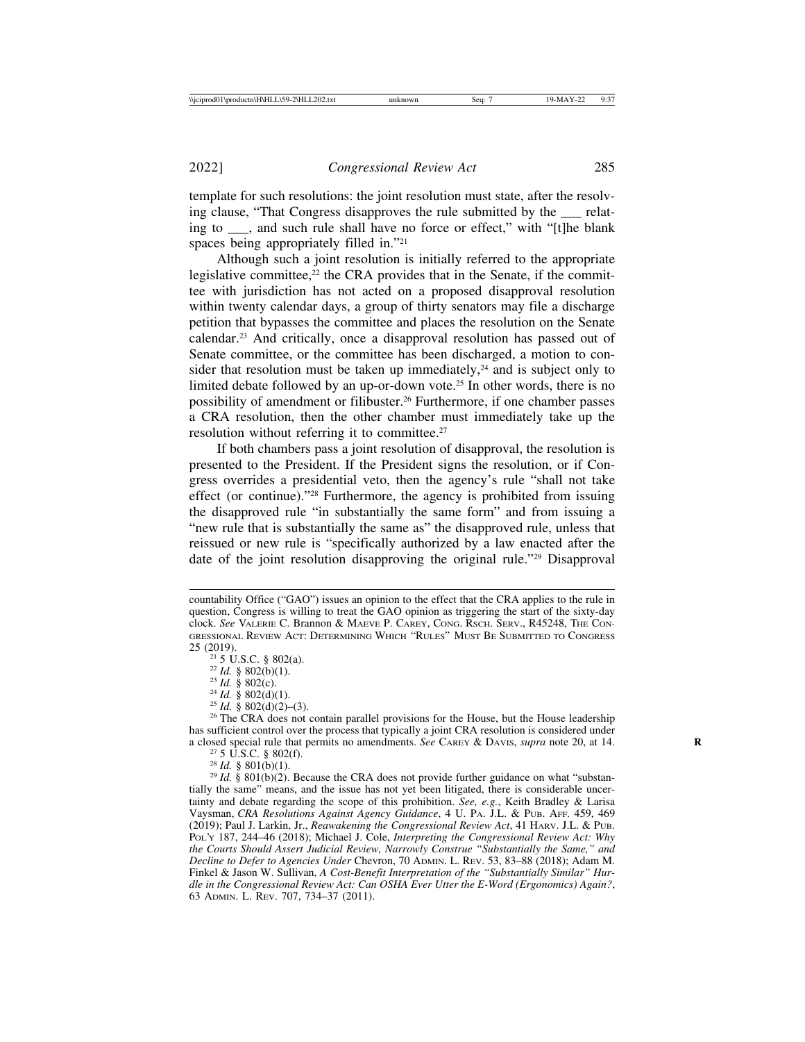template for such resolutions: the joint resolution must state, after the resolving clause, "That Congress disapproves the rule submitted by the ___ relating to ___, and such rule shall have no force or effect," with "[t]he blank spaces being appropriately filled in."[21]

Although such a joint resolution is initially referred to the appropriate legislative committee,[22] the CRA provides that in the Senate, if the committee with jurisdiction has not acted on a proposed disapproval resolution within twenty calendar days, a group of thirty senators may file a discharge petition that bypasses the committee and places the resolution on the Senate calendar.[23] And critically, once a disapproval resolution has passed out of Senate committee, or the committee has been discharged, a motion to consider that resolution must be taken up immediately,[24] and is subject only to limited debate followed by an up-or-down vote.[25] In other words, there is no possibility of amendment or filibuster.[26] Furthermore, if one chamber passes a CRA resolution, then the other chamber must immediately take up the resolution without referring it to committee.[27]

If both chambers pass a joint resolution of disapproval, the resolution is presented to the President. If the President signs the resolution, or if Congress overrides a presidential veto, then the agency's rule "shall not take effect (or continue)."[28] Furthermore, the agency is prohibited from issuing the disapproved rule "in substantially the same form" and from issuing a "new rule that is substantially the same as" the disapproved rule, unless that reissued or new rule is "specifically authorized by a law enacted after the date of the joint resolution disapproving the original rule."[29] Disapproval

---

countability Office ("GAO") issues an opinion to the effect that the CRA applies to the rule in question, Congress is willing to treat the GAO opinion as triggering the start of the sixty-day clock. *See* VALERIE C. BRANNON & MAEVE P. CAREY, CONG. RSCH. SERV., R45248, THE CONGRESSIONAL REVIEW ACT: DETERMINING WHICH "RULES" MUST BE SUBMITTED TO CONGRESS 25 (2019).

[21] 5 U.S.C. § 802(a).

[22] *Id.* § 802(b)(1).

[23] *Id.* § 802(c).

[24] *Id.* § 802(d)(1).

[25] *Id.* § 802(d)(2)–(3).

[26] The CRA does not contain parallel provisions for the House, but the House leadership has sufficient control over the process that typically a joint CRA resolution is considered under a closed special rule that permits no amendments. *See* CAREY & DAVIS, *supra* note 20, at 14.

[27] 5 U.S.C. § 802(f).

[28] *Id.* § 801(b)(1).

[29] *Id.* § 801(b)(2). Because the CRA does not provide further guidance on what "substantially the same" means, and the issue has not yet been litigated, there is considerable uncertainty and debate regarding the scope of this prohibition. *See, e.g.*, Keith Bradley & Larisa Vaysman, *CRA Resolutions Against Agency Guidance*, 4 U. PA. J.L. & PUB. AFF. 459, 469 (2019); Paul J. Larkin, Jr., *Reawakening the Congressional Review Act*, 41 HARV. J.L. & PUB. POL'Y 187, 244–46 (2018); Michael J. Cole, *Interpreting the Congressional Review Act: Why the Courts Should Assert Judicial Review, Narrowly Construe "Substantially the Same," and Decline to Defer to Agencies Under* Chevron, 70 ADMIN. L. REV. 53, 83–88 (2018); Adam M. Finkel & Jason W. Sullivan, *A Cost-Benefit Interpretation of the "Substantially Similar" Hurdle in the Congressional Review Act: Can OSHA Ever Utter the E-Word (Ergonomics) Again?*, 63 ADMIN. L. REV. 707, 734–37 (2011).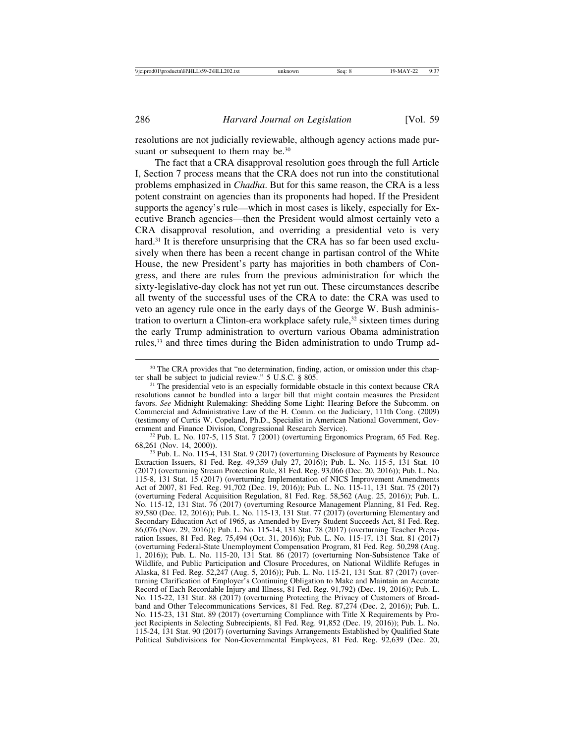resolutions are not judicially reviewable, although agency actions made pursuant or subsequent to them may be.[30]

The fact that a CRA disapproval resolution goes through the full Article I, Section 7 process means that the CRA does not run into the constitutional problems emphasized in *Chadha*. But for this same reason, the CRA is a less potent constraint on agencies than its proponents had hoped. If the President supports the agency's rule—which in most cases is likely, especially for Executive Branch agencies—then the President would almost certainly veto a CRA disapproval resolution, and overriding a presidential veto is very hard.[31] It is therefore unsurprising that the CRA has so far been used exclusively when there has been a recent change in partisan control of the White House, the new President's party has majorities in both chambers of Congress, and there are rules from the previous administration for which the sixty-legislative-day clock has not yet run out. These circumstances describe all twenty of the successful uses of the CRA to date: the CRA was used to veto an agency rule once in the early days of the George W. Bush administration to overturn a Clinton-era workplace safety rule,[32] sixteen times during the early Trump administration to overturn various Obama administration rules,[33] and three times during the Biden administration to undo Trump ad-

---

[30] The CRA provides that "no determination, finding, action, or omission under this chapter shall be subject to judicial review." 5 U.S.C. § 805.

[31] The presidential veto is an especially formidable obstacle in this context because CRA resolutions cannot be bundled into a larger bill that might contain measures the President favors. *See* Midnight Rulemaking: Shedding Some Light: Hearing Before the Subcomm. on Commercial and Administrative Law of the H. Comm. on the Judiciary, 111th Cong. (2009) (testimony of Curtis W. Copeland, Ph.D., Specialist in American National Government, Government and Finance Division, Congressional Research Service).

[32] Pub. L. No. 107-5, 115 Stat. 7 (2001) (overturning Ergonomics Program, 65 Fed. Reg. 68,261 (Nov. 14, 2000)).

[33] Pub. L. No. 115-4, 131 Stat. 9 (2017) (overturning Disclosure of Payments by Resource Extraction Issuers, 81 Fed. Reg. 49,359 (July 27, 2016)); Pub. L. No. 115-5, 131 Stat. 10 (2017) (overturning Stream Protection Rule, 81 Fed. Reg. 93,066 (Dec. 20, 2016)); Pub. L. No. 115-8, 131 Stat. 15 (2017) (overturning Implementation of NICS Improvement Amendments Act of 2007, 81 Fed. Reg. 91,702 (Dec. 19, 2016)); Pub. L. No. 115-11, 131 Stat. 75 (2017) (overturning Federal Acquisition Regulation, 81 Fed. Reg. 58,562 (Aug. 25, 2016)); Pub. L. No. 115-12, 131 Stat. 76 (2017) (overturning Resource Management Planning, 81 Fed. Reg. 89,580 (Dec. 12, 2016)); Pub. L. No. 115-13, 131 Stat. 77 (2017) (overturning Elementary and Secondary Education Act of 1965, as Amended by Every Student Succeeds Act, 81 Fed. Reg. 86,076 (Nov. 29, 2016)); Pub. L. No. 115-14, 131 Stat. 78 (2017) (overturning Teacher Preparation Issues, 81 Fed. Reg. 75,494 (Oct. 31, 2016)); Pub. L. No. 115-17, 131 Stat. 81 (2017) (overturning Federal-State Unemployment Compensation Program, 81 Fed. Reg. 50,298 (Aug. 1, 2016)); Pub. L. No. 115-20, 131 Stat. 86 (2017) (overturning Non-Subsistence Take of Wildlife, and Public Participation and Closure Procedures, on National Wildlife Refuges in Alaska, 81 Fed. Reg. 52,247 (Aug. 5, 2016)); Pub. L. No. 115-21, 131 Stat. 87 (2017) (overturning Clarification of Employer's Continuing Obligation to Make and Maintain an Accurate Record of Each Recordable Injury and Illness, 81 Fed. Reg. 91,792) (Dec. 19, 2016)); Pub. L. No. 115-22, 131 Stat. 88 (2017) (overturning Protecting the Privacy of Customers of Broadband and Other Telecommunications Services, 81 Fed. Reg. 87,274 (Dec. 2, 2016)); Pub. L. No. 115-23, 131 Stat. 89 (2017) (overturning Compliance with Title X Requirements by Project Recipients in Selecting Subrecipients, 81 Fed. Reg. 91,852 (Dec. 19, 2016)); Pub. L. No. 115-24, 131 Stat. 90 (2017) (overturning Savings Arrangements Established by Qualified State Political Subdivisions for Non-Governmental Employees, 81 Fed. Reg. 92,639 (Dec. 20,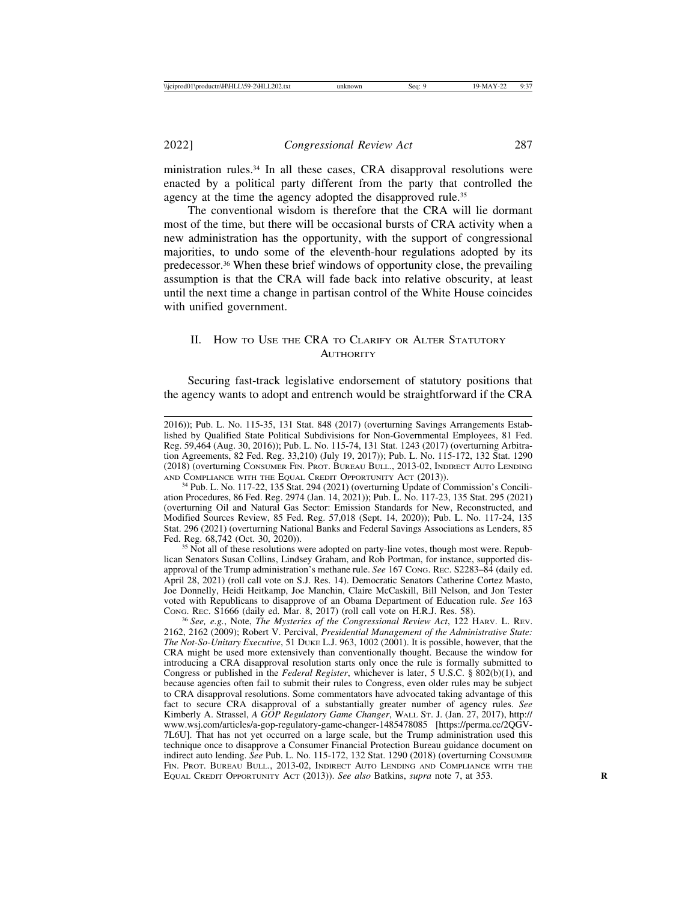ministration rules.[34] In all these cases, CRA disapproval resolutions were enacted by a political party different from the party that controlled the agency at the time the agency adopted the disapproved rule.[35]

The conventional wisdom is therefore that the CRA will lie dormant most of the time, but there will be occasional bursts of CRA activity when a new administration has the opportunity, with the support of congressional majorities, to undo some of the eleventh-hour regulations adopted by its predecessor.[36] When these brief windows of opportunity close, the prevailing assumption is that the CRA will fade back into relative obscurity, at least until the next time a change in partisan control of the White House coincides with unified government.

## II. How to Use the CRA to Clarify or Alter Statutory Authority

Securing fast-track legislative endorsement of statutory positions that the agency wants to adopt and entrench would be straightforward if the CRA

---

2016)); Pub. L. No. 115-35, 131 Stat. 848 (2017) (overturning Savings Arrangements Established by Qualified State Political Subdivisions for Non-Governmental Employees, 81 Fed. Reg. 59,464 (Aug. 30, 2016)); Pub. L. No. 115-74, 131 Stat. 1243 (2017) (overturning Arbitration Agreements, 82 Fed. Reg. 33,210) (July 19, 2017)); Pub. L. No. 115-172, 132 Stat. 1290 (2018) (overturning Consumer Fin. Prot. Bureau Bull., 2013-02, Indirect Auto Lending and Compliance with the Equal Credit Opportunity Act (2013)).

[34] Pub. L. No. 117-22, 135 Stat. 294 (2021) (overturning Update of Commission's Conciliation Procedures, 86 Fed. Reg. 2974 (Jan. 14, 2021)); Pub. L. No. 117-23, 135 Stat. 295 (2021) (overturning Oil and Natural Gas Sector: Emission Standards for New, Reconstructed, and Modified Sources Review, 85 Fed. Reg. 57,018 (Sept. 14, 2020)); Pub. L. No. 117-24, 135 Stat. 296 (2021) (overturning National Banks and Federal Savings Associations as Lenders, 85 Fed. Reg. 68,742 (Oct. 30, 2020)).

[35] Not all of these resolutions were adopted on party-line votes, though most were. Republican Senators Susan Collins, Lindsey Graham, and Rob Portman, for instance, supported disapproval of the Trump administration's methane rule. *See* 167 Cong. Rec. S2283–84 (daily ed. April 28, 2021) (roll call vote on S.J. Res. 14). Democratic Senators Catherine Cortez Masto, Joe Donnelly, Heidi Heitkamp, Joe Manchin, Claire McCaskill, Bill Nelson, and Jon Tester voted with Republicans to disapprove of an Obama Department of Education rule. *See* 163 Cong. Rec. S1666 (daily ed. Mar. 8, 2017) (roll call vote on H.R.J. Res. 58).

[36] *See, e.g.*, Note, *The Mysteries of the Congressional Review Act*, 122 Harv. L. Rev. 2162, 2162 (2009); Robert V. Percival, *Presidential Management of the Administrative State: The Not-So-Unitary Executive*, 51 Duke L.J. 963, 1002 (2001). It is possible, however, that the CRA might be used more extensively than conventionally thought. Because the window for introducing a CRA disapproval resolution starts only once the rule is formally submitted to Congress or published in the *Federal Register*, whichever is later, 5 U.S.C. § 802(b)(1), and because agencies often fail to submit their rules to Congress, even older rules may be subject to CRA disapproval resolutions. Some commentators have advocated taking advantage of this fact to secure CRA disapproval of a substantially greater number of agency rules. *See* Kimberly A. Strassel, *A GOP Regulatory Game Changer*, Wall St. J. (Jan. 27, 2017), http://www.wsj.com/articles/a-gop-regulatory-game-changer-1485478085 [https://perma.cc/2QGV-7L6U]. That has not yet occurred on a large scale, but the Trump administration used this technique once to disapprove a Consumer Financial Protection Bureau guidance document on indirect auto lending. *See* Pub. L. No. 115-172, 132 Stat. 1290 (2018) (overturning Consumer Fin. Prot. Bureau Bull., 2013-02, Indirect Auto Lending and Compliance with the Equal Credit Opportunity Act (2013)). *See also* Batkins, *supra* note 7, at 353.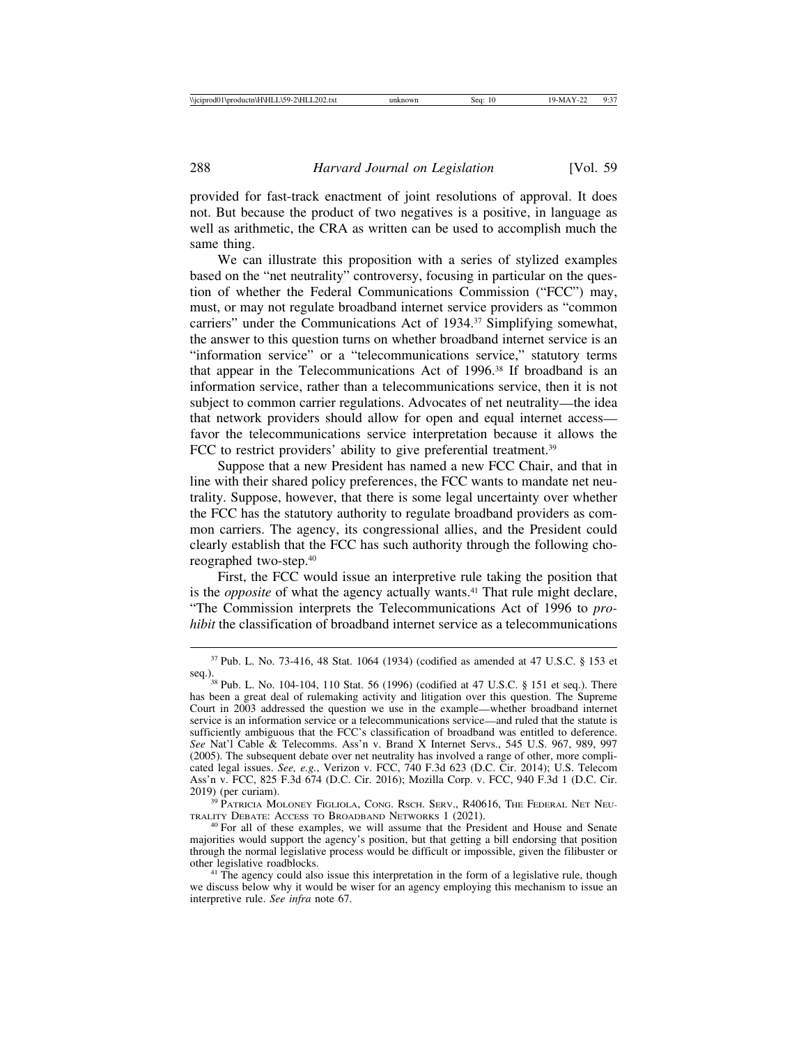provided for fast-track enactment of joint resolutions of approval. It does not. But because the product of two negatives is a positive, in language as well as arithmetic, the CRA as written can be used to accomplish much the same thing.

We can illustrate this proposition with a series of stylized examples based on the "net neutrality" controversy, focusing in particular on the question of whether the Federal Communications Commission ("FCC") may, must, or may not regulate broadband internet service providers as "common carriers" under the Communications Act of 1934.[37] Simplifying somewhat, the answer to this question turns on whether broadband internet service is an "information service" or a "telecommunications service," statutory terms that appear in the Telecommunications Act of 1996.[38] If broadband is an information service, rather than a telecommunications service, then it is not subject to common carrier regulations. Advocates of net neutrality—the idea that network providers should allow for open and equal internet access—favor the telecommunications service interpretation because it allows the FCC to restrict providers' ability to give preferential treatment.[39]

Suppose that a new President has named a new FCC Chair, and that in line with their shared policy preferences, the FCC wants to mandate net neutrality. Suppose, however, that there is some legal uncertainty over whether the FCC has the statutory authority to regulate broadband providers as common carriers. The agency, its congressional allies, and the President could clearly establish that the FCC has such authority through the following choreographed two-step.[40]

First, the FCC would issue an interpretive rule taking the position that is the *opposite* of what the agency actually wants.[41] That rule might declare, "The Commission interprets the Telecommunications Act of 1996 to *prohibit* the classification of broadband internet service as a telecommunications

---

[37] Pub. L. No. 73-416, 48 Stat. 1064 (1934) (codified as amended at 47 U.S.C. § 153 et seq.).

[38] Pub. L. No. 104-104, 110 Stat. 56 (1996) (codified at 47 U.S.C. § 151 et seq.). There has been a great deal of rulemaking activity and litigation over this question. The Supreme Court in 2003 addressed the question we use in the example—whether broadband internet service is an information service or a telecommunications service—and ruled that the statute is sufficiently ambiguous that the FCC's classification of broadband was entitled to deference. *See* Nat'l Cable & Telecomms. Ass'n v. Brand X Internet Servs., 545 U.S. 967, 989, 997 (2005). The subsequent debate over net neutrality has involved a range of other, more complicated legal issues. *See, e.g.*, Verizon v. FCC, 740 F.3d 623 (D.C. Cir. 2014); U.S. Telecom Ass'n v. FCC, 825 F.3d 674 (D.C. Cir. 2016); Mozilla Corp. v. FCC, 940 F.3d 1 (D.C. Cir. 2019) (per curiam).

[39] Patricia Moloney Figliola, Cong. Rsch. Serv., R40616, The Federal Net Neutrality Debate: Access to Broadband Networks 1 (2021).

[40] For all of these examples, we will assume that the President and House and Senate majorities would support the agency's position, but that getting a bill endorsing that position through the normal legislative process would be difficult or impossible, given the filibuster or other legislative roadblocks.

[41] The agency could also issue this interpretation in the form of a legislative rule, though we discuss below why it would be wiser for an agency employing this mechanism to issue an interpretive rule. *See infra* note 67.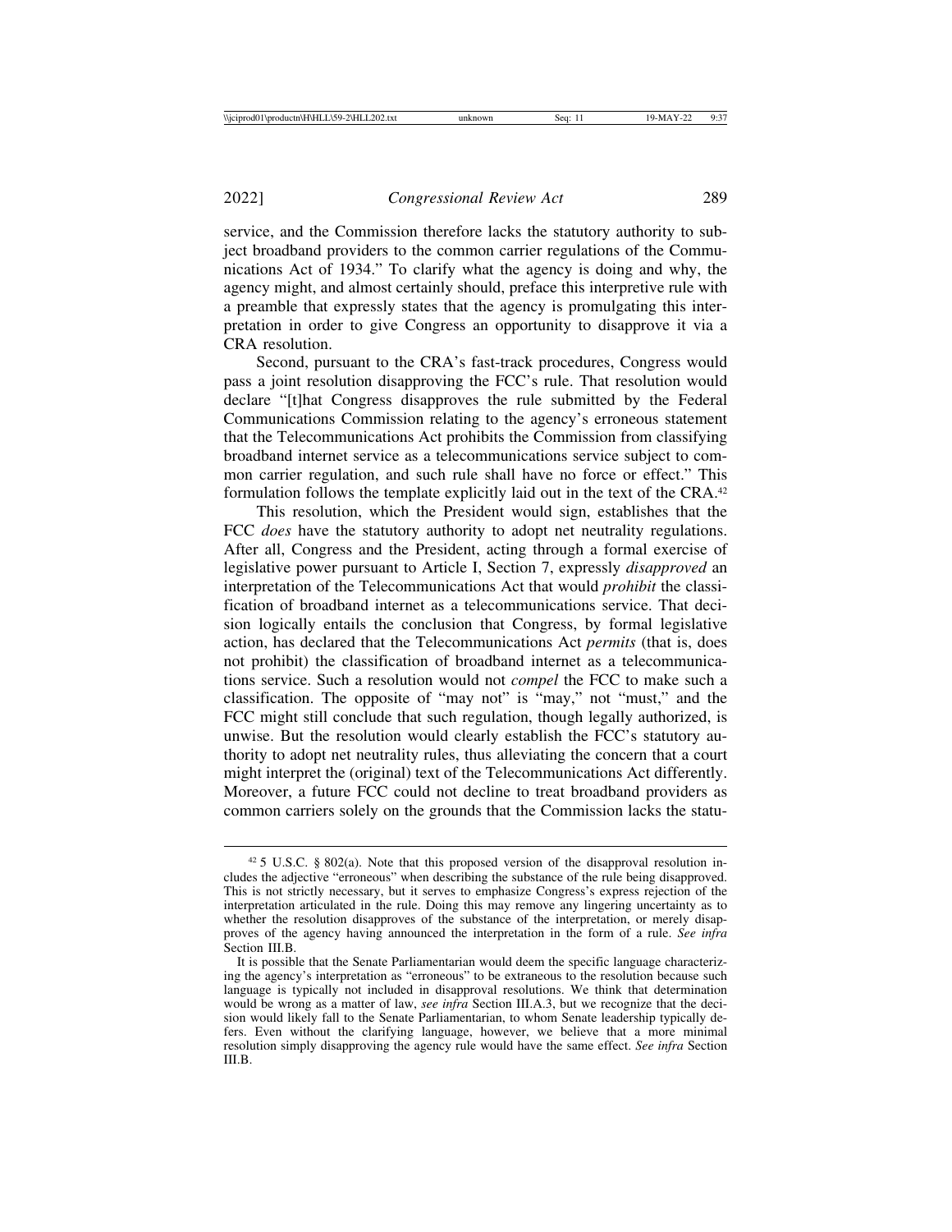service, and the Commission therefore lacks the statutory authority to subject broadband providers to the common carrier regulations of the Communications Act of 1934." To clarify what the agency is doing and why, the agency might, and almost certainly should, preface this interpretive rule with a preamble that expressly states that the agency is promulgating this interpretation in order to give Congress an opportunity to disapprove it via a CRA resolution.

Second, pursuant to the CRA's fast-track procedures, Congress would pass a joint resolution disapproving the FCC's rule. That resolution would declare "[t]hat Congress disapproves the rule submitted by the Federal Communications Commission relating to the agency's erroneous statement that the Telecommunications Act prohibits the Commission from classifying broadband internet service as a telecommunications service subject to common carrier regulation, and such rule shall have no force or effect." This formulation follows the template explicitly laid out in the text of the CRA.[42]

This resolution, which the President would sign, establishes that the FCC *does* have the statutory authority to adopt net neutrality regulations. After all, Congress and the President, acting through a formal exercise of legislative power pursuant to Article I, Section 7, expressly *disapproved* an interpretation of the Telecommunications Act that would *prohibit* the classification of broadband internet as a telecommunications service. That decision logically entails the conclusion that Congress, by formal legislative action, has declared that the Telecommunications Act *permits* (that is, does not prohibit) the classification of broadband internet as a telecommunications service. Such a resolution would not *compel* the FCC to make such a classification. The opposite of "may not" is "may," not "must," and the FCC might still conclude that such regulation, though legally authorized, is unwise. But the resolution would clearly establish the FCC's statutory authority to adopt net neutrality rules, thus alleviating the concern that a court might interpret the (original) text of the Telecommunications Act differently. Moreover, a future FCC could not decline to treat broadband providers as common carriers solely on the grounds that the Commission lacks the statu-

---

[42] 5 U.S.C. § 802(a). Note that this proposed version of the disapproval resolution includes the adjective "erroneous" when describing the substance of the rule being disapproved. This is not strictly necessary, but it serves to emphasize Congress's express rejection of the interpretation articulated in the rule. Doing this may remove any lingering uncertainty as to whether the resolution disapproves of the substance of the interpretation, or merely disapproves of the agency having announced the interpretation in the form of a rule. *See infra* Section III.B.

It is possible that the Senate Parliamentarian would deem the specific language characterizing the agency's interpretation as "erroneous" to be extraneous to the resolution because such language is typically not included in disapproval resolutions. We think that determination would be wrong as a matter of law, *see infra* Section III.A.3, but we recognize that the decision would likely fall to the Senate Parliamentarian, to whom Senate leadership typically defers. Even without the clarifying language, however, we believe that a more minimal resolution simply disapproving the agency rule would have the same effect. *See infra* Section III.B.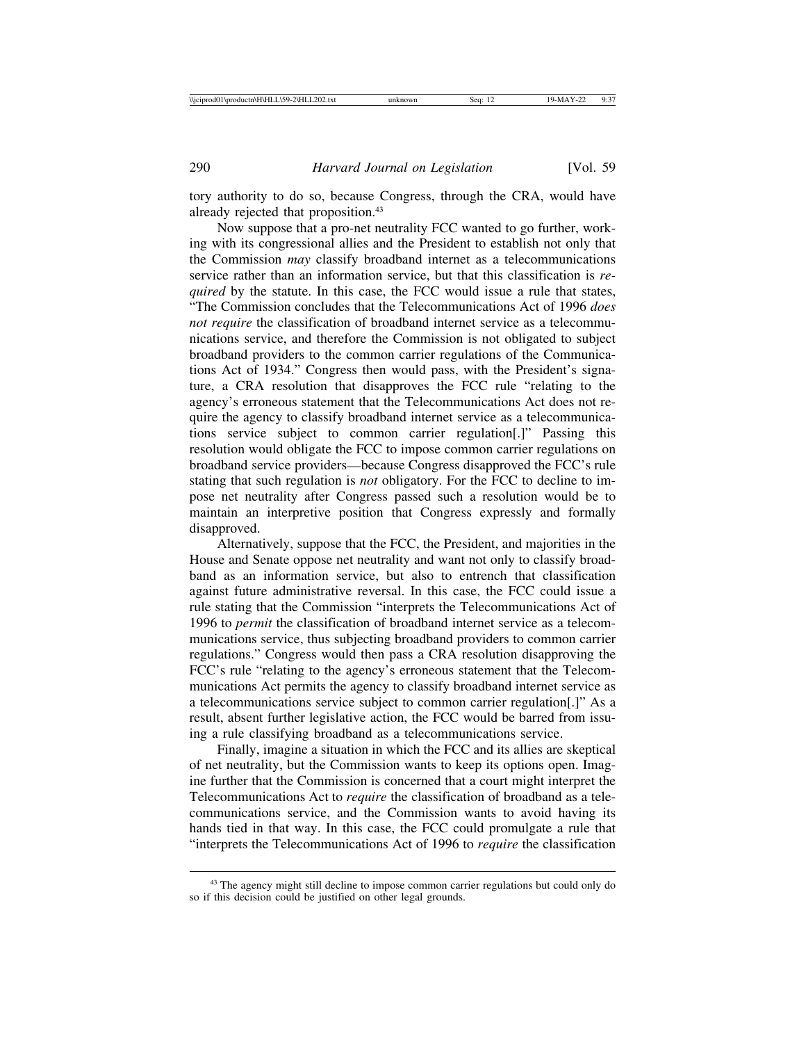tory authority to do so, because Congress, through the CRA, would have already rejected that proposition.[43]

Now suppose that a pro-net neutrality FCC wanted to go further, working with its congressional allies and the President to establish not only that the Commission *may* classify broadband internet as a telecommunications service rather than an information service, but that this classification is *required* by the statute. In this case, the FCC would issue a rule that states, "The Commission concludes that the Telecommunications Act of 1996 *does not require* the classification of broadband internet service as a telecommunications service, and therefore the Commission is not obligated to subject broadband providers to the common carrier regulations of the Communications Act of 1934." Congress then would pass, with the President's signature, a CRA resolution that disapproves the FCC rule "relating to the agency's erroneous statement that the Telecommunications Act does not require the agency to classify broadband internet service as a telecommunications service subject to common carrier regulation[.]" Passing this resolution would obligate the FCC to impose common carrier regulations on broadband service providers—because Congress disapproved the FCC's rule stating that such regulation is *not* obligatory. For the FCC to decline to impose net neutrality after Congress passed such a resolution would be to maintain an interpretive position that Congress expressly and formally disapproved.

Alternatively, suppose that the FCC, the President, and majorities in the House and Senate oppose net neutrality and want not only to classify broadband as an information service, but also to entrench that classification against future administrative reversal. In this case, the FCC could issue a rule stating that the Commission "interprets the Telecommunications Act of 1996 to *permit* the classification of broadband internet service as a telecommunications service, thus subjecting broadband providers to common carrier regulations." Congress would then pass a CRA resolution disapproving the FCC's rule "relating to the agency's erroneous statement that the Telecommunications Act permits the agency to classify broadband internet service as a telecommunications service subject to common carrier regulation[.]" As a result, absent further legislative action, the FCC would be barred from issuing a rule classifying broadband as a telecommunications service.

Finally, imagine a situation in which the FCC and its allies are skeptical of net neutrality, but the Commission wants to keep its options open. Imagine further that the Commission is concerned that a court might interpret the Telecommunications Act to *require* the classification of broadband as a telecommunications service, and the Commission wants to avoid having its hands tied in that way. In this case, the FCC could promulgate a rule that "interprets the Telecommunications Act of 1996 to *require* the classification

[43] The agency might still decline to impose common carrier regulations but could only do so if this decision could be justified on other legal grounds.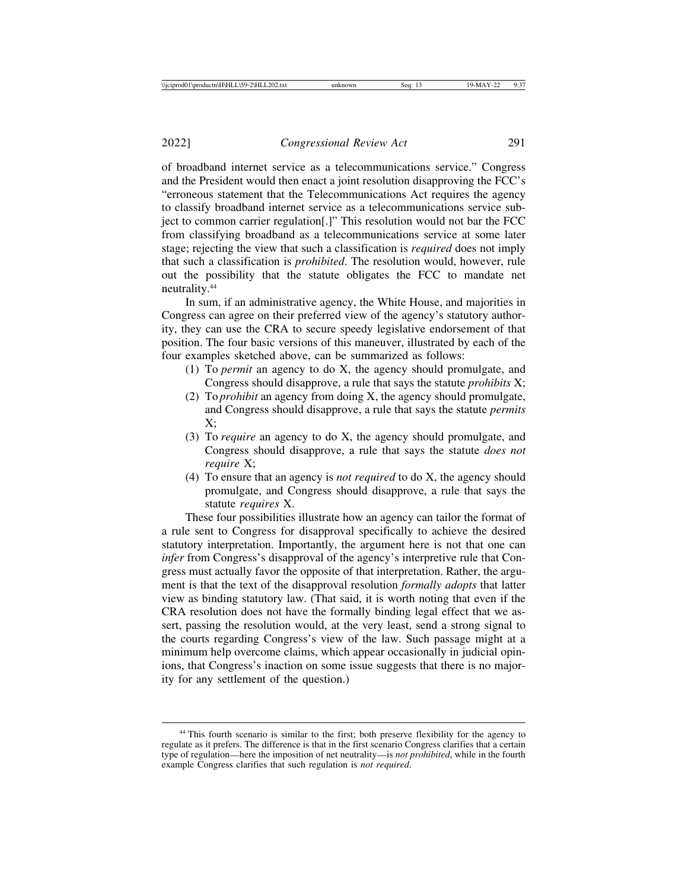of broadband internet service as a telecommunications service." Congress and the President would then enact a joint resolution disapproving the FCC's "erroneous statement that the Telecommunications Act requires the agency to classify broadband internet service as a telecommunications service subject to common carrier regulation[.]" This resolution would not bar the FCC from classifying broadband as a telecommunications service at some later stage; rejecting the view that such a classification is *required* does not imply that such a classification is *prohibited*. The resolution would, however, rule out the possibility that the statute obligates the FCC to mandate net neutrality.[44]

In sum, if an administrative agency, the White House, and majorities in Congress can agree on their preferred view of the agency's statutory authority, they can use the CRA to secure speedy legislative endorsement of that position. The four basic versions of this maneuver, illustrated by each of the four examples sketched above, can be summarized as follows:

(1) To *permit* an agency to do X, the agency should promulgate, and Congress should disapprove, a rule that says the statute *prohibits* X;
(2) To *prohibit* an agency from doing X, the agency should promulgate, and Congress should disapprove, a rule that says the statute *permits* X;
(3) To *require* an agency to do X, the agency should promulgate, and Congress should disapprove, a rule that says the statute *does not require* X;
(4) To ensure that an agency is *not required* to do X, the agency should promulgate, and Congress should disapprove, a rule that says the statute *requires* X.

These four possibilities illustrate how an agency can tailor the format of a rule sent to Congress for disapproval specifically to achieve the desired statutory interpretation. Importantly, the argument here is not that one can *infer* from Congress's disapproval of the agency's interpretive rule that Congress must actually favor the opposite of that interpretation. Rather, the argument is that the text of the disapproval resolution *formally adopts* that latter view as binding statutory law. (That said, it is worth noting that even if the CRA resolution does not have the formally binding legal effect that we assert, passing the resolution would, at the very least, send a strong signal to the courts regarding Congress's view of the law. Such passage might at a minimum help overcome claims, which appear occasionally in judicial opinions, that Congress's inaction on some issue suggests that there is no majority for any settlement of the question.)

[44] This fourth scenario is similar to the first; both preserve flexibility for the agency to regulate as it prefers. The difference is that in the first scenario Congress clarifies that a certain type of regulation—here the imposition of net neutrality—is *not prohibited*, while in the fourth example Congress clarifies that such regulation is *not required*.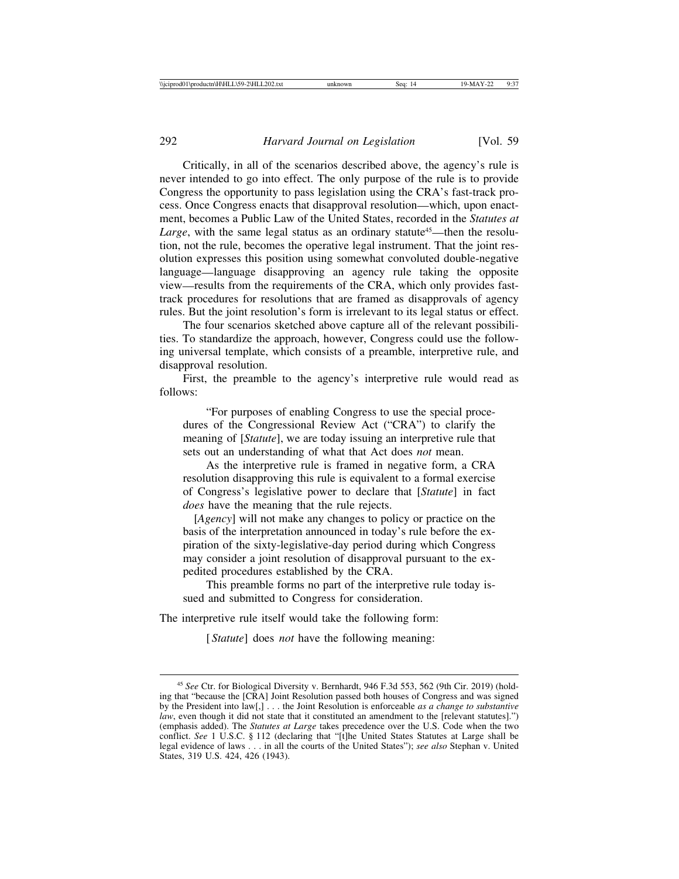Critically, in all of the scenarios described above, the agency's rule is never intended to go into effect. The only purpose of the rule is to provide Congress the opportunity to pass legislation using the CRA's fast-track process. Once Congress enacts that disapproval resolution—which, upon enactment, becomes a Public Law of the United States, recorded in the *Statutes at Large*, with the same legal status as an ordinary statute[45]—then the resolution, not the rule, becomes the operative legal instrument. That the joint resolution expresses this position using somewhat convoluted double-negative language—language disapproving an agency rule taking the opposite view—results from the requirements of the CRA, which only provides fast-track procedures for resolutions that are framed as disapprovals of agency rules. But the joint resolution's form is irrelevant to its legal status or effect.

The four scenarios sketched above capture all of the relevant possibilities. To standardize the approach, however, Congress could use the following universal template, which consists of a preamble, interpretive rule, and disapproval resolution.

First, the preamble to the agency's interpretive rule would read as follows:

> "For purposes of enabling Congress to use the special procedures of the Congressional Review Act ("CRA") to clarify the meaning of [*Statute*], we are today issuing an interpretive rule that sets out an understanding of what that Act does *not* mean.
>
> As the interpretive rule is framed in negative form, a CRA resolution disapproving this rule is equivalent to a formal exercise of Congress's legislative power to declare that [*Statute*] in fact *does* have the meaning that the rule rejects.
>
> [*Agency*] will not make any changes to policy or practice on the basis of the interpretation announced in today's rule before the expiration of the sixty-legislative-day period during which Congress may consider a joint resolution of disapproval pursuant to the expedited procedures established by the CRA.
>
> This preamble forms no part of the interpretive rule today issued and submitted to Congress for consideration.

The interpretive rule itself would take the following form:

> [*Statute*] does *not* have the following meaning:

---

[45] *See* Ctr. for Biological Diversity v. Bernhardt, 946 F.3d 553, 562 (9th Cir. 2019) (holding that "because the [CRA] Joint Resolution passed both houses of Congress and was signed by the President into law[,] . . . the Joint Resolution is enforceable *as a change to substantive law*, even though it did not state that it constituted an amendment to the [relevant statutes].") (emphasis added). The *Statutes at Large* takes precedence over the U.S. Code when the two conflict. *See* 1 U.S.C. § 112 (declaring that "[t]he United States Statutes at Large shall be legal evidence of laws . . . in all the courts of the United States"); *see also* Stephan v. United States, 319 U.S. 424, 426 (1943).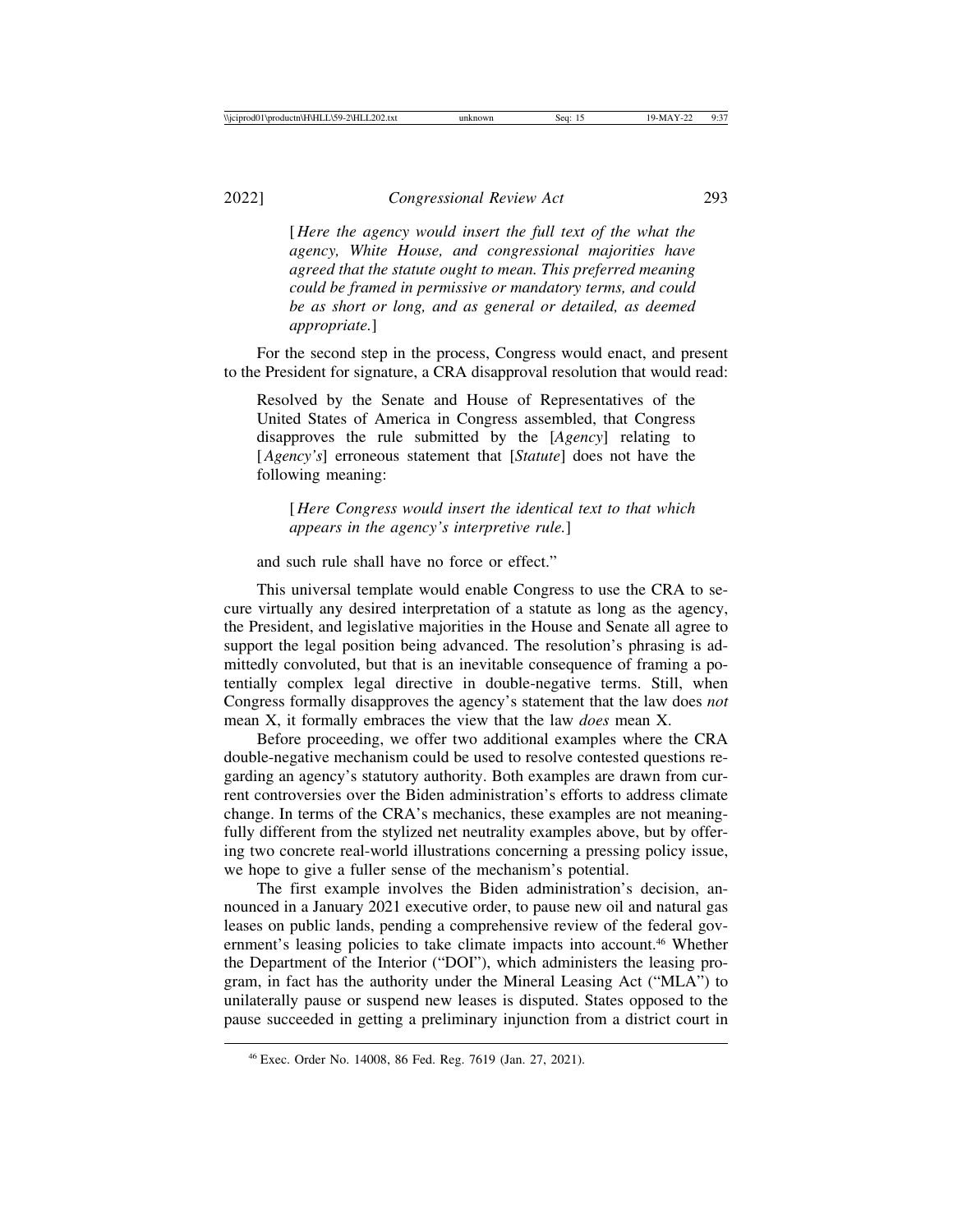[*Here the agency would insert the full text of the what the agency, White House, and congressional majorities have agreed that the statute ought to mean. This preferred meaning could be framed in permissive or mandatory terms, and could be as short or long, and as general or detailed, as deemed appropriate.*]

For the second step in the process, Congress would enact, and present to the President for signature, a CRA disapproval resolution that would read:

> Resolved by the Senate and House of Representatives of the United States of America in Congress assembled, that Congress disapproves the rule submitted by the [*Agency*] relating to [*Agency's*] erroneous statement that [*Statute*] does not have the following meaning:
>
> > [*Here Congress would insert the identical text to that which appears in the agency's interpretive rule.*]
>
> and such rule shall have no force or effect."

This universal template would enable Congress to use the CRA to secure virtually any desired interpretation of a statute as long as the agency, the President, and legislative majorities in the House and Senate all agree to support the legal position being advanced. The resolution's phrasing is admittedly convoluted, but that is an inevitable consequence of framing a potentially complex legal directive in double-negative terms. Still, when Congress formally disapproves the agency's statement that the law does *not* mean X, it formally embraces the view that the law *does* mean X.

Before proceeding, we offer two additional examples where the CRA double-negative mechanism could be used to resolve contested questions regarding an agency's statutory authority. Both examples are drawn from current controversies over the Biden administration's efforts to address climate change. In terms of the CRA's mechanics, these examples are not meaningfully different from the stylized net neutrality examples above, but by offering two concrete real-world illustrations concerning a pressing policy issue, we hope to give a fuller sense of the mechanism's potential.

The first example involves the Biden administration's decision, announced in a January 2021 executive order, to pause new oil and natural gas leases on public lands, pending a comprehensive review of the federal government's leasing policies to take climate impacts into account.[46] Whether the Department of the Interior ("DOI"), which administers the leasing program, in fact has the authority under the Mineral Leasing Act ("MLA") to unilaterally pause or suspend new leases is disputed. States opposed to the pause succeeded in getting a preliminary injunction from a district court in

[46] Exec. Order No. 14008, 86 Fed. Reg. 7619 (Jan. 27, 2021).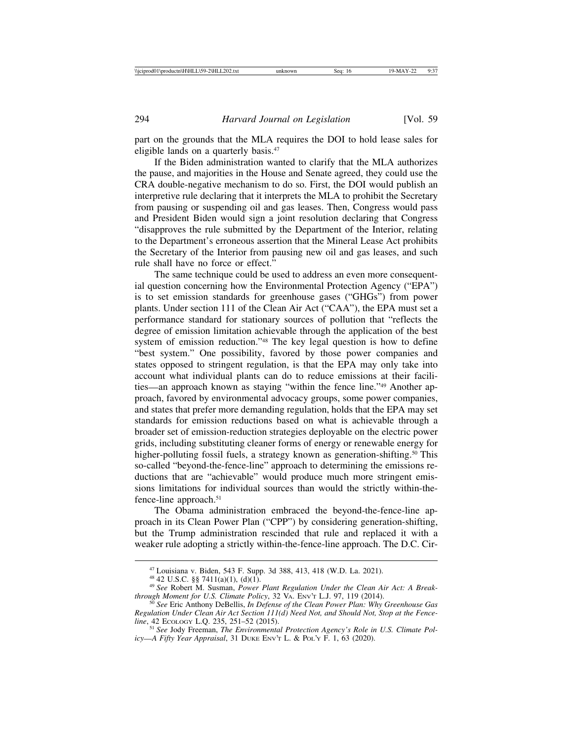part on the grounds that the MLA requires the DOI to hold lease sales for eligible lands on a quarterly basis.[47]

If the Biden administration wanted to clarify that the MLA authorizes the pause, and majorities in the House and Senate agreed, they could use the CRA double-negative mechanism to do so. First, the DOI would publish an interpretive rule declaring that it interprets the MLA to prohibit the Secretary from pausing or suspending oil and gas leases. Then, Congress would pass and President Biden would sign a joint resolution declaring that Congress "disapproves the rule submitted by the Department of the Interior, relating to the Department's erroneous assertion that the Mineral Lease Act prohibits the Secretary of the Interior from pausing new oil and gas leases, and such rule shall have no force or effect."

The same technique could be used to address an even more consequential question concerning how the Environmental Protection Agency ("EPA") is to set emission standards for greenhouse gases ("GHGs") from power plants. Under section 111 of the Clean Air Act ("CAA"), the EPA must set a performance standard for stationary sources of pollution that "reflects the degree of emission limitation achievable through the application of the best system of emission reduction."[48] The key legal question is how to define "best system." One possibility, favored by those power companies and states opposed to stringent regulation, is that the EPA may only take into account what individual plants can do to reduce emissions at their facilities—an approach known as staying "within the fence line."[49] Another approach, favored by environmental advocacy groups, some power companies, and states that prefer more demanding regulation, holds that the EPA may set standards for emission reductions based on what is achievable through a broader set of emission-reduction strategies deployable on the electric power grids, including substituting cleaner forms of energy or renewable energy for higher-polluting fossil fuels, a strategy known as generation-shifting.[50] This so-called "beyond-the-fence-line" approach to determining the emissions reductions that are "achievable" would produce much more stringent emissions limitations for individual sources than would the strictly within-the-fence-line approach.[51]

The Obama administration embraced the beyond-the-fence-line approach in its Clean Power Plan ("CPP") by considering generation-shifting, but the Trump administration rescinded that rule and replaced it with a weaker rule adopting a strictly within-the-fence-line approach. The D.C. Cir-

---

[47] Louisiana v. Biden, 543 F. Supp. 3d 388, 413, 418 (W.D. La. 2021).

[48] 42 U.S.C. §§ 7411(a)(1), (d)(1).

[49] *See* Robert M. Susman, *Power Plant Regulation Under the Clean Air Act: A Breakthrough Moment for U.S. Climate Policy*, 32 VA. ENV'T L.J. 97, 119 (2014).

[50] *See* Eric Anthony DeBellis, *In Defense of the Clean Power Plan: Why Greenhouse Gas Regulation Under Clean Air Act Section 111(d) Need Not, and Should Not, Stop at the Fence-line*, 42 ECOLOGY L.Q. 235, 251–52 (2015).

[51] *See* Jody Freeman, *The Environmental Protection Agency's Role in U.S. Climate Policy—A Fifty Year Appraisal*, 31 DUKE ENV'T L. & POL'Y F. 1, 63 (2020).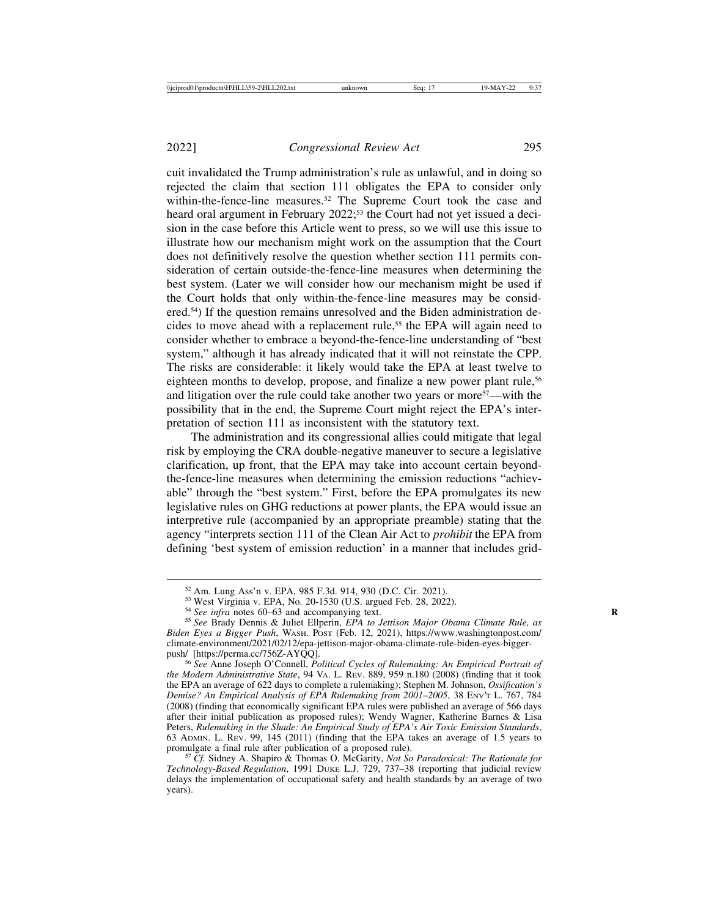cuit invalidated the Trump administration's rule as unlawful, and in doing so rejected the claim that section 111 obligates the EPA to consider only within-the-fence-line measures.[52] The Supreme Court took the case and heard oral argument in February 2022;[53] the Court had not yet issued a decision in the case before this Article went to press, so we will use this issue to illustrate how our mechanism might work on the assumption that the Court does not definitively resolve the question whether section 111 permits consideration of certain outside-the-fence-line measures when determining the best system. (Later we will consider how our mechanism might be used if the Court holds that only within-the-fence-line measures may be considered.[54]) If the question remains unresolved and the Biden administration decides to move ahead with a replacement rule,[55] the EPA will again need to consider whether to embrace a beyond-the-fence-line understanding of "best system," although it has already indicated that it will not reinstate the CPP. The risks are considerable: it likely would take the EPA at least twelve to eighteen months to develop, propose, and finalize a new power plant rule,[56] and litigation over the rule could take another two years or more[57]—with the possibility that in the end, the Supreme Court might reject the EPA's interpretation of section 111 as inconsistent with the statutory text.

The administration and its congressional allies could mitigate that legal risk by employing the CRA double-negative maneuver to secure a legislative clarification, up front, that the EPA may take into account certain beyond-the-fence-line measures when determining the emission reductions "achievable" through the "best system." First, before the EPA promulgates its new legislative rules on GHG reductions at power plants, the EPA would issue an interpretive rule (accompanied by an appropriate preamble) stating that the agency "interprets section 111 of the Clean Air Act to *prohibit* the EPA from defining 'best system of emission reduction' in a manner that includes grid-

---

[52] Am. Lung Ass'n v. EPA, 985 F.3d. 914, 930 (D.C. Cir. 2021).

[53] West Virginia v. EPA, No. 20-1530 (U.S. argued Feb. 28, 2022).

[54] *See infra* notes 60–63 and accompanying text.

[55] *See* Brady Dennis & Juliet Ellperin, *EPA to Jettison Major Obama Climate Rule, as Biden Eyes a Bigger Push*, Wash. Post (Feb. 12, 2021), https://www.washingtonpost.com/climate-environment/2021/02/12/epa-jettison-major-obama-climate-rule-biden-eyes-bigger-push/ [https://perma.cc/756Z-AYQQ].

[56] *See* Anne Joseph O'Connell, *Political Cycles of Rulemaking: An Empirical Portrait of the Modern Administrative State*, 94 Va. L. Rev. 889, 959 n.180 (2008) (finding that it took the EPA an average of 622 days to complete a rulemaking); Stephen M. Johnson, *Ossification's Demise? An Empirical Analysis of EPA Rulemaking from 2001–2005*, 38 Env't L. 767, 784 (2008) (finding that economically significant EPA rules were published an average of 566 days after their initial publication as proposed rules); Wendy Wagner, Katherine Barnes & Lisa Peters, *Rulemaking in the Shade: An Empirical Study of EPA's Air Toxic Emission Standards*, 63 Admin. L. Rev. 99, 145 (2011) (finding that the EPA takes an average of 1.5 years to promulgate a final rule after publication of a proposed rule).

[57] *Cf.* Sidney A. Shapiro & Thomas O. McGarity, *Not So Paradoxical: The Rationale for Technology-Based Regulation*, 1991 Duke L.J. 729, 737–38 (reporting that judicial review delays the implementation of occupational safety and health standards by an average of two years).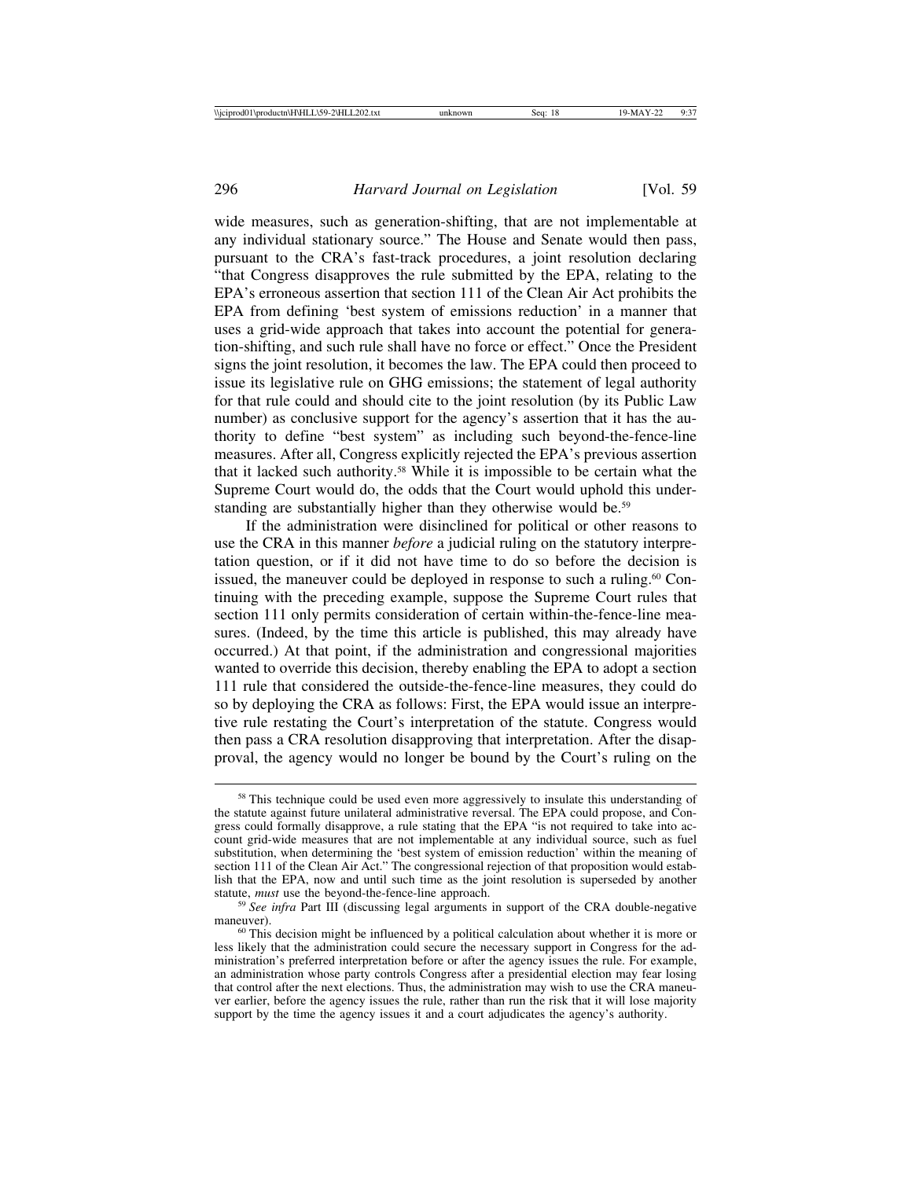wide measures, such as generation-shifting, that are not implementable at any individual stationary source." The House and Senate would then pass, pursuant to the CRA's fast-track procedures, a joint resolution declaring "that Congress disapproves the rule submitted by the EPA, relating to the EPA's erroneous assertion that section 111 of the Clean Air Act prohibits the EPA from defining 'best system of emissions reduction' in a manner that uses a grid-wide approach that takes into account the potential for generation-shifting, and such rule shall have no force or effect." Once the President signs the joint resolution, it becomes the law. The EPA could then proceed to issue its legislative rule on GHG emissions; the statement of legal authority for that rule could and should cite to the joint resolution (by its Public Law number) as conclusive support for the agency's assertion that it has the authority to define "best system" as including such beyond-the-fence-line measures. After all, Congress explicitly rejected the EPA's previous assertion that it lacked such authority.[58] While it is impossible to be certain what the Supreme Court would do, the odds that the Court would uphold this understanding are substantially higher than they otherwise would be.[59]

If the administration were disinclined for political or other reasons to use the CRA in this manner *before* a judicial ruling on the statutory interpretation question, or if it did not have time to do so before the decision is issued, the maneuver could be deployed in response to such a ruling.[60] Continuing with the preceding example, suppose the Supreme Court rules that section 111 only permits consideration of certain within-the-fence-line measures. (Indeed, by the time this article is published, this may already have occurred.) At that point, if the administration and congressional majorities wanted to override this decision, thereby enabling the EPA to adopt a section 111 rule that considered the outside-the-fence-line measures, they could do so by deploying the CRA as follows: First, the EPA would issue an interpretive rule restating the Court's interpretation of the statute. Congress would then pass a CRA resolution disapproving that interpretation. After the disapproval, the agency would no longer be bound by the Court's ruling on the

---

[58] This technique could be used even more aggressively to insulate this understanding of the statute against future unilateral administrative reversal. The EPA could propose, and Congress could formally disapprove, a rule stating that the EPA "is not required to take into account grid-wide measures that are not implementable at any individual source, such as fuel substitution, when determining the 'best system of emission reduction' within the meaning of section 111 of the Clean Air Act." The congressional rejection of that proposition would establish that the EPA, now and until such time as the joint resolution is superseded by another statute, *must* use the beyond-the-fence-line approach.

[59] *See infra* Part III (discussing legal arguments in support of the CRA double-negative maneuver).

[60] This decision might be influenced by a political calculation about whether it is more or less likely that the administration could secure the necessary support in Congress for the administration's preferred interpretation before or after the agency issues the rule. For example, an administration whose party controls Congress after a presidential election may fear losing that control after the next elections. Thus, the administration may wish to use the CRA maneuver earlier, before the agency issues the rule, rather than run the risk that it will lose majority support by the time the agency issues it and a court adjudicates the agency's authority.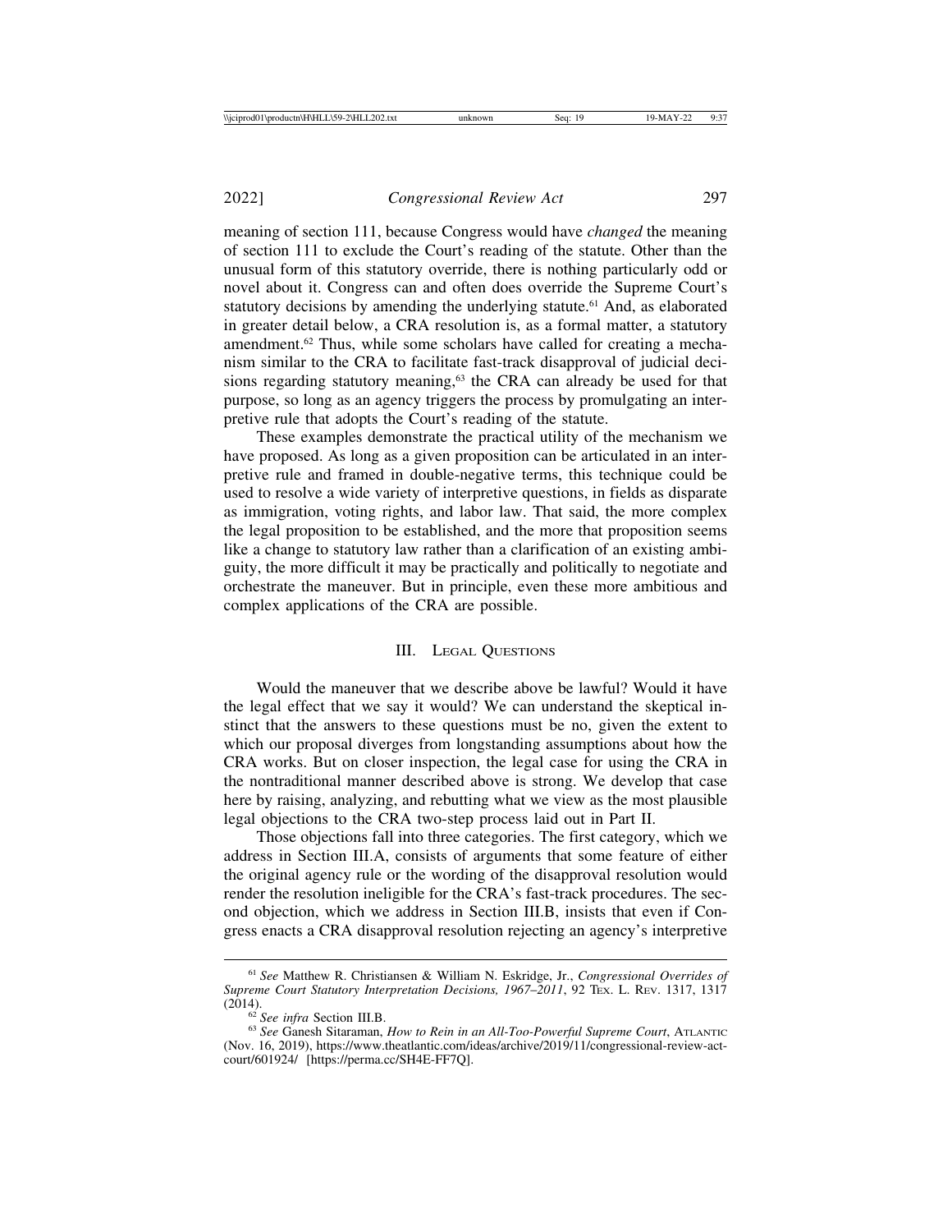meaning of section 111, because Congress would have *changed* the meaning of section 111 to exclude the Court's reading of the statute. Other than the unusual form of this statutory override, there is nothing particularly odd or novel about it. Congress can and often does override the Supreme Court's statutory decisions by amending the underlying statute.[61] And, as elaborated in greater detail below, a CRA resolution is, as a formal matter, a statutory amendment.[62] Thus, while some scholars have called for creating a mechanism similar to the CRA to facilitate fast-track disapproval of judicial decisions regarding statutory meaning,[63] the CRA can already be used for that purpose, so long as an agency triggers the process by promulgating an interpretive rule that adopts the Court's reading of the statute.

These examples demonstrate the practical utility of the mechanism we have proposed. As long as a given proposition can be articulated in an interpretive rule and framed in double-negative terms, this technique could be used to resolve a wide variety of interpretive questions, in fields as disparate as immigration, voting rights, and labor law. That said, the more complex the legal proposition to be established, and the more that proposition seems like a change to statutory law rather than a clarification of an existing ambiguity, the more difficult it may be practically and politically to negotiate and orchestrate the maneuver. But in principle, even these more ambitious and complex applications of the CRA are possible.

## III. Legal Questions

Would the maneuver that we describe above be lawful? Would it have the legal effect that we say it would? We can understand the skeptical instinct that the answers to these questions must be no, given the extent to which our proposal diverges from longstanding assumptions about how the CRA works. But on closer inspection, the legal case for using the CRA in the nontraditional manner described above is strong. We develop that case here by raising, analyzing, and rebutting what we view as the most plausible legal objections to the CRA two-step process laid out in Part II.

Those objections fall into three categories. The first category, which we address in Section III.A, consists of arguments that some feature of either the original agency rule or the wording of the disapproval resolution would render the resolution ineligible for the CRA's fast-track procedures. The second objection, which we address in Section III.B, insists that even if Congress enacts a CRA disapproval resolution rejecting an agency's interpretive

---

[61] *See* Matthew R. Christiansen & William N. Eskridge, Jr., *Congressional Overrides of Supreme Court Statutory Interpretation Decisions, 1967–2011*, 92 Tex. L. Rev. 1317, 1317 (2014).

[62] *See infra* Section III.B.

[63] *See* Ganesh Sitaraman, *How to Rein in an All-Too-Powerful Supreme Court*, Atlantic (Nov. 16, 2019), https://www.theatlantic.com/ideas/archive/2019/11/congressional-review-act-court/601924/ [https://perma.cc/SH4E-FF7Q].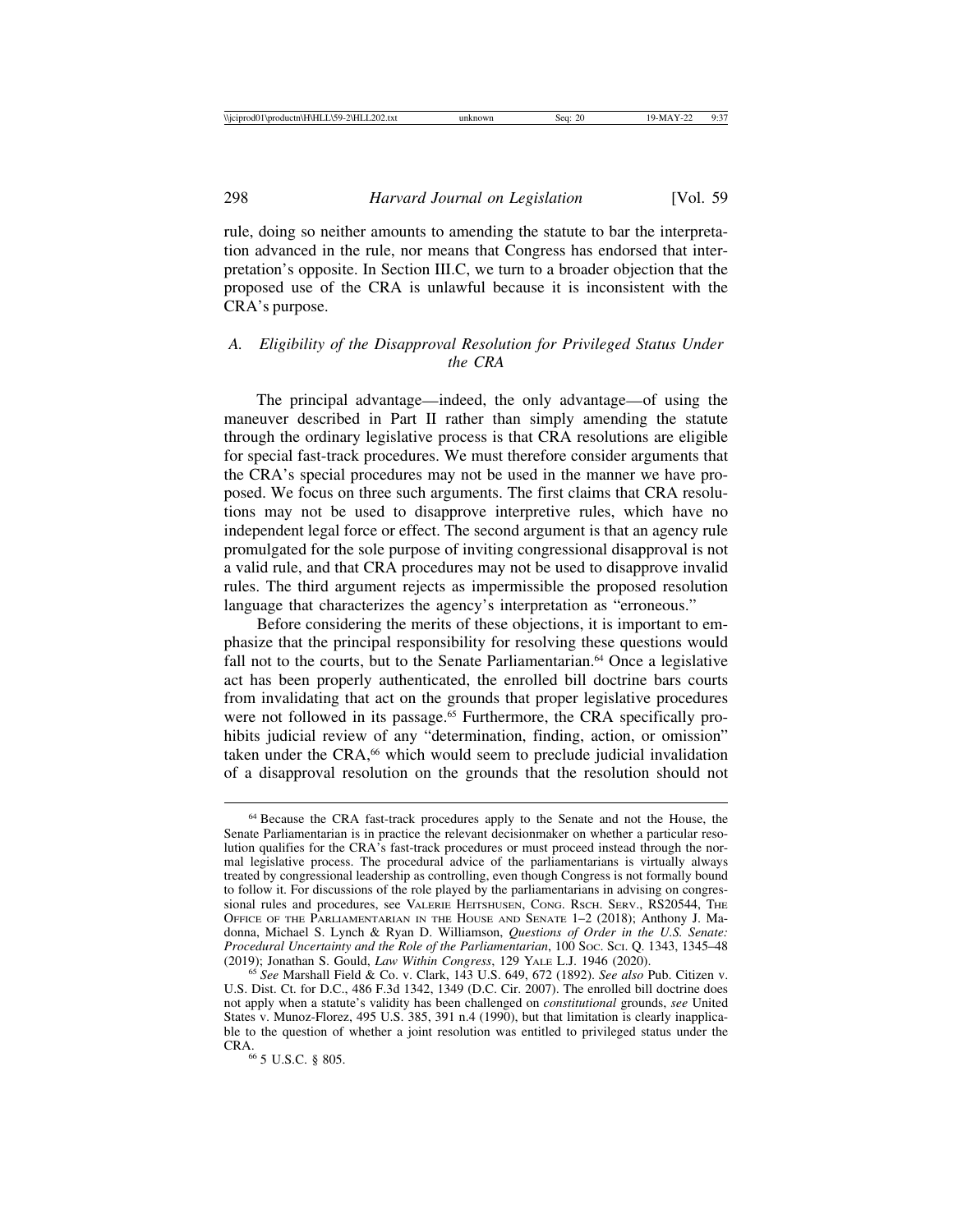rule, doing so neither amounts to amending the statute to bar the interpretation advanced in the rule, nor means that Congress has endorsed that interpretation's opposite. In Section III.C, we turn to a broader objection that the proposed use of the CRA is unlawful because it is inconsistent with the CRA's purpose.

### *A. Eligibility of the Disapproval Resolution for Privileged Status Under the CRA*

The principal advantage—indeed, the only advantage—of using the maneuver described in Part II rather than simply amending the statute through the ordinary legislative process is that CRA resolutions are eligible for special fast-track procedures. We must therefore consider arguments that the CRA's special procedures may not be used in the manner we have proposed. We focus on three such arguments. The first claims that CRA resolutions may not be used to disapprove interpretive rules, which have no independent legal force or effect. The second argument is that an agency rule promulgated for the sole purpose of inviting congressional disapproval is not a valid rule, and that CRA procedures may not be used to disapprove invalid rules. The third argument rejects as impermissible the proposed resolution language that characterizes the agency's interpretation as "erroneous."

Before considering the merits of these objections, it is important to emphasize that the principal responsibility for resolving these questions would fall not to the courts, but to the Senate Parliamentarian.[64] Once a legislative act has been properly authenticated, the enrolled bill doctrine bars courts from invalidating that act on the grounds that proper legislative procedures were not followed in its passage.[65] Furthermore, the CRA specifically prohibits judicial review of any "determination, finding, action, or omission" taken under the CRA,[66] which would seem to preclude judicial invalidation of a disapproval resolution on the grounds that the resolution should not

---

[64] Because the CRA fast-track procedures apply to the Senate and not the House, the Senate Parliamentarian is in practice the relevant decisionmaker on whether a particular resolution qualifies for the CRA's fast-track procedures or must proceed instead through the normal legislative process. The procedural advice of the parliamentarians is virtually always treated by congressional leadership as controlling, even though Congress is not formally bound to follow it. For discussions of the role played by the parliamentarians in advising on congressional rules and procedures, see VALERIE HEITSHUSEN, CONG. RSCH. SERV., RS20544, THE OFFICE OF THE PARLIAMENTARIAN IN THE HOUSE AND SENATE 1–2 (2018); Anthony J. Madonna, Michael S. Lynch & Ryan D. Williamson, *Questions of Order in the U.S. Senate: Procedural Uncertainty and the Role of the Parliamentarian*, 100 SOC. SCI. Q. 1343, 1345–48 (2019); Jonathan S. Gould, *Law Within Congress*, 129 YALE L.J. 1946 (2020).

[65] *See* Marshall Field & Co. v. Clark, 143 U.S. 649, 672 (1892). *See also* Pub. Citizen v. U.S. Dist. Ct. for D.C., 486 F.3d 1342, 1349 (D.C. Cir. 2007). The enrolled bill doctrine does not apply when a statute's validity has been challenged on *constitutional* grounds, *see* United States v. Munoz-Florez, 495 U.S. 385, 391 n.4 (1990), but that limitation is clearly inapplicable to the question of whether a joint resolution was entitled to privileged status under the CRA.

[66] 5 U.S.C. § 805.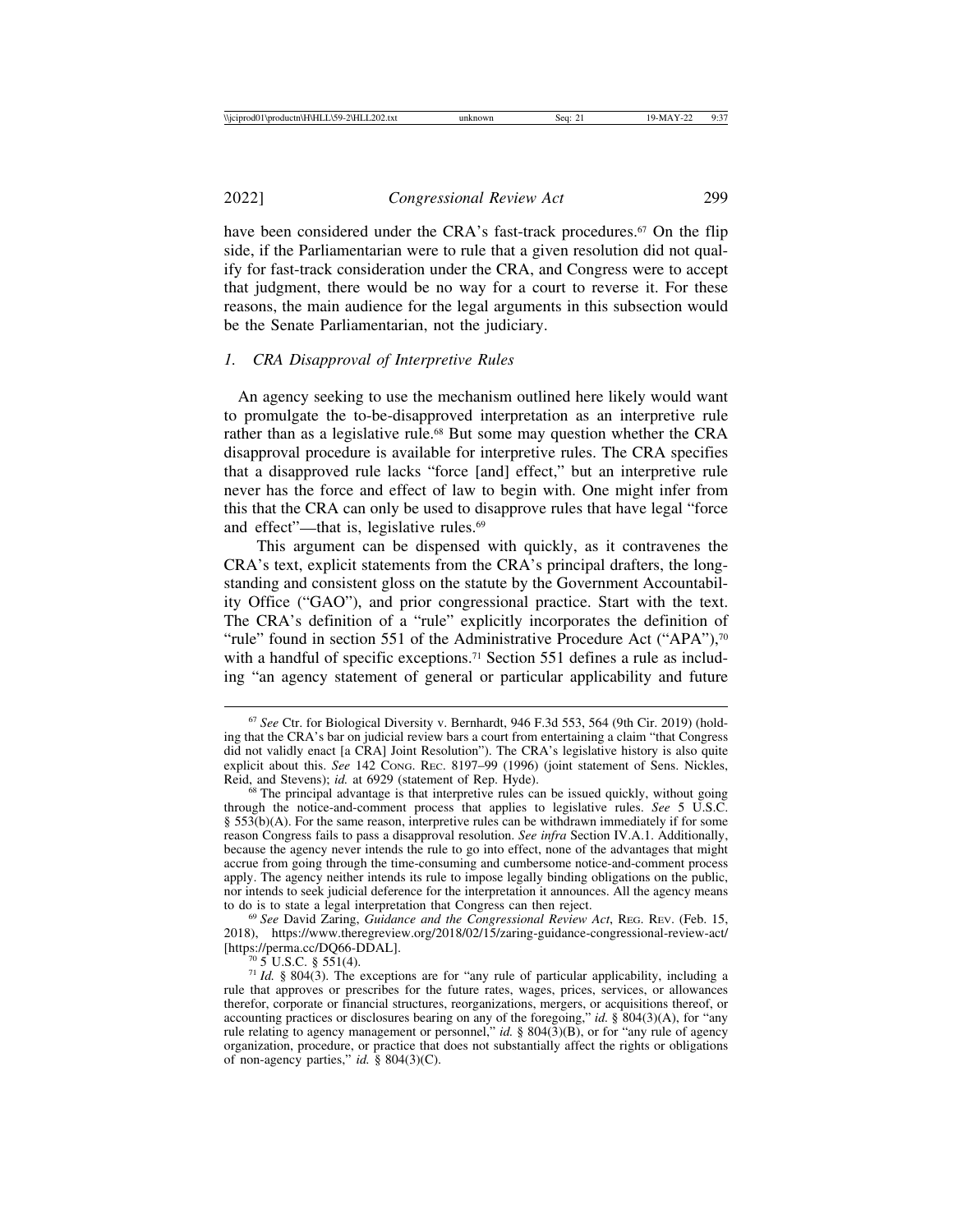have been considered under the CRA's fast-track procedures.[67] On the flip side, if the Parliamentarian were to rule that a given resolution did not qualify for fast-track consideration under the CRA, and Congress were to accept that judgment, there would be no way for a court to reverse it. For these reasons, the main audience for the legal arguments in this subsection would be the Senate Parliamentarian, not the judiciary.

### *1. CRA Disapproval of Interpretive Rules*

An agency seeking to use the mechanism outlined here likely would want to promulgate the to-be-disapproved interpretation as an interpretive rule rather than as a legislative rule.[68] But some may question whether the CRA disapproval procedure is available for interpretive rules. The CRA specifies that a disapproved rule lacks "force [and] effect," but an interpretive rule never has the force and effect of law to begin with. One might infer from this that the CRA can only be used to disapprove rules that have legal "force and effect"—that is, legislative rules.[69]

This argument can be dispensed with quickly, as it contravenes the CRA's text, explicit statements from the CRA's principal drafters, the longstanding and consistent gloss on the statute by the Government Accountability Office ("GAO"), and prior congressional practice. Start with the text. The CRA's definition of a "rule" explicitly incorporates the definition of "rule" found in section 551 of the Administrative Procedure Act ("APA"),[70] with a handful of specific exceptions.[71] Section 551 defines a rule as including "an agency statement of general or particular applicability and future

---

[67] *See* Ctr. for Biological Diversity v. Bernhardt, 946 F.3d 553, 564 (9th Cir. 2019) (holding that the CRA's bar on judicial review bars a court from entertaining a claim "that Congress did not validly enact [a CRA] Joint Resolution"). The CRA's legislative history is also quite explicit about this. *See* 142 CONG. REC. 8197–99 (1996) (joint statement of Sens. Nickles, Reid, and Stevens); *id.* at 6929 (statement of Rep. Hyde).

[68] The principal advantage is that interpretive rules can be issued quickly, without going through the notice-and-comment process that applies to legislative rules. *See* 5 U.S.C. § 553(b)(A). For the same reason, interpretive rules can be withdrawn immediately if for some reason Congress fails to pass a disapproval resolution. *See infra* Section IV.A.1. Additionally, because the agency never intends the rule to go into effect, none of the advantages that might accrue from going through the time-consuming and cumbersome notice-and-comment process apply. The agency neither intends its rule to impose legally binding obligations on the public, nor intends to seek judicial deference for the interpretation it announces. All the agency means to do is to state a legal interpretation that Congress can then reject.

[69] *See* David Zaring, *Guidance and the Congressional Review Act*, REG. REV. (Feb. 15, 2018), https://www.theregreview.org/2018/02/15/zaring-guidance-congressional-review-act/ [https://perma.cc/DQ66-DDAL].

[70] 5 U.S.C. § 551(4).

[71] *Id.* § 804(3). The exceptions are for "any rule of particular applicability, including a rule that approves or prescribes for the future rates, wages, prices, services, or allowances therefor, corporate or financial structures, reorganizations, mergers, or acquisitions thereof, or accounting practices or disclosures bearing on any of the foregoing," *id.* § 804(3)(A), for "any rule relating to agency management or personnel," *id.* § 804(3)(B), or for "any rule of agency organization, procedure, or practice that does not substantially affect the rights or obligations of non-agency parties," *id.* § 804(3)(C).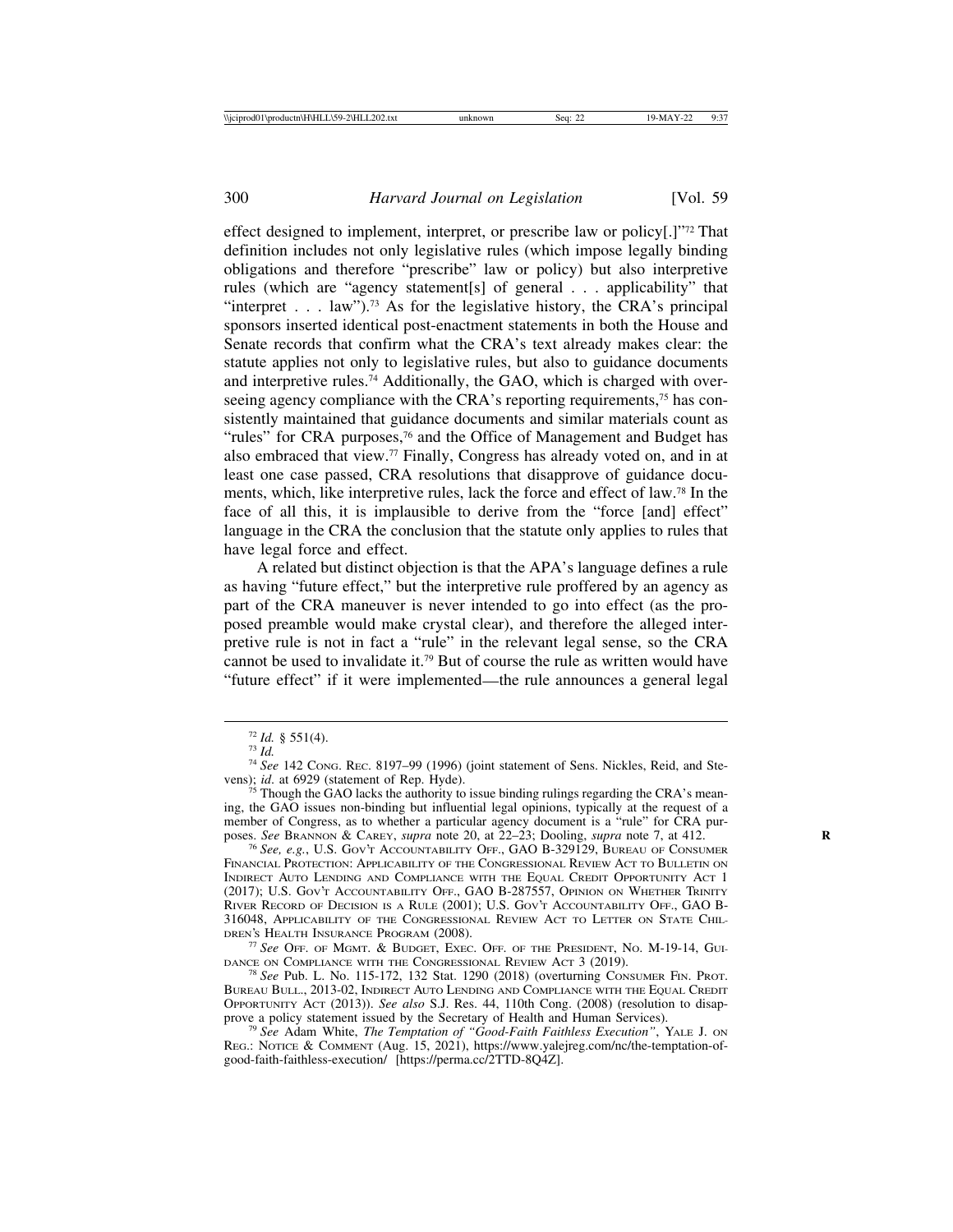effect designed to implement, interpret, or prescribe law or policy[.]"[72] That definition includes not only legislative rules (which impose legally binding obligations and therefore "prescribe" law or policy) but also interpretive rules (which are "agency statement[s] of general . . . applicability" that "interpret . . . law").[73] As for the legislative history, the CRA's principal sponsors inserted identical post-enactment statements in both the House and Senate records that confirm what the CRA's text already makes clear: the statute applies not only to legislative rules, but also to guidance documents and interpretive rules.[74] Additionally, the GAO, which is charged with overseeing agency compliance with the CRA's reporting requirements,[75] has consistently maintained that guidance documents and similar materials count as "rules" for CRA purposes,[76] and the Office of Management and Budget has also embraced that view.[77] Finally, Congress has already voted on, and in at least one case passed, CRA resolutions that disapprove of guidance documents, which, like interpretive rules, lack the force and effect of law.[78] In the face of all this, it is implausible to derive from the "force [and] effect" language in the CRA the conclusion that the statute only applies to rules that have legal force and effect.

A related but distinct objection is that the APA's language defines a rule as having "future effect," but the interpretive rule proffered by an agency as part of the CRA maneuver is never intended to go into effect (as the proposed preamble would make crystal clear), and therefore the alleged interpretive rule is not in fact a "rule" in the relevant legal sense, so the CRA cannot be used to invalidate it.[79] But of course the rule as written would have "future effect" if it were implemented—the rule announces a general legal

---

[72] *Id.* § 551(4).

[73] *Id.*

[74] *See* 142 Cong. Rec. 8197–99 (1996) (joint statement of Sens. Nickles, Reid, and Stevens); *id*. at 6929 (statement of Rep. Hyde).

[75] Though the GAO lacks the authority to issue binding rulings regarding the CRA's meaning, the GAO issues non-binding but influential legal opinions, typically at the request of a member of Congress, as to whether a particular agency document is a "rule" for CRA purposes. *See* Brannon & Carey, *supra* note 20, at 22–23; Dooling, *supra* note 7, at 412.

[76] *See, e.g.*, U.S. Gov't Accountability Off., GAO B-329129, Bureau of Consumer Financial Protection: Applicability of the Congressional Review Act to Bulletin on Indirect Auto Lending and Compliance with the Equal Credit Opportunity Act 1 (2017); U.S. Gov't Accountability Off., GAO B-287557, Opinion on Whether Trinity River Record of Decision is a Rule (2001); U.S. Gov't Accountability Off., GAO B-316048, Applicability of the Congressional Review Act to Letter on State Children's Health Insurance Program (2008).

[77] *See* Off. of Mgmt. & Budget, Exec. Off. of the President, No. M-19-14, Guidance on Compliance with the Congressional Review Act 3 (2019).

[78] *See* Pub. L. No. 115-172, 132 Stat. 1290 (2018) (overturning Consumer Fin. Prot. Bureau Bull., 2013-02, Indirect Auto Lending and Compliance with the Equal Credit Opportunity Act (2013)). *See also* S.J. Res. 44, 110th Cong. (2008) (resolution to disapprove a policy statement issued by the Secretary of Health and Human Services).

[79] *See* Adam White, *The Temptation of "Good-Faith Faithless Execution"*, Yale J. on Reg.: Notice & Comment (Aug. 15, 2021), https://www.yalejreg.com/nc/the-temptation-of-good-faith-faithless-execution/ [https://perma.cc/2TTD-8Q4Z].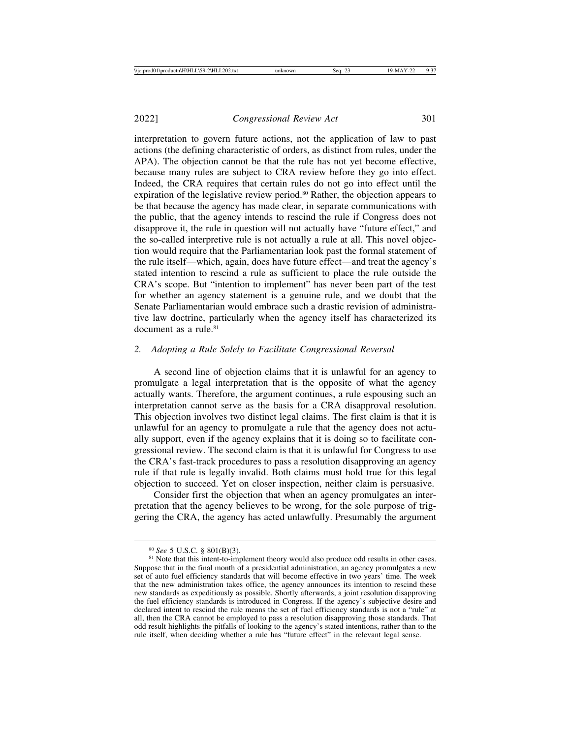interpretation to govern future actions, not the application of law to past actions (the defining characteristic of orders, as distinct from rules, under the APA). The objection cannot be that the rule has not yet become effective, because many rules are subject to CRA review before they go into effect. Indeed, the CRA requires that certain rules do not go into effect until the expiration of the legislative review period.[80] Rather, the objection appears to be that because the agency has made clear, in separate communications with the public, that the agency intends to rescind the rule if Congress does not disapprove it, the rule in question will not actually have "future effect," and the so-called interpretive rule is not actually a rule at all. This novel objection would require that the Parliamentarian look past the formal statement of the rule itself—which, again, does have future effect—and treat the agency's stated intention to rescind a rule as sufficient to place the rule outside the CRA's scope. But "intention to implement" has never been part of the test for whether an agency statement is a genuine rule, and we doubt that the Senate Parliamentarian would embrace such a drastic revision of administrative law doctrine, particularly when the agency itself has characterized its document as a rule.[81]

### 2. *Adopting a Rule Solely to Facilitate Congressional Reversal*

A second line of objection claims that it is unlawful for an agency to promulgate a legal interpretation that is the opposite of what the agency actually wants. Therefore, the argument continues, a rule espousing such an interpretation cannot serve as the basis for a CRA disapproval resolution. This objection involves two distinct legal claims. The first claim is that it is unlawful for an agency to promulgate a rule that the agency does not actually support, even if the agency explains that it is doing so to facilitate congressional review. The second claim is that it is unlawful for Congress to use the CRA's fast-track procedures to pass a resolution disapproving an agency rule if that rule is legally invalid. Both claims must hold true for this legal objection to succeed. Yet on closer inspection, neither claim is persuasive.

Consider first the objection that when an agency promulgates an interpretation that the agency believes to be wrong, for the sole purpose of triggering the CRA, the agency has acted unlawfully. Presumably the argument

---

[80] *See* 5 U.S.C. § 801(B)(3).

[81] Note that this intent-to-implement theory would also produce odd results in other cases. Suppose that in the final month of a presidential administration, an agency promulgates a new set of auto fuel efficiency standards that will become effective in two years' time. The week that the new administration takes office, the agency announces its intention to rescind these new standards as expeditiously as possible. Shortly afterwards, a joint resolution disapproving the fuel efficiency standards is introduced in Congress. If the agency's subjective desire and declared intent to rescind the rule means the set of fuel efficiency standards is not a "rule" at all, then the CRA cannot be employed to pass a resolution disapproving those standards. That odd result highlights the pitfalls of looking to the agency's stated intentions, rather than to the rule itself, when deciding whether a rule has "future effect" in the relevant legal sense.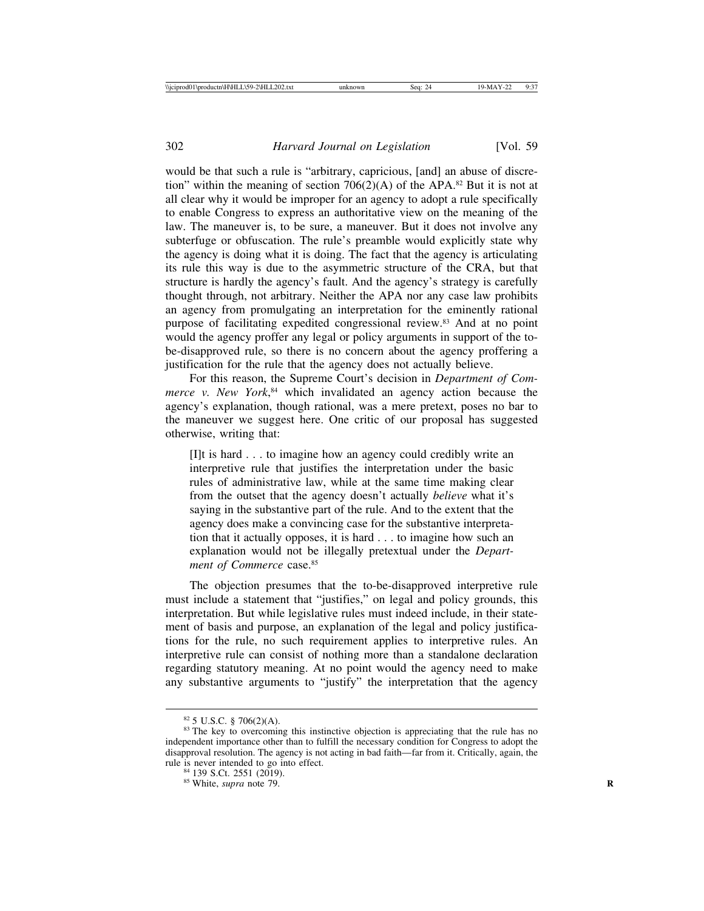would be that such a rule is "arbitrary, capricious, [and] an abuse of discretion" within the meaning of section 706(2)(A) of the APA.[82] But it is not at all clear why it would be improper for an agency to adopt a rule specifically to enable Congress to express an authoritative view on the meaning of the law. The maneuver is, to be sure, a maneuver. But it does not involve any subterfuge or obfuscation. The rule's preamble would explicitly state why the agency is doing what it is doing. The fact that the agency is articulating its rule this way is due to the asymmetric structure of the CRA, but that structure is hardly the agency's fault. And the agency's strategy is carefully thought through, not arbitrary. Neither the APA nor any case law prohibits an agency from promulgating an interpretation for the eminently rational purpose of facilitating expedited congressional review.[83] And at no point would the agency proffer any legal or policy arguments in support of the to-be-disapproved rule, so there is no concern about the agency proffering a justification for the rule that the agency does not actually believe.

For this reason, the Supreme Court's decision in *Department of Commerce v. New York*,[84] which invalidated an agency action because the agency's explanation, though rational, was a mere pretext, poses no bar to the maneuver we suggest here. One critic of our proposal has suggested otherwise, writing that:

> [I]t is hard . . . to imagine how an agency could credibly write an interpretive rule that justifies the interpretation under the basic rules of administrative law, while at the same time making clear from the outset that the agency doesn't actually *believe* what it's saying in the substantive part of the rule. And to the extent that the agency does make a convincing case for the substantive interpretation that it actually opposes, it is hard . . . to imagine how such an explanation would not be illegally pretextual under the *Department of Commerce* case.[85]

The objection presumes that the to-be-disapproved interpretive rule must include a statement that "justifies," on legal and policy grounds, this interpretation. But while legislative rules must indeed include, in their statement of basis and purpose, an explanation of the legal and policy justifications for the rule, no such requirement applies to interpretive rules. An interpretive rule can consist of nothing more than a standalone declaration regarding statutory meaning. At no point would the agency need to make any substantive arguments to "justify" the interpretation that the agency

---

[82] 5 U.S.C. § 706(2)(A).

[83] The key to overcoming this instinctive objection is appreciating that the rule has no independent importance other than to fulfill the necessary condition for Congress to adopt the disapproval resolution. The agency is not acting in bad faith—far from it. Critically, again, the rule is never intended to go into effect.

[84] 139 S.Ct. 2551 (2019).

[85] White, *supra* note 79.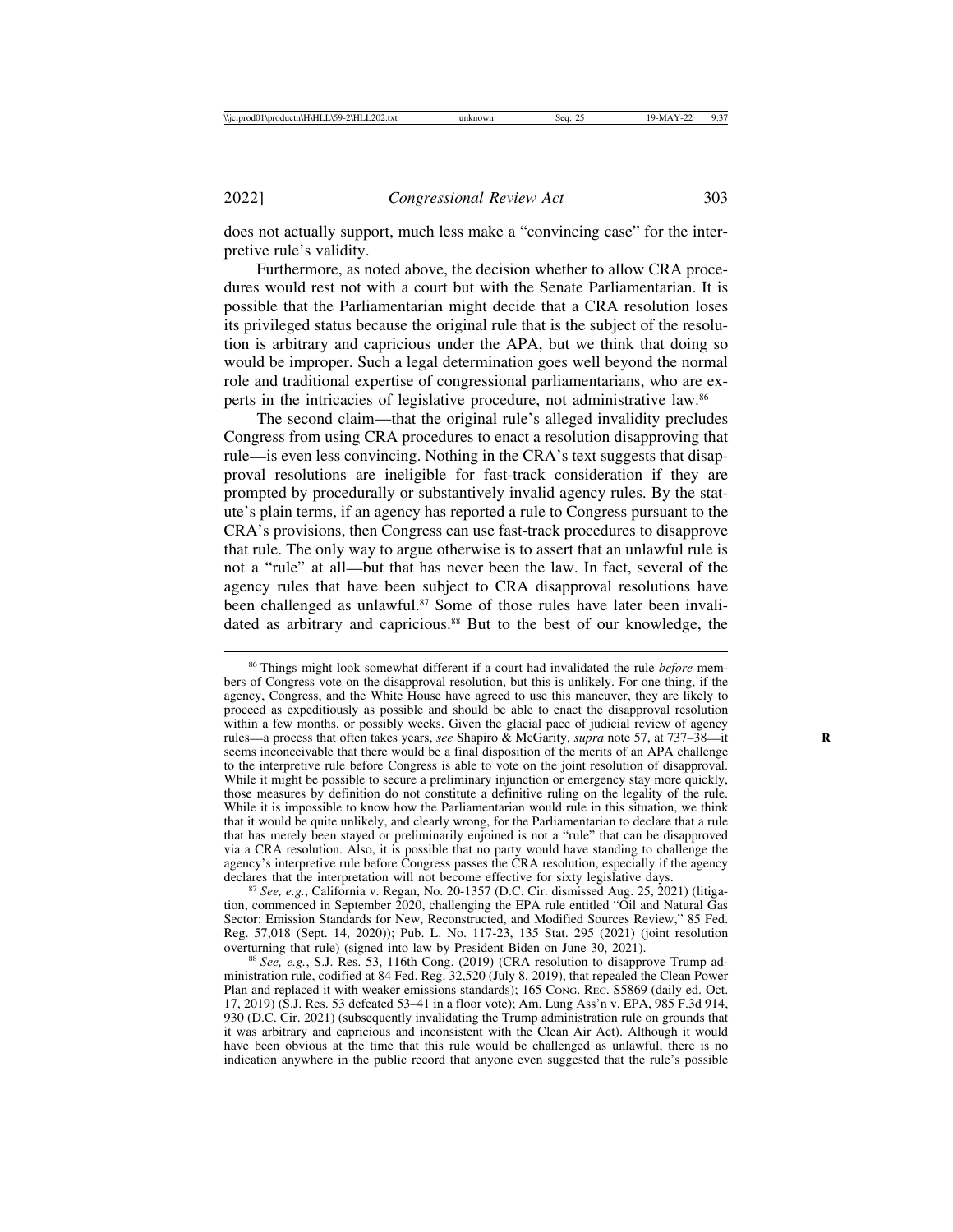does not actually support, much less make a "convincing case" for the interpretive rule's validity.

Furthermore, as noted above, the decision whether to allow CRA procedures would rest not with a court but with the Senate Parliamentarian. It is possible that the Parliamentarian might decide that a CRA resolution loses its privileged status because the original rule that is the subject of the resolution is arbitrary and capricious under the APA, but we think that doing so would be improper. Such a legal determination goes well beyond the normal role and traditional expertise of congressional parliamentarians, who are experts in the intricacies of legislative procedure, not administrative law.[86]

The second claim—that the original rule's alleged invalidity precludes Congress from using CRA procedures to enact a resolution disapproving that rule—is even less convincing. Nothing in the CRA's text suggests that disapproval resolutions are ineligible for fast-track consideration if they are prompted by procedurally or substantively invalid agency rules. By the statute's plain terms, if an agency has reported a rule to Congress pursuant to the CRA's provisions, then Congress can use fast-track procedures to disapprove that rule. The only way to argue otherwise is to assert that an unlawful rule is not a "rule" at all—but that has never been the law. In fact, several of the agency rules that have been subject to CRA disapproval resolutions have been challenged as unlawful.[87] Some of those rules have later been invalidated as arbitrary and capricious.[88] But to the best of our knowledge, the

---

[86] Things might look somewhat different if a court had invalidated the rule *before* members of Congress vote on the disapproval resolution, but this is unlikely. For one thing, if the agency, Congress, and the White House have agreed to use this maneuver, they are likely to proceed as expeditiously as possible and should be able to enact the disapproval resolution within a few months, or possibly weeks. Given the glacial pace of judicial review of agency rules—a process that often takes years, *see* Shapiro & McGarity, *supra* note 57, at 737–38—it seems inconceivable that there would be a final disposition of the merits of an APA challenge to the interpretive rule before Congress is able to vote on the joint resolution of disapproval. While it might be possible to secure a preliminary injunction or emergency stay more quickly, those measures by definition do not constitute a definitive ruling on the legality of the rule. While it is impossible to know how the Parliamentarian would rule in this situation, we think that it would be quite unlikely, and clearly wrong, for the Parliamentarian to declare that a rule that has merely been stayed or preliminarily enjoined is not a "rule" that can be disapproved via a CRA resolution. Also, it is possible that no party would have standing to challenge the agency's interpretive rule before Congress passes the CRA resolution, especially if the agency declares that the interpretation will not become effective for sixty legislative days.

[87] *See, e.g.*, California v. Regan, No. 20-1357 (D.C. Cir. dismissed Aug. 25, 2021) (litigation, commenced in September 2020, challenging the EPA rule entitled "Oil and Natural Gas Sector: Emission Standards for New, Reconstructed, and Modified Sources Review," 85 Fed. Reg. 57,018 (Sept. 14, 2020)); Pub. L. No. 117-23, 135 Stat. 295 (2021) (joint resolution overturning that rule) (signed into law by President Biden on June 30, 2021).

[88] *See, e.g.*, S.J. Res. 53, 116th Cong. (2019) (CRA resolution to disapprove Trump administration rule, codified at 84 Fed. Reg. 32,520 (July 8, 2019), that repealed the Clean Power Plan and replaced it with weaker emissions standards); 165 Cong. Rec. S5869 (daily ed. Oct. 17, 2019) (S.J. Res. 53 defeated 53–41 in a floor vote); Am. Lung Ass'n v. EPA, 985 F.3d 914, 930 (D.C. Cir. 2021) (subsequently invalidating the Trump administration rule on grounds that it was arbitrary and capricious and inconsistent with the Clean Air Act). Although it would have been obvious at the time that this rule would be challenged as unlawful, there is no indication anywhere in the public record that anyone even suggested that the rule's possible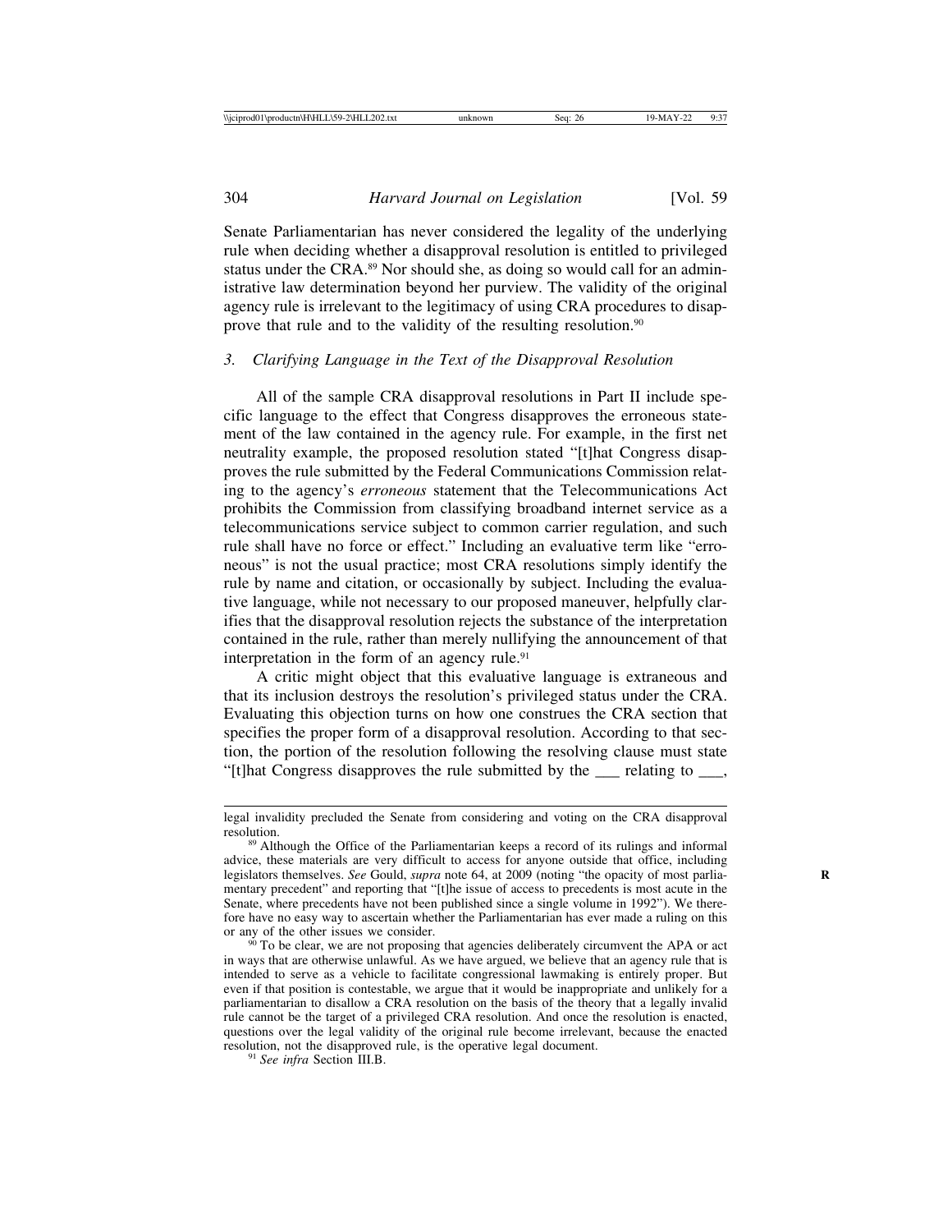Senate Parliamentarian has never considered the legality of the underlying rule when deciding whether a disapproval resolution is entitled to privileged status under the CRA.[89] Nor should she, as doing so would call for an administrative law determination beyond her purview. The validity of the original agency rule is irrelevant to the legitimacy of using CRA procedures to disapprove that rule and to the validity of the resulting resolution.[90]

### *3. Clarifying Language in the Text of the Disapproval Resolution*

All of the sample CRA disapproval resolutions in Part II include specific language to the effect that Congress disapproves the erroneous statement of the law contained in the agency rule. For example, in the first net neutrality example, the proposed resolution stated "[t]hat Congress disapproves the rule submitted by the Federal Communications Commission relating to the agency's *erroneous* statement that the Telecommunications Act prohibits the Commission from classifying broadband internet service as a telecommunications service subject to common carrier regulation, and such rule shall have no force or effect." Including an evaluative term like "erroneous" is not the usual practice; most CRA resolutions simply identify the rule by name and citation, or occasionally by subject. Including the evaluative language, while not necessary to our proposed maneuver, helpfully clarifies that the disapproval resolution rejects the substance of the interpretation contained in the rule, rather than merely nullifying the announcement of that interpretation in the form of an agency rule.[91]

A critic might object that this evaluative language is extraneous and that its inclusion destroys the resolution's privileged status under the CRA. Evaluating this objection turns on how one construes the CRA section that specifies the proper form of a disapproval resolution. According to that section, the portion of the resolution following the resolving clause must state "[t]hat Congress disapproves the rule submitted by the ___ relating to ___,

---

legal invalidity precluded the Senate from considering and voting on the CRA disapproval resolution.

[89] Although the Office of the Parliamentarian keeps a record of its rulings and informal advice, these materials are very difficult to access for anyone outside that office, including legislators themselves. *See* Gould, *supra* note 64, at 2009 (noting "the opacity of most parliamentary precedent" and reporting that "[t]he issue of access to precedents is most acute in the Senate, where precedents have not been published since a single volume in 1992"). We therefore have no easy way to ascertain whether the Parliamentarian has ever made a ruling on this or any of the other issues we consider.

[90] To be clear, we are not proposing that agencies deliberately circumvent the APA or act in ways that are otherwise unlawful. As we have argued, we believe that an agency rule that is intended to serve as a vehicle to facilitate congressional lawmaking is entirely proper. But even if that position is contestable, we argue that it would be inappropriate and unlikely for a parliamentarian to disallow a CRA resolution on the basis of the theory that a legally invalid rule cannot be the target of a privileged CRA resolution. And once the resolution is enacted, questions over the legal validity of the original rule become irrelevant, because the enacted resolution, not the disapproved rule, is the operative legal document.

[91] *See infra* Section III.B.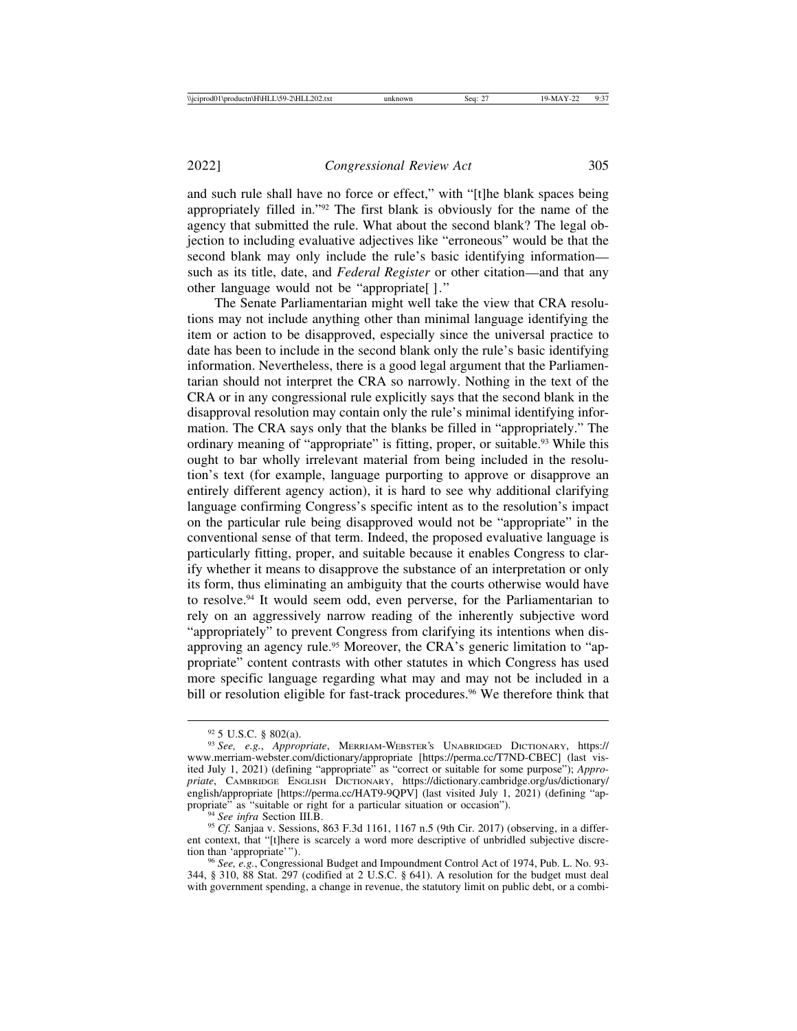and such rule shall have no force or effect," with "[t]he blank spaces being appropriately filled in."[92] The first blank is obviously for the name of the agency that submitted the rule. What about the second blank? The legal objection to including evaluative adjectives like "erroneous" would be that the second blank may only include the rule's basic identifying information—such as its title, date, and *Federal Register* or other citation—and that any other language would not be "appropriate[ ]."

The Senate Parliamentarian might well take the view that CRA resolutions may not include anything other than minimal language identifying the item or action to be disapproved, especially since the universal practice to date has been to include in the second blank only the rule's basic identifying information. Nevertheless, there is a good legal argument that the Parliamentarian should not interpret the CRA so narrowly. Nothing in the text of the CRA or in any congressional rule explicitly says that the second blank in the disapproval resolution may contain only the rule's minimal identifying information. The CRA says only that the blanks be filled in "appropriately." The ordinary meaning of "appropriate" is fitting, proper, or suitable.[93] While this ought to bar wholly irrelevant material from being included in the resolution's text (for example, language purporting to approve or disapprove an entirely different agency action), it is hard to see why additional clarifying language confirming Congress's specific intent as to the resolution's impact on the particular rule being disapproved would not be "appropriate" in the conventional sense of that term. Indeed, the proposed evaluative language is particularly fitting, proper, and suitable because it enables Congress to clarify whether it means to disapprove the substance of an interpretation or only its form, thus eliminating an ambiguity that the courts otherwise would have to resolve.[94] It would seem odd, even perverse, for the Parliamentarian to rely on an aggressively narrow reading of the inherently subjective word "appropriately" to prevent Congress from clarifying its intentions when disapproving an agency rule.[95] Moreover, the CRA's generic limitation to "appropriate" content contrasts with other statutes in which Congress has used more specific language regarding what may and may not be included in a bill or resolution eligible for fast-track procedures.[96] We therefore think that

---

[92] 5 U.S.C. § 802(a).

[93] *See, e.g.*, *Appropriate*, MERRIAM-WEBSTER'S UNABRIDGED DICTIONARY, https://www.merriam-webster.com/dictionary/appropriate [https://perma.cc/T7ND-CBEC] (last visited July 1, 2021) (defining "appropriate" as "correct or suitable for some purpose"); *Appropriate*, CAMBRIDGE ENGLISH DICTIONARY, https://dictionary.cambridge.org/us/dictionary/english/appropriate [https://perma.cc/HAT9-9QPV] (last visited July 1, 2021) (defining "appropriate" as "suitable or right for a particular situation or occasion").

[94] *See infra* Section III.B.

[95] *Cf.* Sanjaa v. Sessions, 863 F.3d 1161, 1167 n.5 (9th Cir. 2017) (observing, in a different context, that "[t]here is scarcely a word more descriptive of unbridled subjective discretion than 'appropriate'").

[96] *See, e.g.*, Congressional Budget and Impoundment Control Act of 1974, Pub. L. No. 93-344, § 310, 88 Stat. 297 (codified at 2 U.S.C. § 641). A resolution for the budget must deal with government spending, a change in revenue, the statutory limit on public debt, or a combi-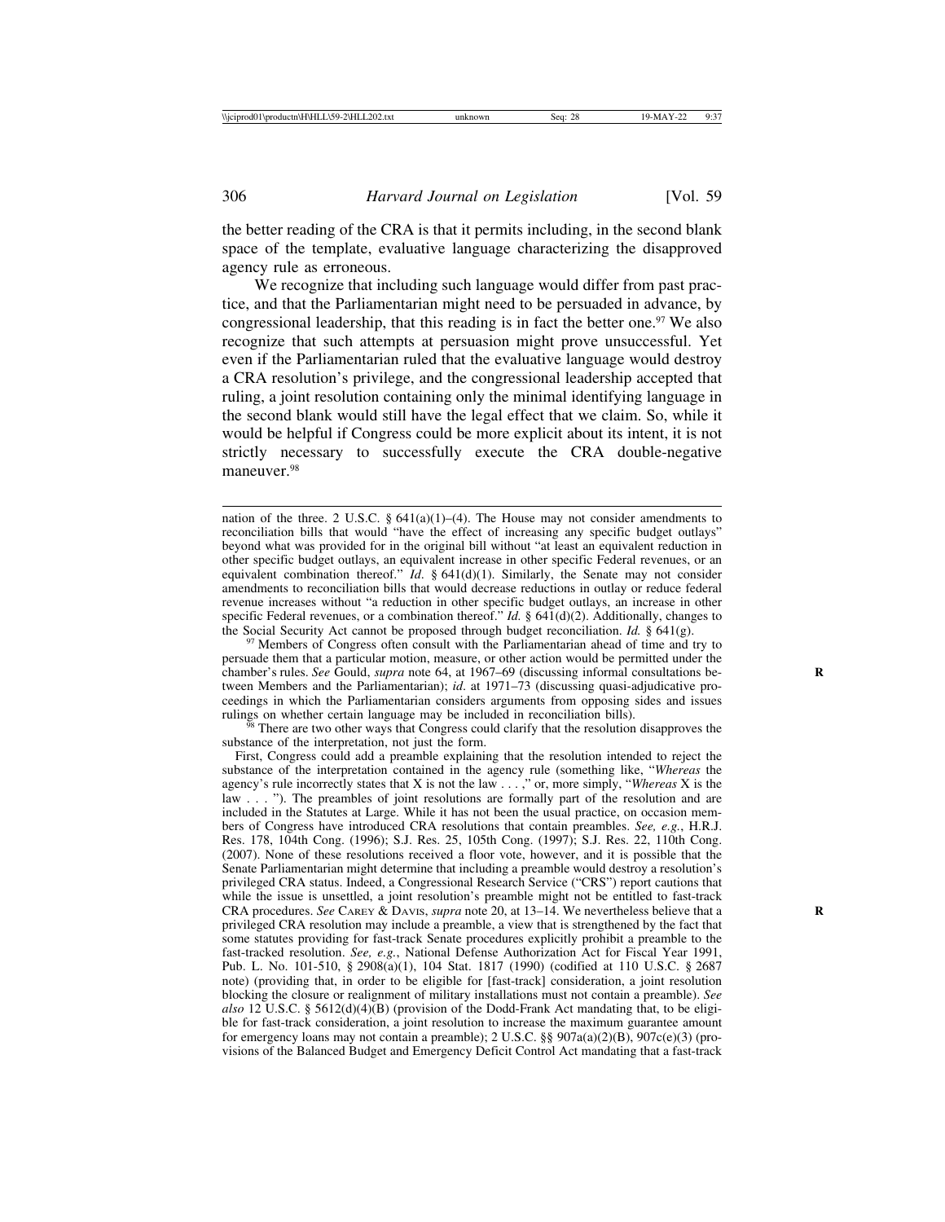the better reading of the CRA is that it permits including, in the second blank space of the template, evaluative language characterizing the disapproved agency rule as erroneous.

We recognize that including such language would differ from past practice, and that the Parliamentarian might need to be persuaded in advance, by congressional leadership, that this reading is in fact the better one.[97] We also recognize that such attempts at persuasion might prove unsuccessful. Yet even if the Parliamentarian ruled that the evaluative language would destroy a CRA resolution's privilege, and the congressional leadership accepted that ruling, a joint resolution containing only the minimal identifying language in the second blank would still have the legal effect that we claim. So, while it would be helpful if Congress could be more explicit about its intent, it is not strictly necessary to successfully execute the CRA double-negative maneuver.[98]

---

nation of the three. 2 U.S.C. § 641(a)(1)–(4). The House may not consider amendments to reconciliation bills that would "have the effect of increasing any specific budget outlays" beyond what was provided for in the original bill without "at least an equivalent reduction in other specific budget outlays, an equivalent increase in other specific Federal revenues, or an equivalent combination thereof." *Id.* § 641(d)(1). Similarly, the Senate may not consider amendments to reconciliation bills that would decrease reductions in outlay or reduce federal revenue increases without "a reduction in other specific budget outlays, an increase in other specific Federal revenues, or a combination thereof." *Id.* § 641(d)(2). Additionally, changes to the Social Security Act cannot be proposed through budget reconciliation. *Id.* § 641(g).

[97] Members of Congress often consult with the Parliamentarian ahead of time and try to persuade them that a particular motion, measure, or other action would be permitted under the chamber's rules. *See* Gould, *supra* note 64, at 1967–69 (discussing informal consultations between Members and the Parliamentarian); *id.* at 1971–73 (discussing quasi-adjudicative proceedings in which the Parliamentarian considers arguments from opposing sides and issues rulings on whether certain language may be included in reconciliation bills).

[98] There are two other ways that Congress could clarify that the resolution disapproves the substance of the interpretation, not just the form.

First, Congress could add a preamble explaining that the resolution intended to reject the substance of the interpretation contained in the agency rule (something like, "*Whereas* the agency's rule incorrectly states that X is not the law . . . ," or, more simply, "*Whereas* X is the law . . . "). The preambles of joint resolutions are formally part of the resolution and are included in the Statutes at Large. While it has not been the usual practice, on occasion members of Congress have introduced CRA resolutions that contain preambles. *See, e.g.*, H.R.J. Res. 178, 104th Cong. (1996); S.J. Res. 25, 105th Cong. (1997); S.J. Res. 22, 110th Cong. (2007). None of these resolutions received a floor vote, however, and it is possible that the Senate Parliamentarian might determine that including a preamble would destroy a resolution's privileged CRA status. Indeed, a Congressional Research Service ("CRS") report cautions that while the issue is unsettled, a joint resolution's preamble might not be entitled to fast-track CRA procedures. *See* Carey & Davis, *supra* note 20, at 13–14. We nevertheless believe that a privileged CRA resolution may include a preamble, a view that is strengthened by the fact that some statutes providing for fast-track Senate procedures explicitly prohibit a preamble to the fast-tracked resolution. *See, e.g.*, National Defense Authorization Act for Fiscal Year 1991, Pub. L. No. 101-510, § 2908(a)(1), 104 Stat. 1817 (1990) (codified at 110 U.S.C. § 2687 note) (providing that, in order to be eligible for [fast-track] consideration, a joint resolution blocking the closure or realignment of military installations must not contain a preamble). *See also* 12 U.S.C. § 5612(d)(4)(B) (provision of the Dodd-Frank Act mandating that, to be eligible for fast-track consideration, a joint resolution to increase the maximum guarantee amount for emergency loans may not contain a preamble); 2 U.S.C. §§ 907a(a)(2)(B), 907c(e)(3) (provisions of the Balanced Budget and Emergency Deficit Control Act mandating that a fast-track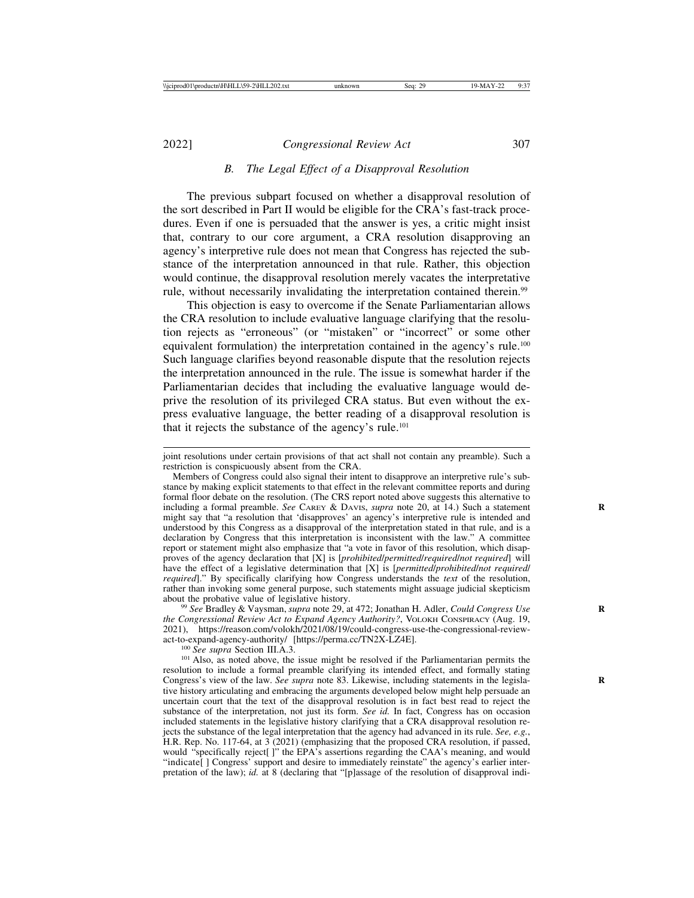### B. The Legal Effect of a Disapproval Resolution

The previous subpart focused on whether a disapproval resolution of the sort described in Part II would be eligible for the CRA's fast-track procedures. Even if one is persuaded that the answer is yes, a critic might insist that, contrary to our core argument, a CRA resolution disapproving an agency's interpretive rule does not mean that Congress has rejected the substance of the interpretation announced in that rule. Rather, this objection would continue, the disapproval resolution merely vacates the interpretative rule, without necessarily invalidating the interpretation contained therein.[99]

This objection is easy to overcome if the Senate Parliamentarian allows the CRA resolution to include evaluative language clarifying that the resolution rejects as "erroneous" (or "mistaken" or "incorrect" or some other equivalent formulation) the interpretation contained in the agency's rule.[100] Such language clarifies beyond reasonable dispute that the resolution rejects the interpretation announced in the rule. The issue is somewhat harder if the Parliamentarian decides that including the evaluative language would deprive the resolution of its privileged CRA status. But even without the express evaluative language, the better reading of a disapproval resolution is that it rejects the substance of the agency's rule.[101]

---

joint resolutions under certain provisions of that act shall not contain any preamble). Such a restriction is conspicuously absent from the CRA.

Members of Congress could also signal their intent to disapprove an interpretive rule's substance by making explicit statements to that effect in the relevant committee reports and during formal floor debate on the resolution. (The CRS report noted above suggests this alternative to including a formal preamble. *See* Carey & Davis, *supra* note 20, at 14.) Such a statement might say that "a resolution that 'disapproves' an agency's interpretive rule is intended and understood by this Congress as a disapproval of the interpretation stated in that rule, and is a declaration by Congress that this interpretation is inconsistent with the law." A committee report or statement might also emphasize that "a vote in favor of this resolution, which disapproves of the agency declaration that [X] is [*prohibited/permitted/required/not required*] will have the effect of a legislative determination that [X] is [*permitted/prohibited/not required/required*]." By specifically clarifying how Congress understands the *text* of the resolution, rather than invoking some general purpose, such statements might assuage judicial skepticism about the probative value of legislative history.

[99] *See* Bradley & Vaysman, *supra* note 29, at 472; Jonathan H. Adler, *Could Congress Use the Congressional Review Act to Expand Agency Authority?*, Volokh Conspiracy (Aug. 19, 2021), https://reason.com/volokh/2021/08/19/could-congress-use-the-congressional-review-act-to-expand-agency-authority/ [https://perma.cc/TN2X-LZ4E].

[100] *See supra* Section III.A.3.

[101] Also, as noted above, the issue might be resolved if the Parliamentarian permits the resolution to include a formal preamble clarifying its intended effect, and formally stating Congress's view of the law. *See supra* note 83. Likewise, including statements in the legislative history articulating and embracing the arguments developed below might help persuade an uncertain court that the text of the disapproval resolution is in fact best read to reject the substance of the interpretation, not just its form. *See id.* In fact, Congress has on occasion included statements in the legislative history clarifying that a CRA disapproval resolution rejects the substance of the legal interpretation that the agency had advanced in its rule. *See, e.g.*, H.R. Rep. No. 117-64, at 3 (2021) (emphasizing that the proposed CRA resolution, if passed, would "specifically reject[ ]" the EPA's assertions regarding the CAA's meaning, and would "indicate[ ] Congress' support and desire to immediately reinstate" the agency's earlier interpretation of the law); *id.* at 8 (declaring that "[p]assage of the resolution of disapproval indi-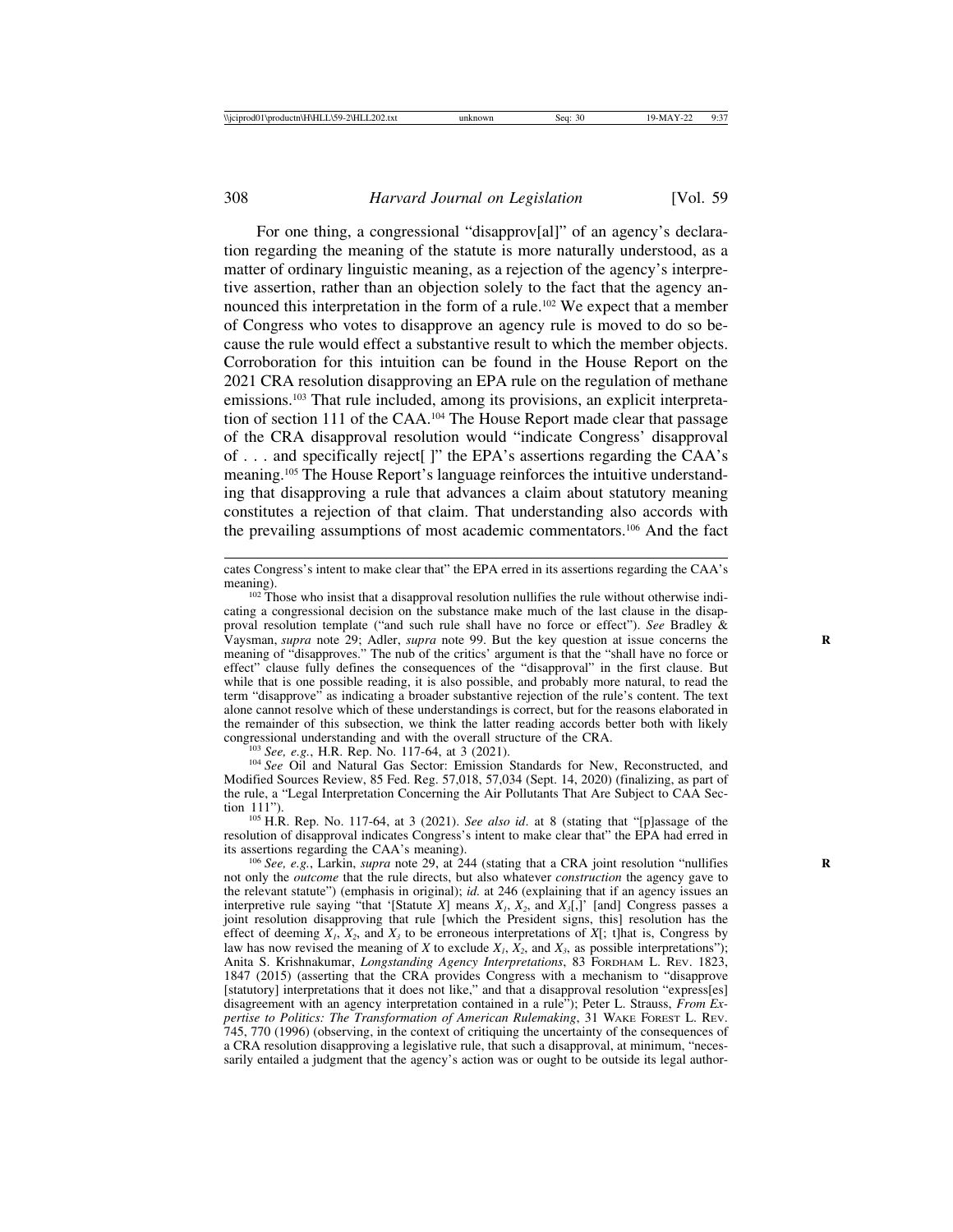For one thing, a congressional "disapprov[al]" of an agency's declaration regarding the meaning of the statute is more naturally understood, as a matter of ordinary linguistic meaning, as a rejection of the agency's interpretive assertion, rather than an objection solely to the fact that the agency announced this interpretation in the form of a rule.[102] We expect that a member of Congress who votes to disapprove an agency rule is moved to do so because the rule would effect a substantive result to which the member objects. Corroboration for this intuition can be found in the House Report on the 2021 CRA resolution disapproving an EPA rule on the regulation of methane emissions.[103] That rule included, among its provisions, an explicit interpretation of section 111 of the CAA.[104] The House Report made clear that passage of the CRA disapproval resolution would "indicate Congress' disapproval of . . . and specifically reject[ ]" the EPA's assertions regarding the CAA's meaning.[105] The House Report's language reinforces the intuitive understanding that disapproving a rule that advances a claim about statutory meaning constitutes a rejection of that claim. That understanding also accords with the prevailing assumptions of most academic commentators.[106] And the fact

---

cates Congress's intent to make clear that" the EPA erred in its assertions regarding the CAA's meaning).

[102] Those who insist that a disapproval resolution nullifies the rule without otherwise indicating a congressional decision on the substance make much of the last clause in the disapproval resolution template ("and such rule shall have no force or effect"). *See* Bradley & Vaysman, *supra* note 29; Adler, *supra* note 99. But the key question at issue concerns the meaning of "disapproves." The nub of the critics' argument is that the "shall have no force or effect" clause fully defines the consequences of the "disapproval" in the first clause. But while that is one possible reading, it is also possible, and probably more natural, to read the term "disapprove" as indicating a broader substantive rejection of the rule's content. The text alone cannot resolve which of these understandings is correct, but for the reasons elaborated in the remainder of this subsection, we think the latter reading accords better both with likely congressional understanding and with the overall structure of the CRA.

[103] *See, e.g.*, H.R. Rep. No. 117-64, at 3 (2021).

[104] *See* Oil and Natural Gas Sector: Emission Standards for New, Reconstructed, and Modified Sources Review, 85 Fed. Reg. 57,018, 57,034 (Sept. 14, 2020) (finalizing, as part of the rule, a "Legal Interpretation Concerning the Air Pollutants That Are Subject to CAA Section 111").

[105] H.R. Rep. No. 117-64, at 3 (2021). *See also id*. at 8 (stating that "[p]assage of the resolution of disapproval indicates Congress's intent to make clear that" the EPA had erred in its assertions regarding the CAA's meaning).

[106] *See, e.g.*, Larkin, *supra* note 29, at 244 (stating that a CRA joint resolution "nullifies not only the *outcome* that the rule directs, but also whatever *construction* the agency gave to the relevant statute") (emphasis in original); *id.* at 246 (explaining that if an agency issues an interpretive rule saying "that '[Statute *X*] means $X_1$, $X_2$, and $X_3$[,]' [and] Congress passes a joint resolution disapproving that rule [which the President signs, this] resolution has the effect of deeming $X_1$, $X_2$, and $X_3$ to be erroneous interpretations of *X*[; t]hat is, Congress by law has now revised the meaning of *X* to exclude $X_1$, $X_2$, and $X_3$, as possible interpretations"); Anita S. Krishnakumar, *Longstanding Agency Interpretations*, 83 FORDHAM L. REV. 1823, 1847 (2015) (asserting that the CRA provides Congress with a mechanism to "disapprove [statutory] interpretations that it does not like," and that a disapproval resolution "express[es] disagreement with an agency interpretation contained in a rule"); Peter L. Strauss, *From Expertise to Politics: The Transformation of American Rulemaking*, 31 WAKE FOREST L. REV. 745, 770 (1996) (observing, in the context of critiquing the uncertainty of the consequences of a CRA resolution disapproving a legislative rule, that such a disapproval, at minimum, "necessarily entailed a judgment that the agency's action was or ought to be outside its legal author-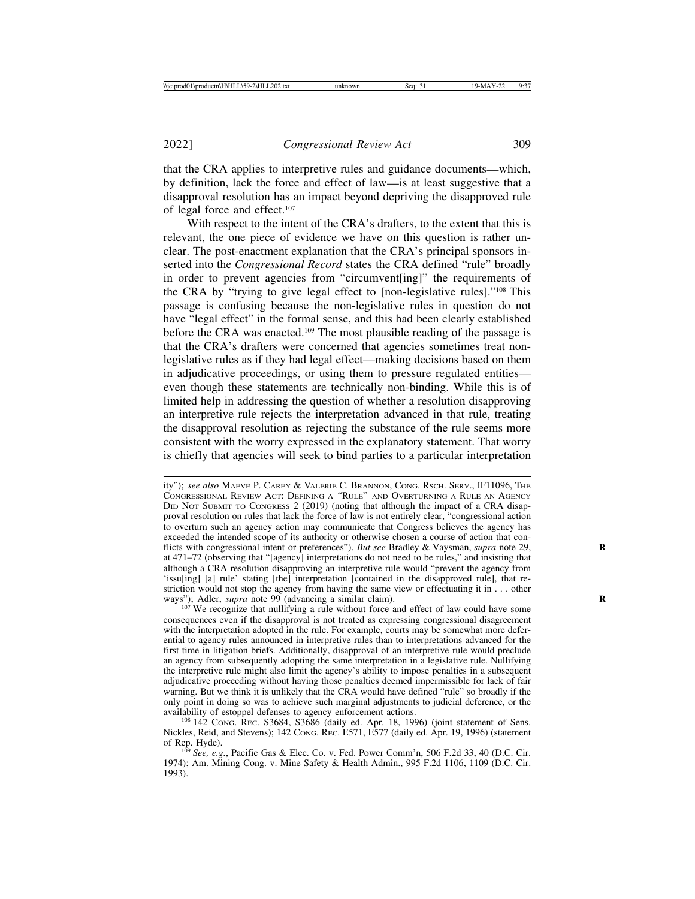that the CRA applies to interpretive rules and guidance documents—which, by definition, lack the force and effect of law—is at least suggestive that a disapproval resolution has an impact beyond depriving the disapproved rule of legal force and effect.[107]

With respect to the intent of the CRA's drafters, to the extent that this is relevant, the one piece of evidence we have on this question is rather unclear. The post-enactment explanation that the CRA's principal sponsors inserted into the *Congressional Record* states the CRA defined "rule" broadly in order to prevent agencies from "circumvent[ing]" the requirements of the CRA by "trying to give legal effect to [non-legislative rules]."[108] This passage is confusing because the non-legislative rules in question do not have "legal effect" in the formal sense, and this had been clearly established before the CRA was enacted.[109] The most plausible reading of the passage is that the CRA's drafters were concerned that agencies sometimes treat non-legislative rules as if they had legal effect—making decisions based on them in adjudicative proceedings, or using them to pressure regulated entities—even though these statements are technically non-binding. While this is of limited help in addressing the question of whether a resolution disapproving an interpretive rule rejects the interpretation advanced in that rule, treating the disapproval resolution as rejecting the substance of the rule seems more consistent with the worry expressed in the explanatory statement. That worry is chiefly that agencies will seek to bind parties to a particular interpretation

---

ity"); *see also* Maeve P. Carey & Valerie C. Brannon, Cong. Rsch. Serv., IF11096, The Congressional Review Act: Defining a "Rule" and Overturning a Rule an Agency Did Not Submit to Congress 2 (2019) (noting that although the impact of a CRA disapproval resolution on rules that lack the force of law is not entirely clear, "congressional action to overturn such an agency action may communicate that Congress believes the agency has exceeded the intended scope of its authority or otherwise chosen a course of action that conflicts with congressional intent or preferences"). *But see* Bradley & Vaysman, *supra* note 29, at 471–72 (observing that "[agency] interpretations do not need to be rules," and insisting that although a CRA resolution disapproving an interpretive rule would "prevent the agency from 'issu[ing] [a] rule' stating [the] interpretation [contained in the disapproved rule], that restriction would not stop the agency from having the same view or effectuating it in . . . other ways"); Adler, *supra* note 99 (advancing a similar claim).

[107] We recognize that nullifying a rule without force and effect of law could have some consequences even if the disapproval is not treated as expressing congressional disagreement with the interpretation adopted in the rule. For example, courts may be somewhat more deferential to agency rules announced in interpretive rules than to interpretations advanced for the first time in litigation briefs. Additionally, disapproval of an interpretive rule would preclude an agency from subsequently adopting the same interpretation in a legislative rule. Nullifying the interpretive rule might also limit the agency's ability to impose penalties in a subsequent adjudicative proceeding without having those penalties deemed impermissible for lack of fair warning. But we think it is unlikely that the CRA would have defined "rule" so broadly if the only point in doing so was to achieve such marginal adjustments to judicial deference, or the availability of estoppel defenses to agency enforcement actions.

[108] 142 Cong. Rec. S3684, S3686 (daily ed. Apr. 18, 1996) (joint statement of Sens. Nickles, Reid, and Stevens); 142 Cong. Rec. E571, E577 (daily ed. Apr. 19, 1996) (statement of Rep. Hyde).

[109] *See, e.g.*, Pacific Gas & Elec. Co. v. Fed. Power Comm'n, 506 F.2d 33, 40 (D.C. Cir. 1974); Am. Mining Cong. v. Mine Safety & Health Admin., 995 F.2d 1106, 1109 (D.C. Cir. 1993).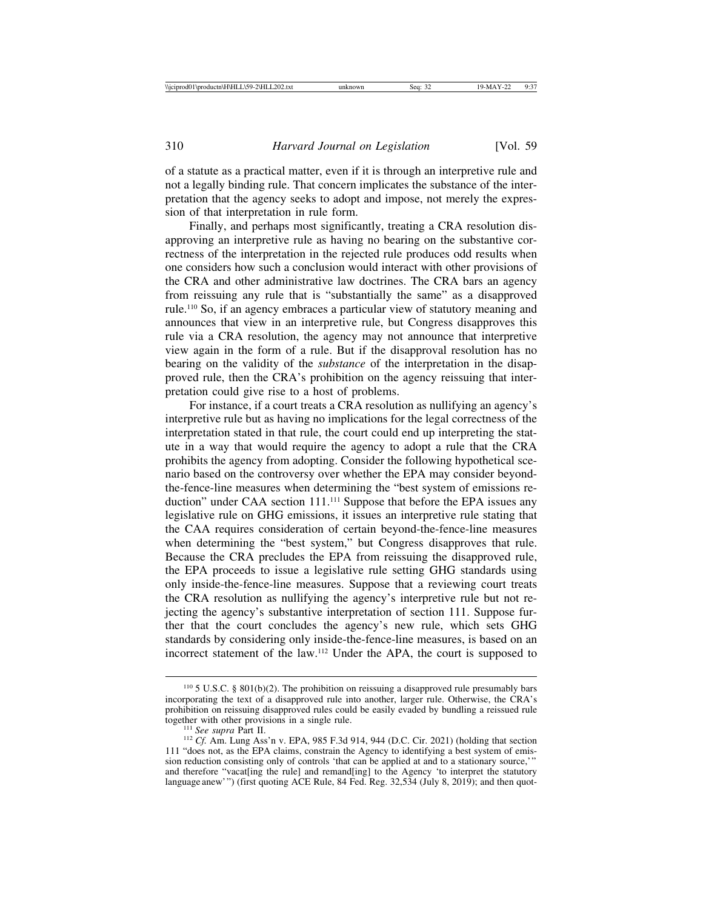of a statute as a practical matter, even if it is through an interpretive rule and not a legally binding rule. That concern implicates the substance of the interpretation that the agency seeks to adopt and impose, not merely the expression of that interpretation in rule form.

Finally, and perhaps most significantly, treating a CRA resolution disapproving an interpretive rule as having no bearing on the substantive correctness of the interpretation in the rejected rule produces odd results when one considers how such a conclusion would interact with other provisions of the CRA and other administrative law doctrines. The CRA bars an agency from reissuing any rule that is "substantially the same" as a disapproved rule.[110] So, if an agency embraces a particular view of statutory meaning and announces that view in an interpretive rule, but Congress disapproves this rule via a CRA resolution, the agency may not announce that interpretive view again in the form of a rule. But if the disapproval resolution has no bearing on the validity of the *substance* of the interpretation in the disapproved rule, then the CRA's prohibition on the agency reissuing that interpretation could give rise to a host of problems.

For instance, if a court treats a CRA resolution as nullifying an agency's interpretive rule but as having no implications for the legal correctness of the interpretation stated in that rule, the court could end up interpreting the statute in a way that would require the agency to adopt a rule that the CRA prohibits the agency from adopting. Consider the following hypothetical scenario based on the controversy over whether the EPA may consider beyond-the-fence-line measures when determining the "best system of emissions reduction" under CAA section 111.[111] Suppose that before the EPA issues any legislative rule on GHG emissions, it issues an interpretive rule stating that the CAA requires consideration of certain beyond-the-fence-line measures when determining the "best system," but Congress disapproves that rule. Because the CRA precludes the EPA from reissuing the disapproved rule, the EPA proceeds to issue a legislative rule setting GHG standards using only inside-the-fence-line measures. Suppose that a reviewing court treats the CRA resolution as nullifying the agency's interpretive rule but not rejecting the agency's substantive interpretation of section 111. Suppose further that the court concludes the agency's new rule, which sets GHG standards by considering only inside-the-fence-line measures, is based on an incorrect statement of the law.[112] Under the APA, the court is supposed to

---

[110] 5 U.S.C. § 801(b)(2). The prohibition on reissuing a disapproved rule presumably bars incorporating the text of a disapproved rule into another, larger rule. Otherwise, the CRA's prohibition on reissuing disapproved rules could be easily evaded by bundling a reissued rule together with other provisions in a single rule.

[111] *See supra* Part II.

[112] *Cf.* Am. Lung Ass'n v. EPA, 985 F.3d 914, 944 (D.C. Cir. 2021) (holding that section 111 "does not, as the EPA claims, constrain the Agency to identifying a best system of emission reduction consisting only of controls 'that can be applied at and to a stationary source,'" and therefore "vacat[ing the rule] and remand[ing] to the Agency 'to interpret the statutory language anew'") (first quoting ACE Rule, 84 Fed. Reg. 32,534 (July 8, 2019); and then quot-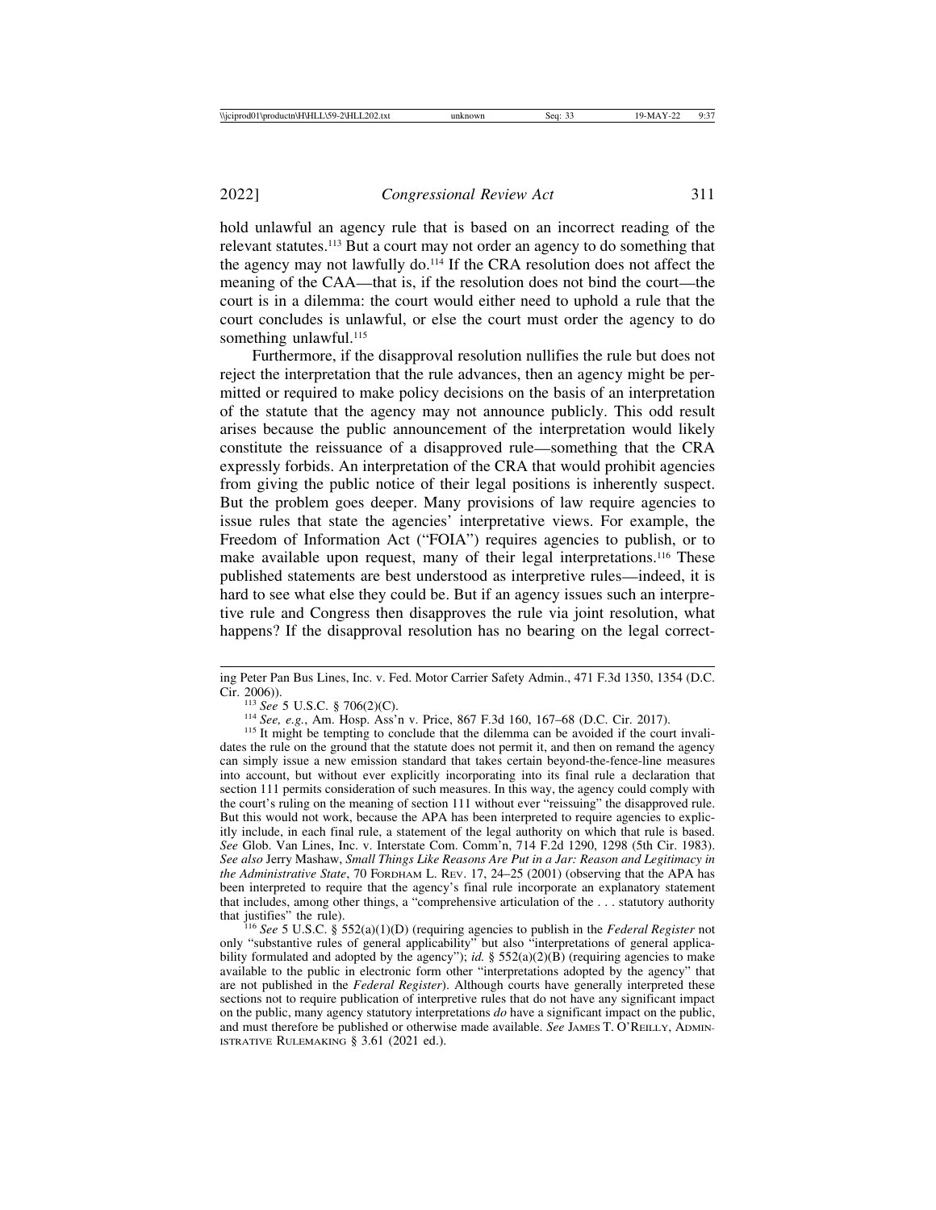hold unlawful an agency rule that is based on an incorrect reading of the relevant statutes.[113] But a court may not order an agency to do something that the agency may not lawfully do.[114] If the CRA resolution does not affect the meaning of the CAA—that is, if the resolution does not bind the court—the court is in a dilemma: the court would either need to uphold a rule that the court concludes is unlawful, or else the court must order the agency to do something unlawful.[115]

Furthermore, if the disapproval resolution nullifies the rule but does not reject the interpretation that the rule advances, then an agency might be permitted or required to make policy decisions on the basis of an interpretation of the statute that the agency may not announce publicly. This odd result arises because the public announcement of the interpretation would likely constitute the reissuance of a disapproved rule—something that the CRA expressly forbids. An interpretation of the CRA that would prohibit agencies from giving the public notice of their legal positions is inherently suspect. But the problem goes deeper. Many provisions of law require agencies to issue rules that state the agencies' interpretative views. For example, the Freedom of Information Act ("FOIA") requires agencies to publish, or to make available upon request, many of their legal interpretations.[116] These published statements are best understood as interpretive rules—indeed, it is hard to see what else they could be. But if an agency issues such an interpretive rule and Congress then disapproves the rule via joint resolution, what happens? If the disapproval resolution has no bearing on the legal correct-

---

ing Peter Pan Bus Lines, Inc. v. Fed. Motor Carrier Safety Admin., 471 F.3d 1350, 1354 (D.C. Cir. 2006)).

[113] *See* 5 U.S.C. § 706(2)(C).

[114] *See, e.g.*, Am. Hosp. Ass'n v. Price, 867 F.3d 160, 167–68 (D.C. Cir. 2017).

[115] It might be tempting to conclude that the dilemma can be avoided if the court invalidates the rule on the ground that the statute does not permit it, and then on remand the agency can simply issue a new emission standard that takes certain beyond-the-fence-line measures into account, but without ever explicitly incorporating into its final rule a declaration that section 111 permits consideration of such measures. In this way, the agency could comply with the court's ruling on the meaning of section 111 without ever "reissuing" the disapproved rule. But this would not work, because the APA has been interpreted to require agencies to explicitly include, in each final rule, a statement of the legal authority on which that rule is based. *See* Glob. Van Lines, Inc. v. Interstate Com. Comm'n, 714 F.2d 1290, 1298 (5th Cir. 1983). *See also* Jerry Mashaw, *Small Things Like Reasons Are Put in a Jar: Reason and Legitimacy in the Administrative State*, 70 FORDHAM L. REV. 17, 24–25 (2001) (observing that the APA has been interpreted to require that the agency's final rule incorporate an explanatory statement that includes, among other things, a "comprehensive articulation of the . . . statutory authority that justifies" the rule).

[116] *See* 5 U.S.C. § 552(a)(1)(D) (requiring agencies to publish in the *Federal Register* not only "substantive rules of general applicability" but also "interpretations of general applicability formulated and adopted by the agency"); *id.* § 552(a)(2)(B) (requiring agencies to make available to the public in electronic form other "interpretations adopted by the agency" that are not published in the *Federal Register*). Although courts have generally interpreted these sections not to require publication of interpretive rules that do not have any significant impact on the public, many agency statutory interpretations *do* have a significant impact on the public, and must therefore be published or otherwise made available. *See* JAMES T. O'REILLY, ADMINISTRATIVE RULEMAKING § 3.61 (2021 ed.).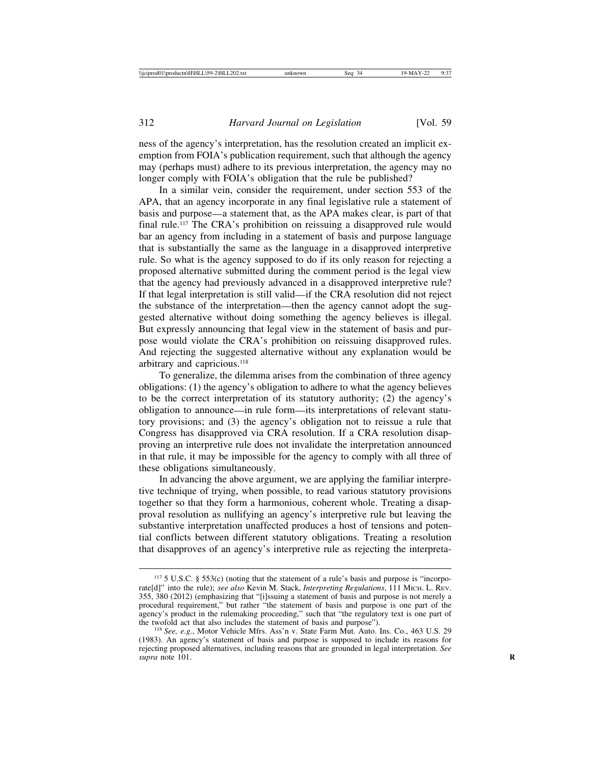ness of the agency's interpretation, has the resolution created an implicit exemption from FOIA's publication requirement, such that although the agency may (perhaps must) adhere to its previous interpretation, the agency may no longer comply with FOIA's obligation that the rule be published?

In a similar vein, consider the requirement, under section 553 of the APA, that an agency incorporate in any final legislative rule a statement of basis and purpose—a statement that, as the APA makes clear, is part of that final rule.[117] The CRA's prohibition on reissuing a disapproved rule would bar an agency from including in a statement of basis and purpose language that is substantially the same as the language in a disapproved interpretive rule. So what is the agency supposed to do if its only reason for rejecting a proposed alternative submitted during the comment period is the legal view that the agency had previously advanced in a disapproved interpretive rule? If that legal interpretation is still valid—if the CRA resolution did not reject the substance of the interpretation—then the agency cannot adopt the suggested alternative without doing something the agency believes is illegal. But expressly announcing that legal view in the statement of basis and purpose would violate the CRA's prohibition on reissuing disapproved rules. And rejecting the suggested alternative without any explanation would be arbitrary and capricious.[118]

To generalize, the dilemma arises from the combination of three agency obligations: (1) the agency's obligation to adhere to what the agency believes to be the correct interpretation of its statutory authority; (2) the agency's obligation to announce—in rule form—its interpretations of relevant statutory provisions; and (3) the agency's obligation not to reissue a rule that Congress has disapproved via CRA resolution. If a CRA resolution disapproving an interpretive rule does not invalidate the interpretation announced in that rule, it may be impossible for the agency to comply with all three of these obligations simultaneously.

In advancing the above argument, we are applying the familiar interpretive technique of trying, when possible, to read various statutory provisions together so that they form a harmonious, coherent whole. Treating a disapproval resolution as nullifying an agency's interpretive rule but leaving the substantive interpretation unaffected produces a host of tensions and potential conflicts between different statutory obligations. Treating a resolution that disapproves of an agency's interpretive rule as rejecting the interpreta-

---

[117] 5 U.S.C. § 553(c) (noting that the statement of a rule's basis and purpose is "incorporate[d]" into the rule); *see also* Kevin M. Stack, *Interpreting Regulations*, 111 MICH. L. REV. 355, 380 (2012) (emphasizing that "[i]ssuing a statement of basis and purpose is not merely a procedural requirement," but rather "the statement of basis and purpose is one part of the agency's product in the rulemaking proceeding," such that "the regulatory text is one part of the twofold act that also includes the statement of basis and purpose").

[118] *See, e.g.*, Motor Vehicle Mfrs. Ass'n v. State Farm Mut. Auto. Ins. Co., 463 U.S. 29 (1983). An agency's statement of basis and purpose is supposed to include its reasons for rejecting proposed alternatives, including reasons that are grounded in legal interpretation. *See supra* note 101.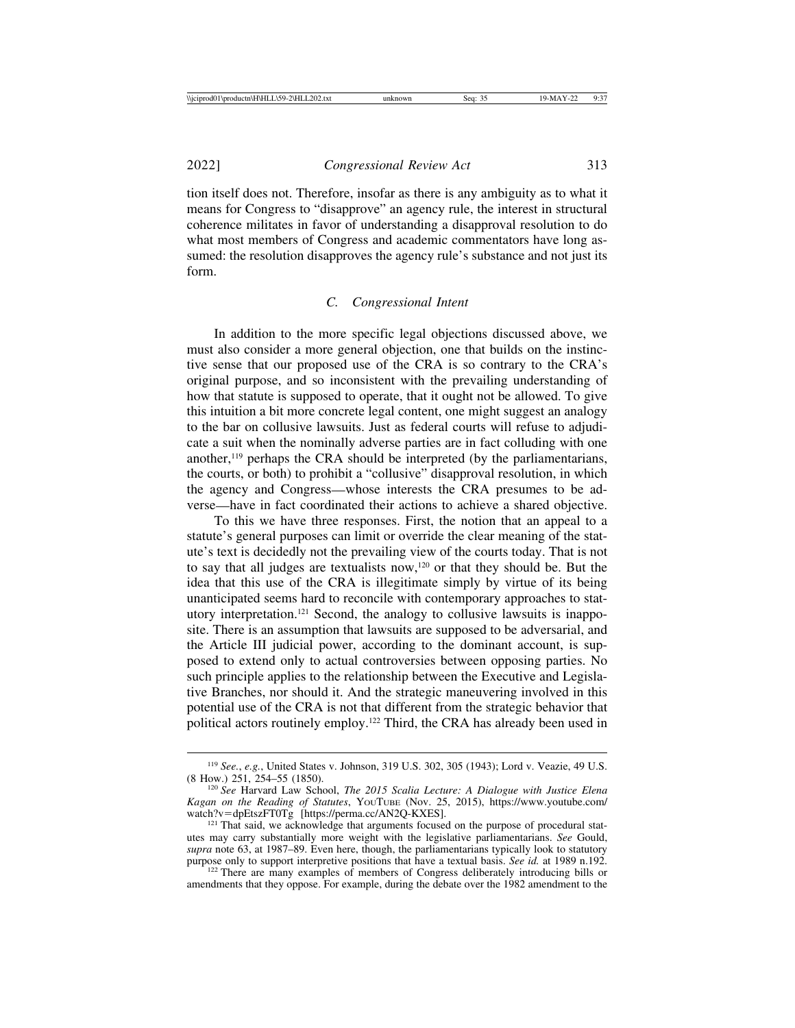tion itself does not. Therefore, insofar as there is any ambiguity as to what it means for Congress to "disapprove" an agency rule, the interest in structural coherence militates in favor of understanding a disapproval resolution to do what most members of Congress and academic commentators have long assumed: the resolution disapproves the agency rule's substance and not just its form.

### *C. Congressional Intent*

In addition to the more specific legal objections discussed above, we must also consider a more general objection, one that builds on the instinctive sense that our proposed use of the CRA is so contrary to the CRA's original purpose, and so inconsistent with the prevailing understanding of how that statute is supposed to operate, that it ought not be allowed. To give this intuition a bit more concrete legal content, one might suggest an analogy to the bar on collusive lawsuits. Just as federal courts will refuse to adjudicate a suit when the nominally adverse parties are in fact colluding with one another,[119] perhaps the CRA should be interpreted (by the parliamentarians, the courts, or both) to prohibit a "collusive" disapproval resolution, in which the agency and Congress—whose interests the CRA presumes to be adverse—have in fact coordinated their actions to achieve a shared objective.

To this we have three responses. First, the notion that an appeal to a statute's general purposes can limit or override the clear meaning of the statute's text is decidedly not the prevailing view of the courts today. That is not to say that all judges are textualists now,[120] or that they should be. But the idea that this use of the CRA is illegitimate simply by virtue of its being unanticipated seems hard to reconcile with contemporary approaches to statutory interpretation.[121] Second, the analogy to collusive lawsuits is inapposite. There is an assumption that lawsuits are supposed to be adversarial, and the Article III judicial power, according to the dominant account, is supposed to extend only to actual controversies between opposing parties. No such principle applies to the relationship between the Executive and Legislative Branches, nor should it. And the strategic maneuvering involved in this potential use of the CRA is not that different from the strategic behavior that political actors routinely employ.[122] Third, the CRA has already been used in

---

[119] *See, e.g.*, United States v. Johnson, 319 U.S. 302, 305 (1943); Lord v. Veazie, 49 U.S. (8 How.) 251, 254–55 (1850).

[120] *See* Harvard Law School, *The 2015 Scalia Lecture: A Dialogue with Justice Elena Kagan on the Reading of Statutes*, YouTube (Nov. 25, 2015), https://www.youtube.com/watch?v=dpEtszFT0Tg [https://perma.cc/AN2Q-KXES].

[121] That said, we acknowledge that arguments focused on the purpose of procedural statutes may carry substantially more weight with the legislative parliamentarians. *See* Gould, *supra* note 63, at 1987–89. Even here, though, the parliamentarians typically look to statutory purpose only to support interpretive positions that have a textual basis. *See id.* at 1989 n.192.

[122] There are many examples of members of Congress deliberately introducing bills or amendments that they oppose. For example, during the debate over the 1982 amendment to the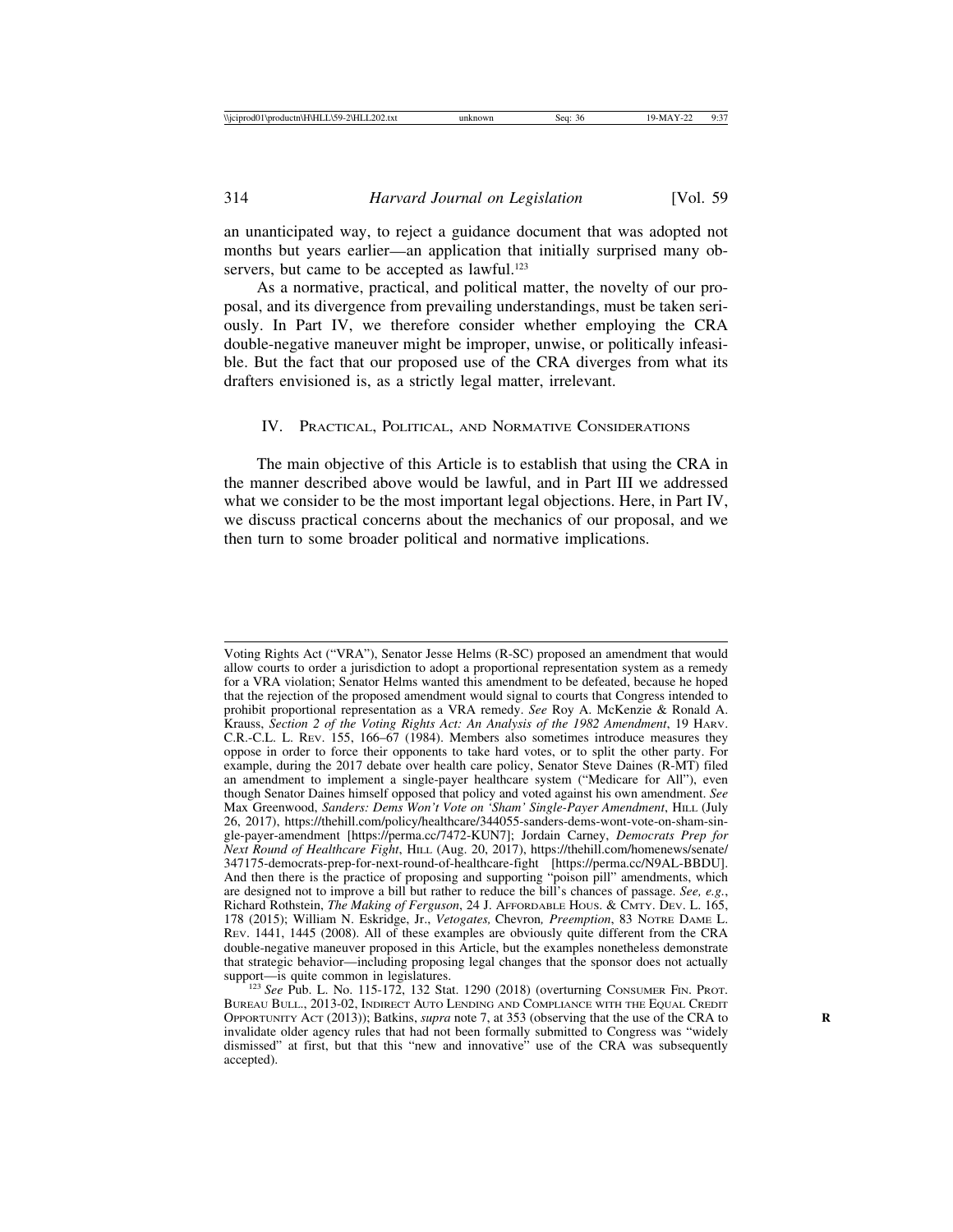an unanticipated way, to reject a guidance document that was adopted not months but years earlier—an application that initially surprised many observers, but came to be accepted as lawful.[123]

As a normative, practical, and political matter, the novelty of our proposal, and its divergence from prevailing understandings, must be taken seriously. In Part IV, we therefore consider whether employing the CRA double-negative maneuver might be improper, unwise, or politically infeasible. But the fact that our proposed use of the CRA diverges from what its drafters envisioned is, as a strictly legal matter, irrelevant.

## IV. Practical, Political, and Normative Considerations

The main objective of this Article is to establish that using the CRA in the manner described above would be lawful, and in Part III we addressed what we consider to be the most important legal objections. Here, in Part IV, we discuss practical concerns about the mechanics of our proposal, and we then turn to some broader political and normative implications.

---

Voting Rights Act ("VRA"), Senator Jesse Helms (R-SC) proposed an amendment that would allow courts to order a jurisdiction to adopt a proportional representation system as a remedy for a VRA violation; Senator Helms wanted this amendment to be defeated, because he hoped that the rejection of the proposed amendment would signal to courts that Congress intended to prohibit proportional representation as a VRA remedy. *See* Roy A. McKenzie & Ronald A. Krauss, *Section 2 of the Voting Rights Act: An Analysis of the 1982 Amendment*, 19 Harv. C.R.-C.L. L. Rev. 155, 166–67 (1984). Members also sometimes introduce measures they oppose in order to force their opponents to take hard votes, or to split the other party. For example, during the 2017 debate over health care policy, Senator Steve Daines (R-MT) filed an amendment to implement a single-payer healthcare system ("Medicare for All"), even though Senator Daines himself opposed that policy and voted against his own amendment. *See* Max Greenwood, *Sanders: Dems Won't Vote on 'Sham' Single-Payer Amendment*, Hill (July 26, 2017), https://thehill.com/policy/healthcare/344055-sanders-dems-wont-vote-on-sham-single-payer-amendment [https://perma.cc/7472-KUN7]; Jordain Carney, *Democrats Prep for Next Round of Healthcare Fight*, Hill (Aug. 20, 2017), https://thehill.com/homenews/senate/347175-democrats-prep-for-next-round-of-healthcare-fight [https://perma.cc/N9AL-BBDU]. And then there is the practice of proposing and supporting "poison pill" amendments, which are designed not to improve a bill but rather to reduce the bill's chances of passage. *See, e.g.*, Richard Rothstein, *The Making of Ferguson*, 24 J. Affordable Hous. & Cmty. Dev. L. 165, 178 (2015); William N. Eskridge, Jr., *Vetogates,* Chevron*, Preemption*, 83 Notre Dame L. Rev. 1441, 1445 (2008). All of these examples are obviously quite different from the CRA double-negative maneuver proposed in this Article, but the examples nonetheless demonstrate that strategic behavior—including proposing legal changes that the sponsor does not actually support—is quite common in legislatures.

[123] *See* Pub. L. No. 115-172, 132 Stat. 1290 (2018) (overturning Consumer Fin. Prot. Bureau Bull., 2013-02, Indirect Auto Lending and Compliance with the Equal Credit Opportunity Act (2013)); Batkins, *supra* note 7, at 353 (observing that the use of the CRA to invalidate older agency rules that had not been formally submitted to Congress was "widely dismissed" at first, but that this "new and innovative" use of the CRA was subsequently accepted).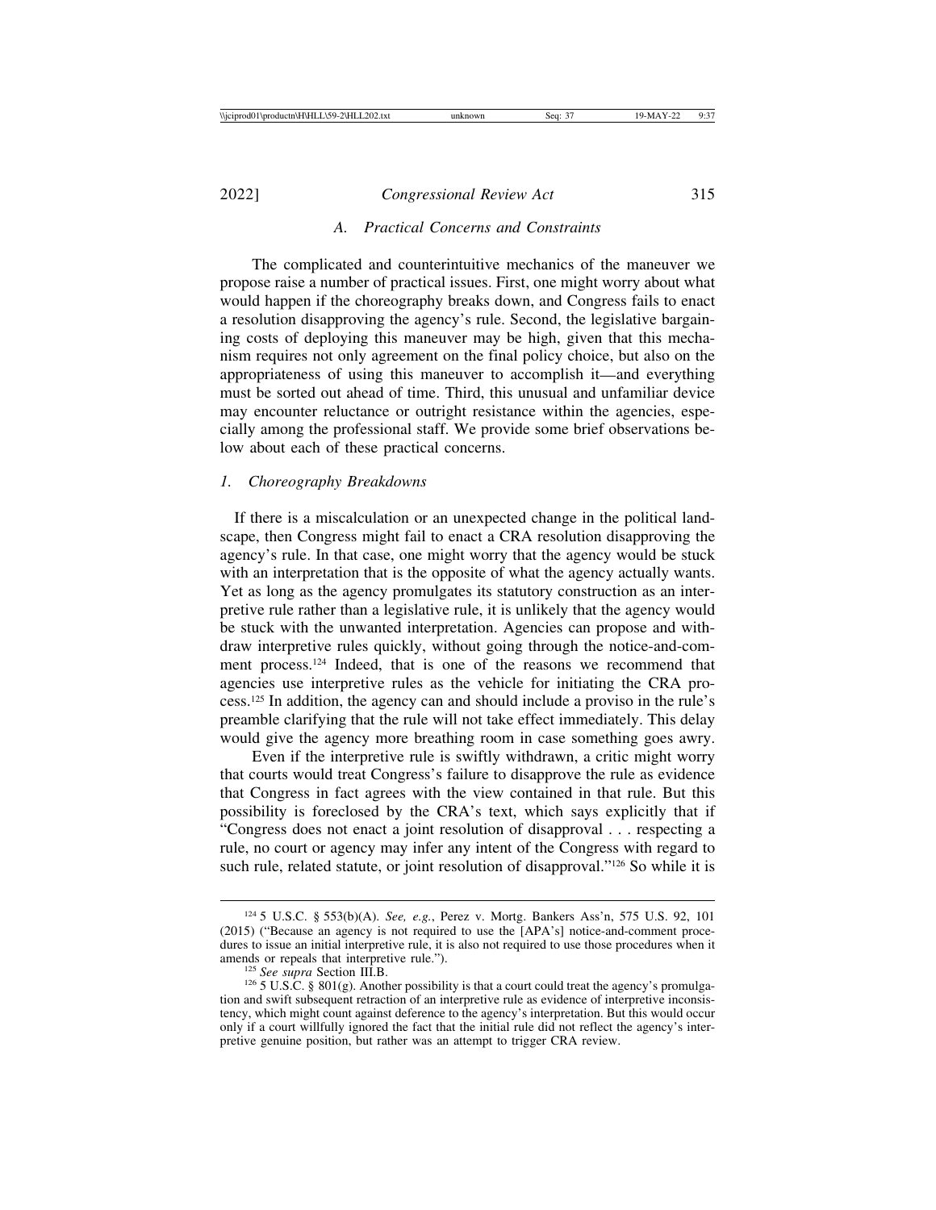### A. *Practical Concerns and Constraints*

The complicated and counterintuitive mechanics of the maneuver we propose raise a number of practical issues. First, one might worry about what would happen if the choreography breaks down, and Congress fails to enact a resolution disapproving the agency's rule. Second, the legislative bargaining costs of deploying this maneuver may be high, given that this mechanism requires not only agreement on the final policy choice, but also on the appropriateness of using this maneuver to accomplish it—and everything must be sorted out ahead of time. Third, this unusual and unfamiliar device may encounter reluctance or outright resistance within the agencies, especially among the professional staff. We provide some brief observations below about each of these practical concerns.

#### *1. Choreography Breakdowns*

If there is a miscalculation or an unexpected change in the political landscape, then Congress might fail to enact a CRA resolution disapproving the agency's rule. In that case, one might worry that the agency would be stuck with an interpretation that is the opposite of what the agency actually wants. Yet as long as the agency promulgates its statutory construction as an interpretive rule rather than a legislative rule, it is unlikely that the agency would be stuck with the unwanted interpretation. Agencies can propose and withdraw interpretive rules quickly, without going through the notice-and-comment process.[124] Indeed, that is one of the reasons we recommend that agencies use interpretive rules as the vehicle for initiating the CRA process.[125] In addition, the agency can and should include a proviso in the rule's preamble clarifying that the rule will not take effect immediately. This delay would give the agency more breathing room in case something goes awry.

Even if the interpretive rule is swiftly withdrawn, a critic might worry that courts would treat Congress's failure to disapprove the rule as evidence that Congress in fact agrees with the view contained in that rule. But this possibility is foreclosed by the CRA's text, which says explicitly that if "Congress does not enact a joint resolution of disapproval . . . respecting a rule, no court or agency may infer any intent of the Congress with regard to such rule, related statute, or joint resolution of disapproval."[126] So while it is

---

[124] 5 U.S.C. § 553(b)(A). *See, e.g.*, Perez v. Mortg. Bankers Ass'n, 575 U.S. 92, 101 (2015) ("Because an agency is not required to use the [APA's] notice-and-comment procedures to issue an initial interpretive rule, it is also not required to use those procedures when it amends or repeals that interpretive rule.").

[125] *See supra* Section III.B.

[126] 5 U.S.C. § 801(g). Another possibility is that a court could treat the agency's promulgation and swift subsequent retraction of an interpretive rule as evidence of interpretive inconsistency, which might count against deference to the agency's interpretation. But this would occur only if a court willfully ignored the fact that the initial rule did not reflect the agency's interpretive genuine position, but rather was an attempt to trigger CRA review.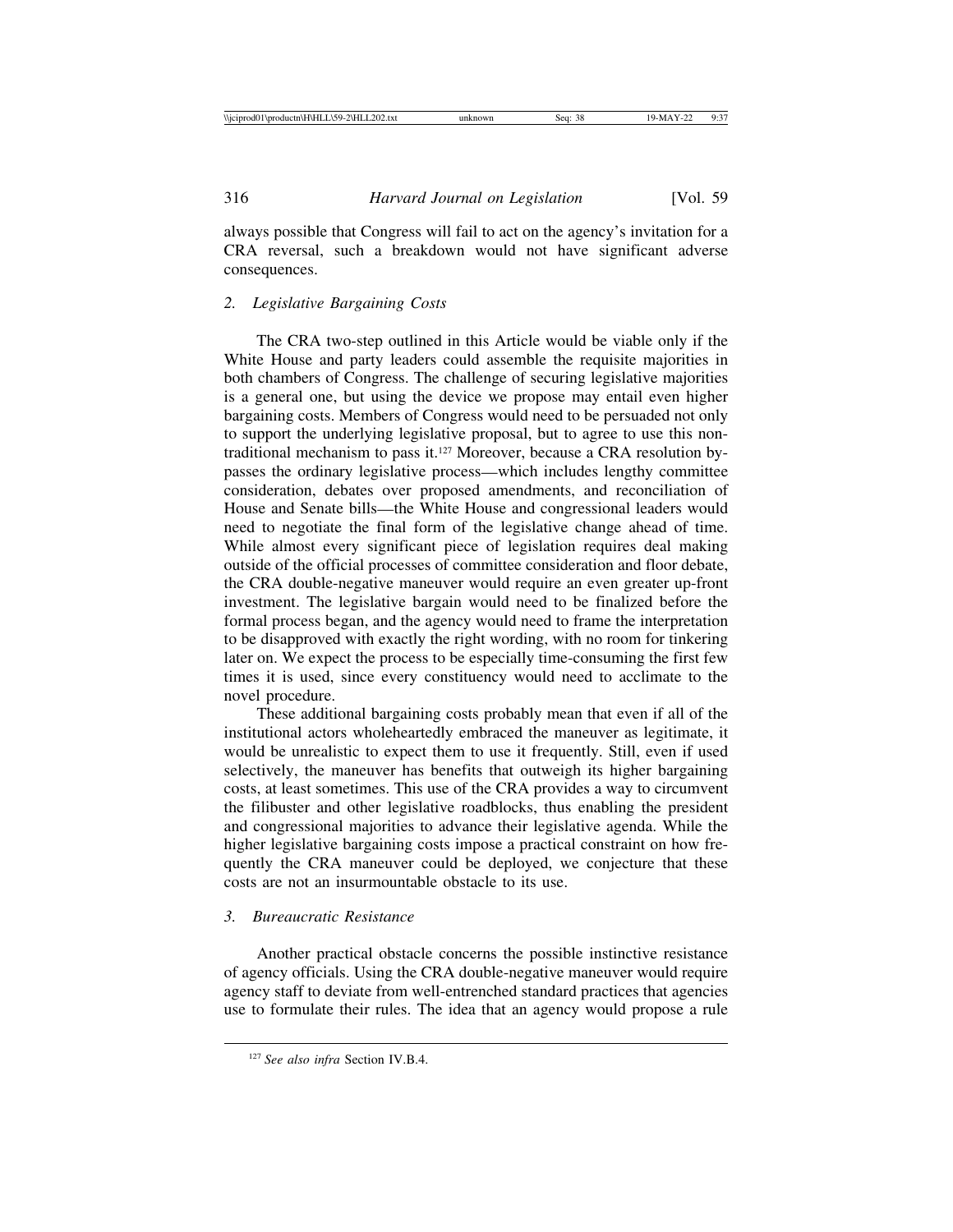always possible that Congress will fail to act on the agency's invitation for a CRA reversal, such a breakdown would not have significant adverse consequences.

### *2. Legislative Bargaining Costs*

The CRA two-step outlined in this Article would be viable only if the White House and party leaders could assemble the requisite majorities in both chambers of Congress. The challenge of securing legislative majorities is a general one, but using the device we propose may entail even higher bargaining costs. Members of Congress would need to be persuaded not only to support the underlying legislative proposal, but to agree to use this non-traditional mechanism to pass it.[127] Moreover, because a CRA resolution by-passes the ordinary legislative process—which includes lengthy committee consideration, debates over proposed amendments, and reconciliation of House and Senate bills—the White House and congressional leaders would need to negotiate the final form of the legislative change ahead of time. While almost every significant piece of legislation requires deal making outside of the official processes of committee consideration and floor debate, the CRA double-negative maneuver would require an even greater up-front investment. The legislative bargain would need to be finalized before the formal process began, and the agency would need to frame the interpretation to be disapproved with exactly the right wording, with no room for tinkering later on. We expect the process to be especially time-consuming the first few times it is used, since every constituency would need to acclimate to the novel procedure.

These additional bargaining costs probably mean that even if all of the institutional actors wholeheartedly embraced the maneuver as legitimate, it would be unrealistic to expect them to use it frequently. Still, even if used selectively, the maneuver has benefits that outweigh its higher bargaining costs, at least sometimes. This use of the CRA provides a way to circumvent the filibuster and other legislative roadblocks, thus enabling the president and congressional majorities to advance their legislative agenda. While the higher legislative bargaining costs impose a practical constraint on how frequently the CRA maneuver could be deployed, we conjecture that these costs are not an insurmountable obstacle to its use.

### *3. Bureaucratic Resistance*

Another practical obstacle concerns the possible instinctive resistance of agency officials. Using the CRA double-negative maneuver would require agency staff to deviate from well-entrenched standard practices that agencies use to formulate their rules. The idea that an agency would propose a rule

---

[127] *See also infra* Section IV.B.4.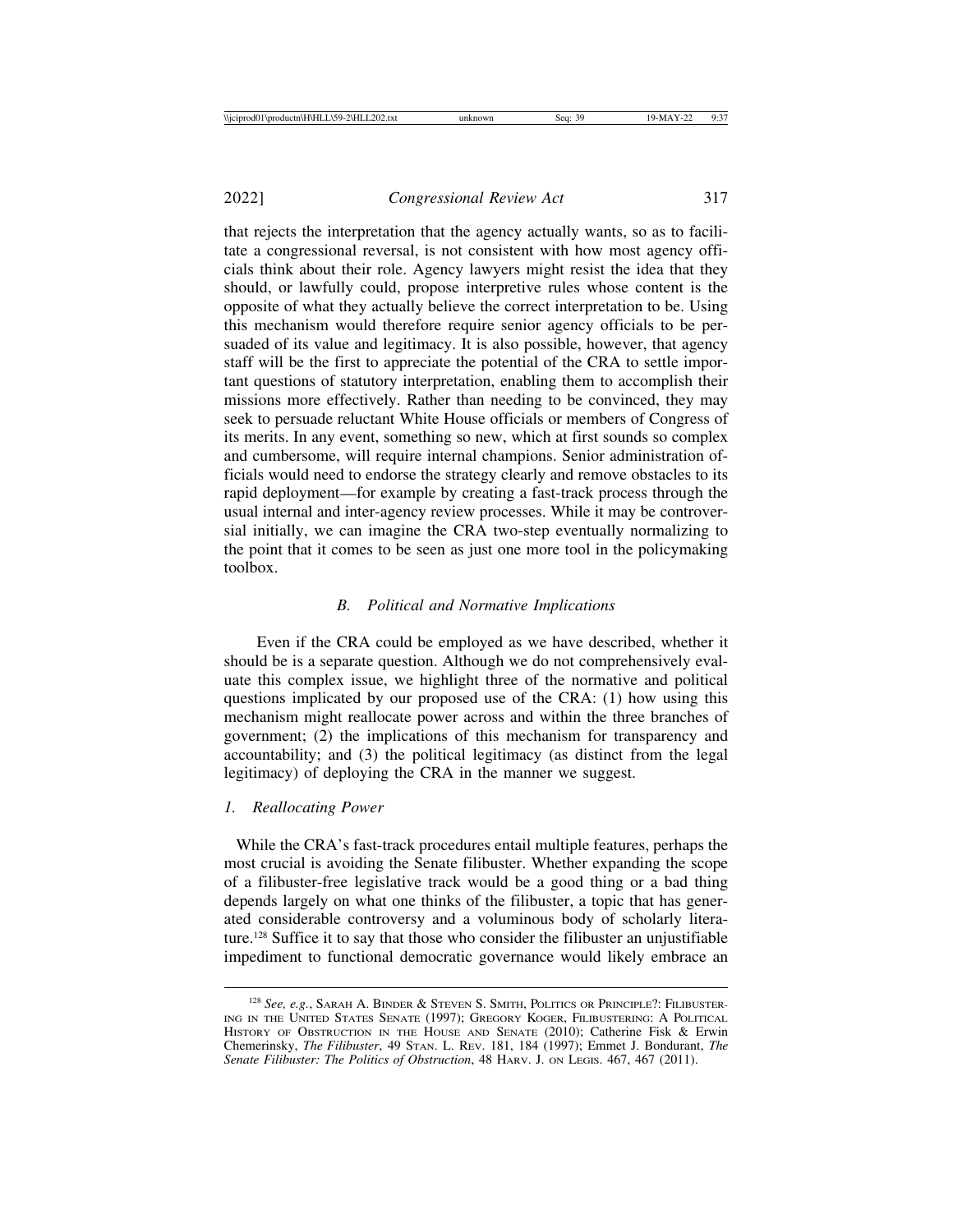that rejects the interpretation that the agency actually wants, so as to facilitate a congressional reversal, is not consistent with how most agency officials think about their role. Agency lawyers might resist the idea that they should, or lawfully could, propose interpretive rules whose content is the opposite of what they actually believe the correct interpretation to be. Using this mechanism would therefore require senior agency officials to be persuaded of its value and legitimacy. It is also possible, however, that agency staff will be the first to appreciate the potential of the CRA to settle important questions of statutory interpretation, enabling them to accomplish their missions more effectively. Rather than needing to be convinced, they may seek to persuade reluctant White House officials or members of Congress of its merits. In any event, something so new, which at first sounds so complex and cumbersome, will require internal champions. Senior administration officials would need to endorse the strategy clearly and remove obstacles to its rapid deployment—for example by creating a fast-track process through the usual internal and inter-agency review processes. While it may be controversial initially, we can imagine the CRA two-step eventually normalizing to the point that it comes to be seen as just one more tool in the policymaking toolbox.

### *B. Political and Normative Implications*

Even if the CRA could be employed as we have described, whether it should be is a separate question. Although we do not comprehensively evaluate this complex issue, we highlight three of the normative and political questions implicated by our proposed use of the CRA: (1) how using this mechanism might reallocate power across and within the three branches of government; (2) the implications of this mechanism for transparency and accountability; and (3) the political legitimacy (as distinct from the legal legitimacy) of deploying the CRA in the manner we suggest.

#### *1. Reallocating Power*

While the CRA's fast-track procedures entail multiple features, perhaps the most crucial is avoiding the Senate filibuster. Whether expanding the scope of a filibuster-free legislative track would be a good thing or a bad thing depends largely on what one thinks of the filibuster, a topic that has generated considerable controversy and a voluminous body of scholarly literature.[128] Suffice it to say that those who consider the filibuster an unjustifiable impediment to functional democratic governance would likely embrace an

---

[128] *See, e.g.*, Sarah A. Binder & Steven S. Smith, Politics or Principle?: Filibustering in the United States Senate (1997); Gregory Koger, Filibustering: A Political History of Obstruction in the House and Senate (2010); Catherine Fisk & Erwin Chemerinsky, *The Filibuster*, 49 Stan. L. Rev. 181, 184 (1997); Emmet J. Bondurant, *The Senate Filibuster: The Politics of Obstruction*, 48 Harv. J. on Legis. 467, 467 (2011).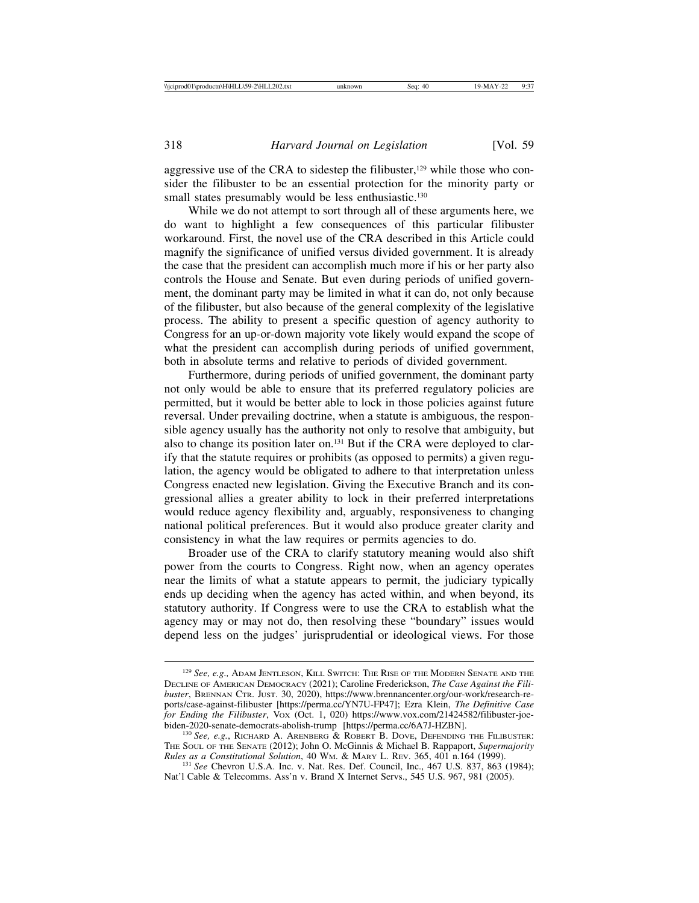aggressive use of the CRA to sidestep the filibuster,[129] while those who consider the filibuster to be an essential protection for the minority party or small states presumably would be less enthusiastic.[130]

While we do not attempt to sort through all of these arguments here, we do want to highlight a few consequences of this particular filibuster workaround. First, the novel use of the CRA described in this Article could magnify the significance of unified versus divided government. It is already the case that the president can accomplish much more if his or her party also controls the House and Senate. But even during periods of unified government, the dominant party may be limited in what it can do, not only because of the filibuster, but also because of the general complexity of the legislative process. The ability to present a specific question of agency authority to Congress for an up-or-down majority vote likely would expand the scope of what the president can accomplish during periods of unified government, both in absolute terms and relative to periods of divided government.

Furthermore, during periods of unified government, the dominant party not only would be able to ensure that its preferred regulatory policies are permitted, but it would be better able to lock in those policies against future reversal. Under prevailing doctrine, when a statute is ambiguous, the responsible agency usually has the authority not only to resolve that ambiguity, but also to change its position later on.[131] But if the CRA were deployed to clarify that the statute requires or prohibits (as opposed to permits) a given regulation, the agency would be obligated to adhere to that interpretation unless Congress enacted new legislation. Giving the Executive Branch and its congressional allies a greater ability to lock in their preferred interpretations would reduce agency flexibility and, arguably, responsiveness to changing national political preferences. But it would also produce greater clarity and consistency in what the law requires or permits agencies to do.

Broader use of the CRA to clarify statutory meaning would also shift power from the courts to Congress. Right now, when an agency operates near the limits of what a statute appears to permit, the judiciary typically ends up deciding when the agency has acted within, and when beyond, its statutory authority. If Congress were to use the CRA to establish what the agency may or may not do, then resolving these "boundary" issues would depend less on the judges' jurisprudential or ideological views. For those

---

[129] *See, e.g.*, Adam Jentleson, Kill Switch: The Rise of the Modern Senate and the Decline of American Democracy (2021); Caroline Frederickson, *The Case Against the Filibuster*, Brennan Ctr. Just. 30, 2020), https://www.brennancenter.org/our-work/research-reports/case-against-filibuster [https://perma.cc/YN7U-FP47]; Ezra Klein, *The Definitive Case for Ending the Filibuster*, Vox (Oct. 1, 020) https://www.vox.com/21424582/filibuster-joe-biden-2020-senate-democrats-abolish-trump [https://perma.cc/6A7J-HZBN].

[130] *See, e.g.*, Richard A. Arenberg & Robert B. Dove, Defending the Filibuster: The Soul of the Senate (2012); John O. McGinnis & Michael B. Rappaport, *Supermajority Rules as a Constitutional Solution*, 40 Wm. & Mary L. Rev. 365, 401 n.164 (1999).

[131] *See* Chevron U.S.A. Inc. v. Nat. Res. Def. Council, Inc., 467 U.S. 837, 863 (1984); Nat'l Cable & Telecomms. Ass'n v. Brand X Internet Servs., 545 U.S. 967, 981 (2005).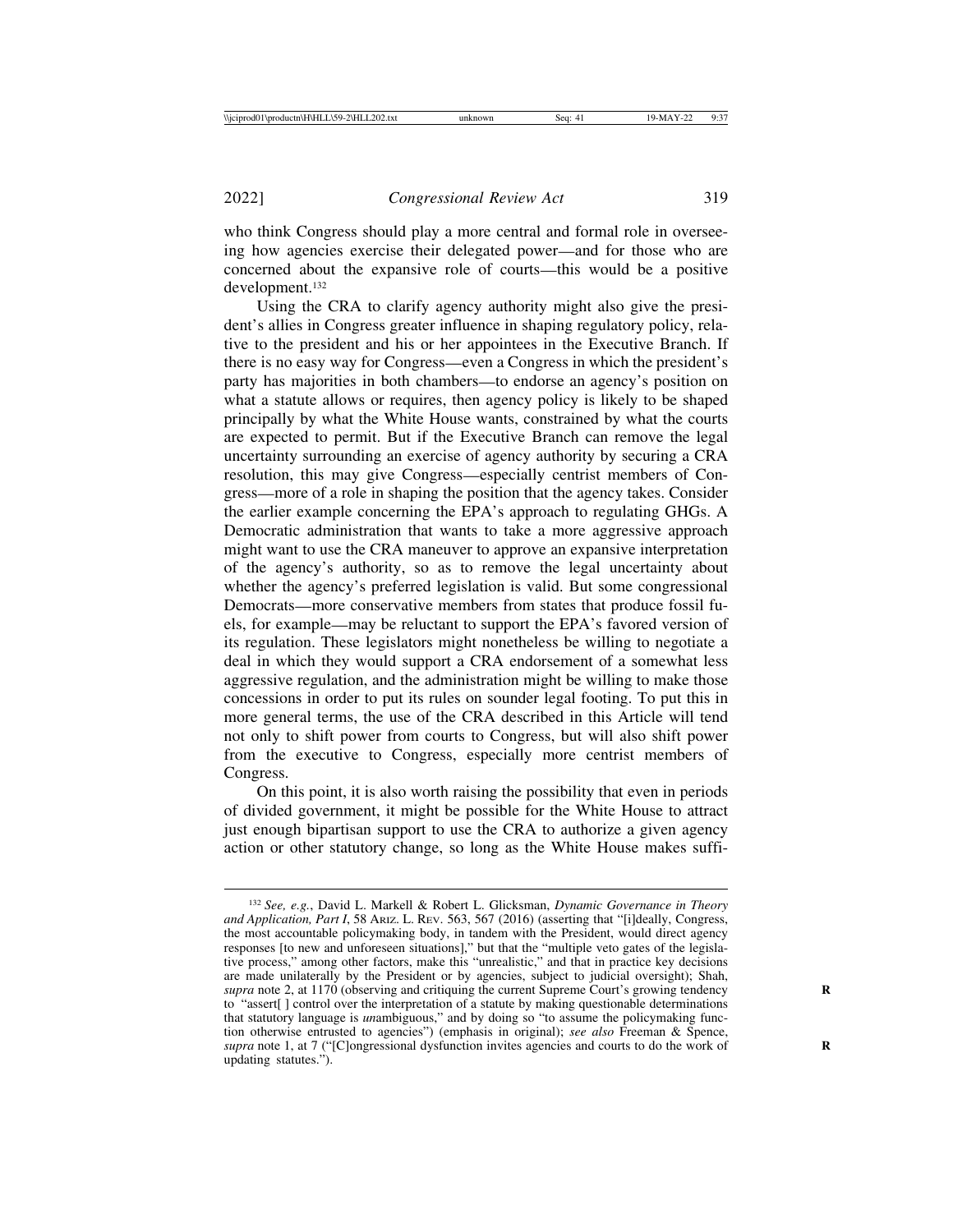who think Congress should play a more central and formal role in overseeing how agencies exercise their delegated power—and for those who are concerned about the expansive role of courts—this would be a positive development.[132]

Using the CRA to clarify agency authority might also give the president's allies in Congress greater influence in shaping regulatory policy, relative to the president and his or her appointees in the Executive Branch. If there is no easy way for Congress—even a Congress in which the president's party has majorities in both chambers—to endorse an agency's position on what a statute allows or requires, then agency policy is likely to be shaped principally by what the White House wants, constrained by what the courts are expected to permit. But if the Executive Branch can remove the legal uncertainty surrounding an exercise of agency authority by securing a CRA resolution, this may give Congress—especially centrist members of Congress—more of a role in shaping the position that the agency takes. Consider the earlier example concerning the EPA's approach to regulating GHGs. A Democratic administration that wants to take a more aggressive approach might want to use the CRA maneuver to approve an expansive interpretation of the agency's authority, so as to remove the legal uncertainty about whether the agency's preferred legislation is valid. But some congressional Democrats—more conservative members from states that produce fossil fuels, for example—may be reluctant to support the EPA's favored version of its regulation. These legislators might nonetheless be willing to negotiate a deal in which they would support a CRA endorsement of a somewhat less aggressive regulation, and the administration might be willing to make those concessions in order to put its rules on sounder legal footing. To put this in more general terms, the use of the CRA described in this Article will tend not only to shift power from courts to Congress, but will also shift power from the executive to Congress, especially more centrist members of Congress.

On this point, it is also worth raising the possibility that even in periods of divided government, it might be possible for the White House to attract just enough bipartisan support to use the CRA to authorize a given agency action or other statutory change, so long as the White House makes suffi-

[132] *See, e.g.*, David L. Markell & Robert L. Glicksman, *Dynamic Governance in Theory and Application, Part I*, 58 Ariz. L. Rev. 563, 567 (2016) (asserting that "[i]deally, Congress, the most accountable policymaking body, in tandem with the President, would direct agency responses [to new and unforeseen situations]," but that the "multiple veto gates of the legislative process," among other factors, make this "unrealistic," and that in practice key decisions are made unilaterally by the President or by agencies, subject to judicial oversight); Shah, *supra* note 2, at 1170 (observing and critiquing the current Supreme Court's growing tendency to "assert[ ] control over the interpretation of a statute by making questionable determinations that statutory language is *un*ambiguous," and by doing so "to assume the policymaking function otherwise entrusted to agencies") (emphasis in original); *see also* Freeman & Spence, *supra* note 1, at 7 ("[C]ongressional dysfunction invites agencies and courts to do the work of updating statutes.").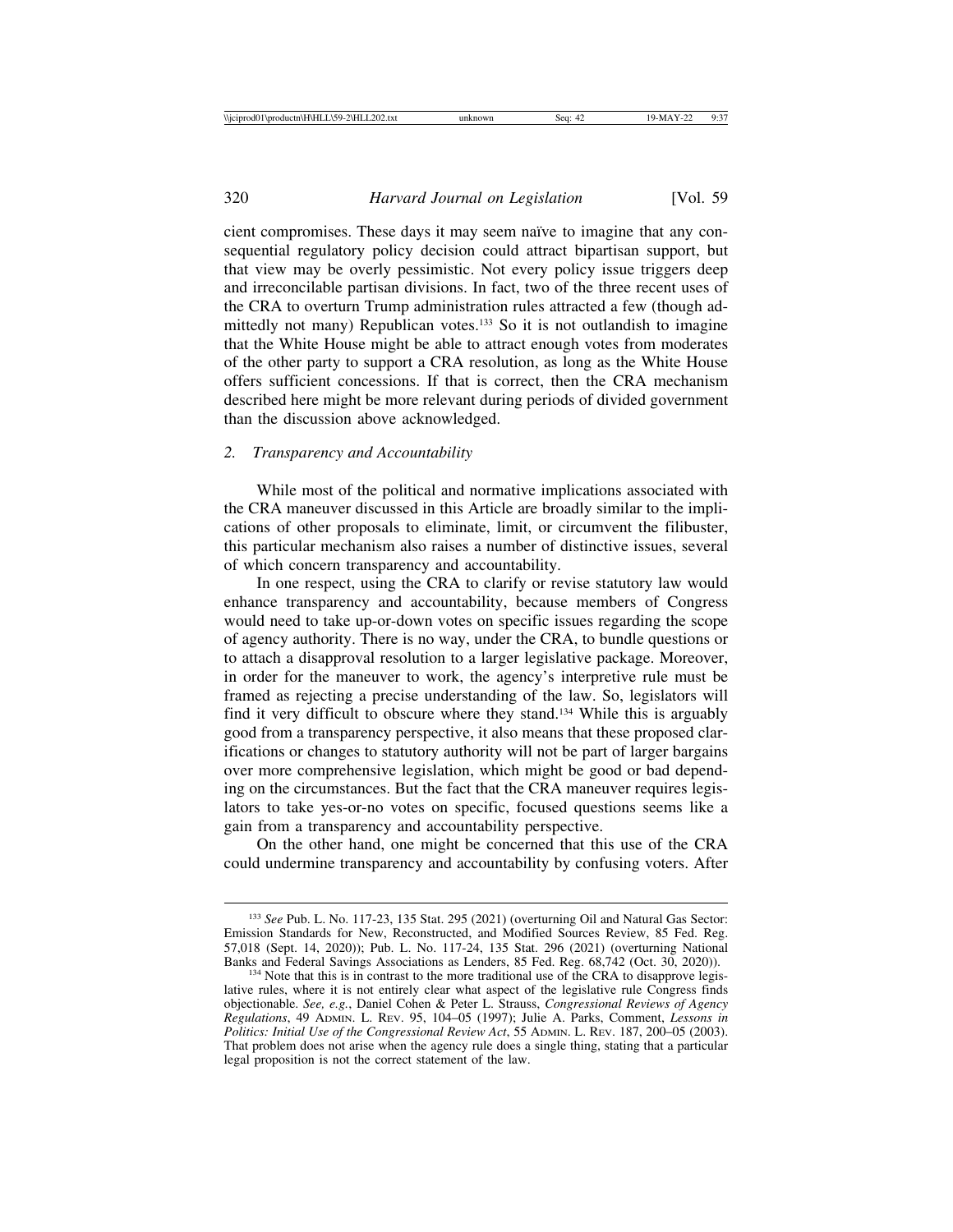cient compromises. These days it may seem naïve to imagine that any consequential regulatory policy decision could attract bipartisan support, but that view may be overly pessimistic. Not every policy issue triggers deep and irreconcilable partisan divisions. In fact, two of the three recent uses of the CRA to overturn Trump administration rules attracted a few (though admittedly not many) Republican votes.[133] So it is not outlandish to imagine that the White House might be able to attract enough votes from moderates of the other party to support a CRA resolution, as long as the White House offers sufficient concessions. If that is correct, then the CRA mechanism described here might be more relevant during periods of divided government than the discussion above acknowledged.

### 2. *Transparency and Accountability*

While most of the political and normative implications associated with the CRA maneuver discussed in this Article are broadly similar to the implications of other proposals to eliminate, limit, or circumvent the filibuster, this particular mechanism also raises a number of distinctive issues, several of which concern transparency and accountability.

In one respect, using the CRA to clarify or revise statutory law would enhance transparency and accountability, because members of Congress would need to take up-or-down votes on specific issues regarding the scope of agency authority. There is no way, under the CRA, to bundle questions or to attach a disapproval resolution to a larger legislative package. Moreover, in order for the maneuver to work, the agency's interpretive rule must be framed as rejecting a precise understanding of the law. So, legislators will find it very difficult to obscure where they stand.[134] While this is arguably good from a transparency perspective, it also means that these proposed clarifications or changes to statutory authority will not be part of larger bargains over more comprehensive legislation, which might be good or bad depending on the circumstances. But the fact that the CRA maneuver requires legislators to take yes-or-no votes on specific, focused questions seems like a gain from a transparency and accountability perspective.

On the other hand, one might be concerned that this use of the CRA could undermine transparency and accountability by confusing voters. After

---

[133] *See* Pub. L. No. 117-23, 135 Stat. 295 (2021) (overturning Oil and Natural Gas Sector: Emission Standards for New, Reconstructed, and Modified Sources Review, 85 Fed. Reg. 57,018 (Sept. 14, 2020)); Pub. L. No. 117-24, 135 Stat. 296 (2021) (overturning National Banks and Federal Savings Associations as Lenders, 85 Fed. Reg. 68,742 (Oct. 30, 2020)).

[134] Note that this is in contrast to the more traditional use of the CRA to disapprove legislative rules, where it is not entirely clear what aspect of the legislative rule Congress finds objectionable. *See, e.g.*, Daniel Cohen & Peter L. Strauss, *Congressional Reviews of Agency Regulations*, 49 ADMIN. L. REV. 95, 104–05 (1997); Julie A. Parks, Comment, *Lessons in Politics: Initial Use of the Congressional Review Act*, 55 ADMIN. L. REV. 187, 200–05 (2003). That problem does not arise when the agency rule does a single thing, stating that a particular legal proposition is not the correct statement of the law.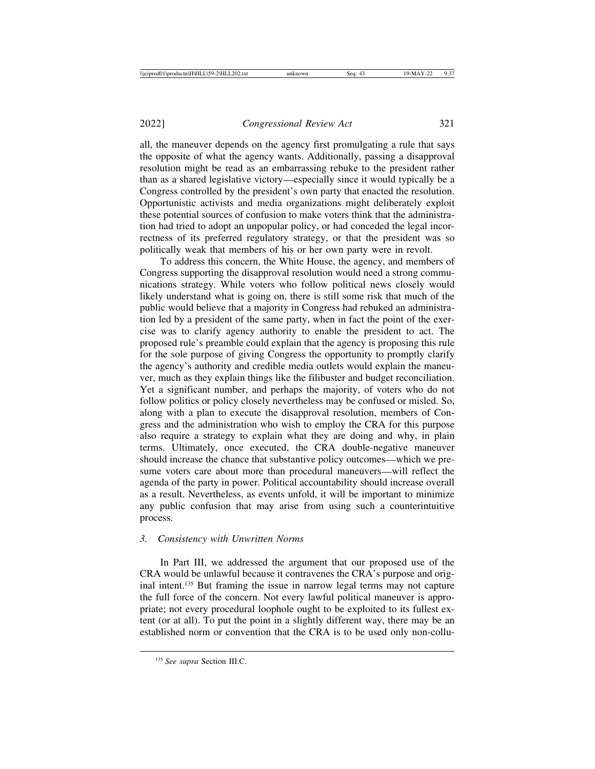all, the maneuver depends on the agency first promulgating a rule that says the opposite of what the agency wants. Additionally, passing a disapproval resolution might be read as an embarrassing rebuke to the president rather than as a shared legislative victory—especially since it would typically be a Congress controlled by the president's own party that enacted the resolution. Opportunistic activists and media organizations might deliberately exploit these potential sources of confusion to make voters think that the administration had tried to adopt an unpopular policy, or had conceded the legal incorrectness of its preferred regulatory strategy, or that the president was so politically weak that members of his or her own party were in revolt.

To address this concern, the White House, the agency, and members of Congress supporting the disapproval resolution would need a strong communications strategy. While voters who follow political news closely would likely understand what is going on, there is still some risk that much of the public would believe that a majority in Congress had rebuked an administration led by a president of the same party, when in fact the point of the exercise was to clarify agency authority to enable the president to act. The proposed rule's preamble could explain that the agency is proposing this rule for the sole purpose of giving Congress the opportunity to promptly clarify the agency's authority and credible media outlets would explain the maneuver, much as they explain things like the filibuster and budget reconciliation. Yet a significant number, and perhaps the majority, of voters who do not follow politics or policy closely nevertheless may be confused or misled. So, along with a plan to execute the disapproval resolution, members of Congress and the administration who wish to employ the CRA for this purpose also require a strategy to explain what they are doing and why, in plain terms. Ultimately, once executed, the CRA double-negative maneuver should increase the chance that substantive policy outcomes—which we presume voters care about more than procedural maneuvers—will reflect the agenda of the party in power. Political accountability should increase overall as a result. Nevertheless, as events unfold, it will be important to minimize any public confusion that may arise from using such a counterintuitive process.

### *3. Consistency with Unwritten Norms*

In Part III, we addressed the argument that our proposed use of the CRA would be unlawful because it contravenes the CRA's purpose and original intent.[135] But framing the issue in narrow legal terms may not capture the full force of the concern. Not every lawful political maneuver is appropriate; not every procedural loophole ought to be exploited to its fullest extent (or at all). To put the point in a slightly different way, there may be an established norm or convention that the CRA is to be used only non-collu-

[135] *See supra* Section III.C.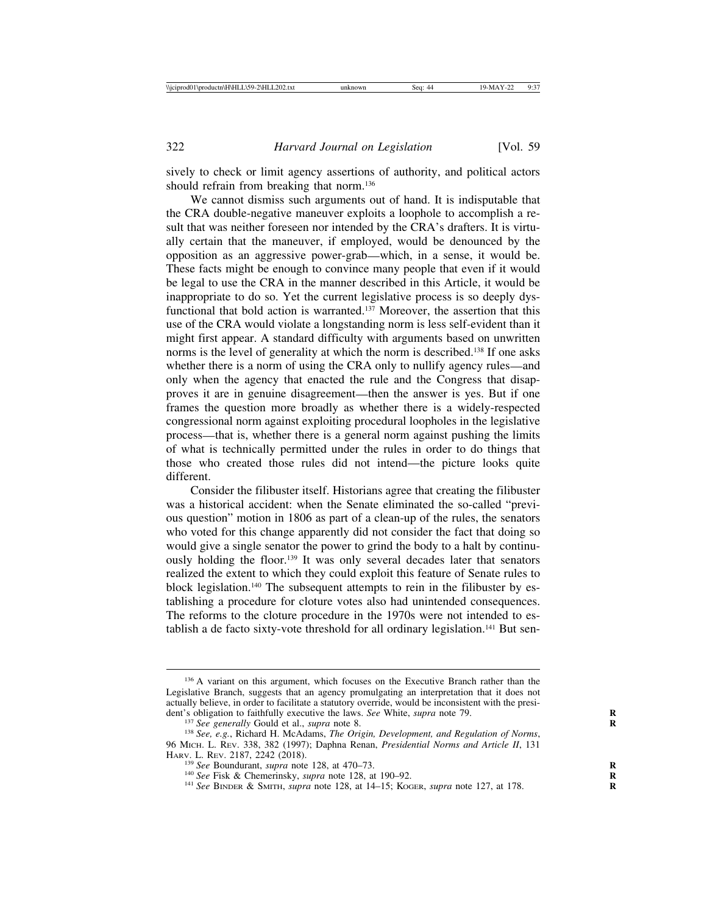sively to check or limit agency assertions of authority, and political actors should refrain from breaking that norm.[136]

We cannot dismiss such arguments out of hand. It is indisputable that the CRA double-negative maneuver exploits a loophole to accomplish a result that was neither foreseen nor intended by the CRA's drafters. It is virtually certain that the maneuver, if employed, would be denounced by the opposition as an aggressive power-grab—which, in a sense, it would be. These facts might be enough to convince many people that even if it would be legal to use the CRA in the manner described in this Article, it would be inappropriate to do so. Yet the current legislative process is so deeply dysfunctional that bold action is warranted.[137] Moreover, the assertion that this use of the CRA would violate a longstanding norm is less self-evident than it might first appear. A standard difficulty with arguments based on unwritten norms is the level of generality at which the norm is described.[138] If one asks whether there is a norm of using the CRA only to nullify agency rules—and only when the agency that enacted the rule and the Congress that disapproves it are in genuine disagreement—then the answer is yes. But if one frames the question more broadly as whether there is a widely-respected congressional norm against exploiting procedural loopholes in the legislative process—that is, whether there is a general norm against pushing the limits of what is technically permitted under the rules in order to do things that those who created those rules did not intend—the picture looks quite different.

Consider the filibuster itself. Historians agree that creating the filibuster was a historical accident: when the Senate eliminated the so-called "previous question" motion in 1806 as part of a clean-up of the rules, the senators who voted for this change apparently did not consider the fact that doing so would give a single senator the power to grind the body to a halt by continuously holding the floor.[139] It was only several decades later that senators realized the extent to which they could exploit this feature of Senate rules to block legislation.[140] The subsequent attempts to rein in the filibuster by establishing a procedure for cloture votes also had unintended consequences. The reforms to the cloture procedure in the 1970s were not intended to establish a de facto sixty-vote threshold for all ordinary legislation.[141] But sen-

---

[136] A variant on this argument, which focuses on the Executive Branch rather than the Legislative Branch, suggests that an agency promulgating an interpretation that it does not actually believe, in order to facilitate a statutory override, would be inconsistent with the president's obligation to faithfully executive the laws. *See* White, *supra* note 79.

[137] *See generally* Gould et al., *supra* note 8.

[138] *See, e.g.*, Richard H. McAdams, *The Origin, Development, and Regulation of Norms*, 96 MICH. L. REV. 338, 382 (1997); Daphna Renan, *Presidential Norms and Article II*, 131 HARV. L. REV. 2187, 2242 (2018).

[139] *See* Boundurant, *supra* note 128, at 470–73.

[140] *See* Fisk & Chemerinsky, *supra* note 128, at 190–92.

[141] *See* BINDER & SMITH, *supra* note 128, at 14–15; KOGER, *supra* note 127, at 178.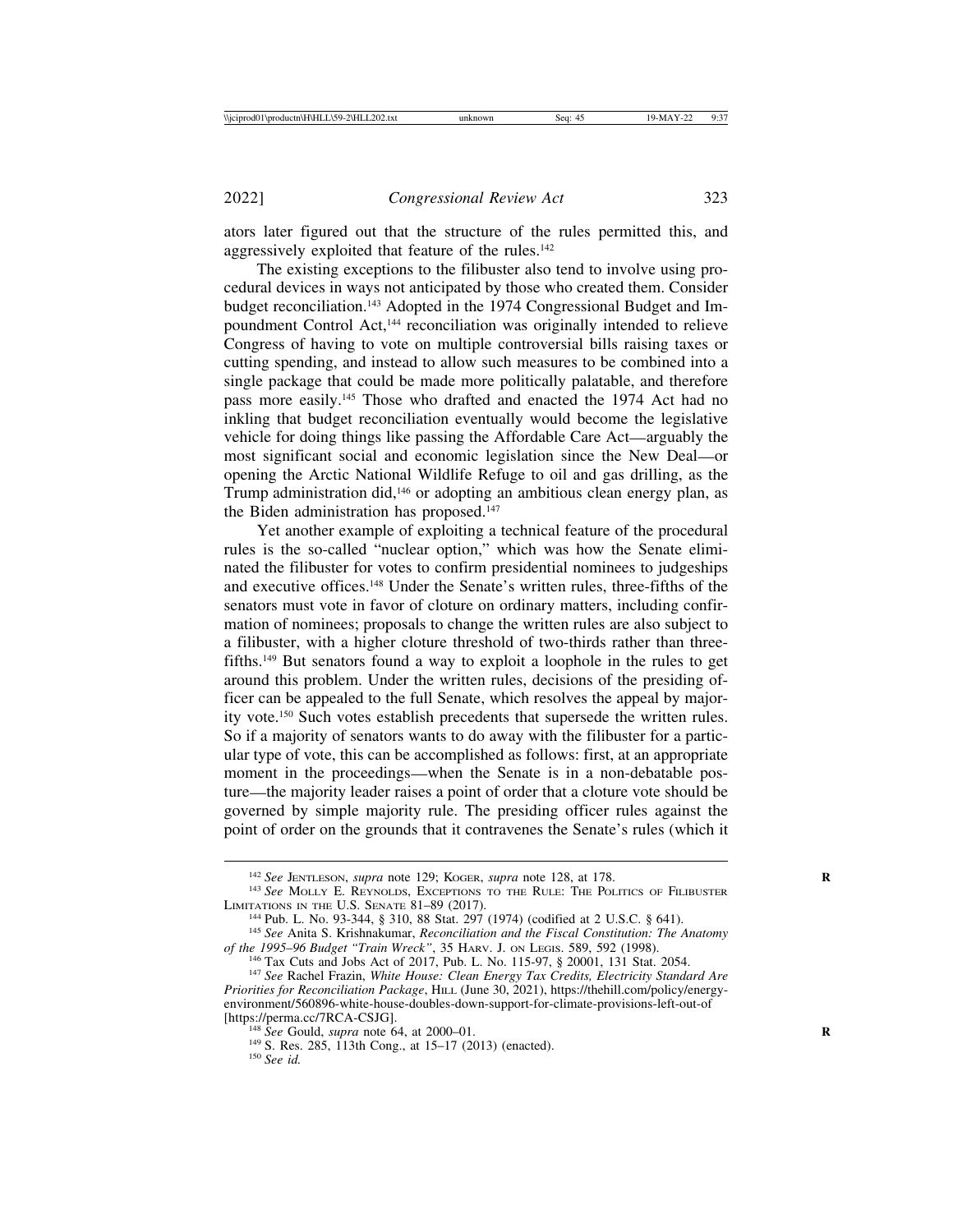ators later figured out that the structure of the rules permitted this, and aggressively exploited that feature of the rules.[142]

The existing exceptions to the filibuster also tend to involve using procedural devices in ways not anticipated by those who created them. Consider budget reconciliation.[143] Adopted in the 1974 Congressional Budget and Impoundment Control Act,[144] reconciliation was originally intended to relieve Congress of having to vote on multiple controversial bills raising taxes or cutting spending, and instead to allow such measures to be combined into a single package that could be made more politically palatable, and therefore pass more easily.[145] Those who drafted and enacted the 1974 Act had no inkling that budget reconciliation eventually would become the legislative vehicle for doing things like passing the Affordable Care Act—arguably the most significant social and economic legislation since the New Deal—or opening the Arctic National Wildlife Refuge to oil and gas drilling, as the Trump administration did,[146] or adopting an ambitious clean energy plan, as the Biden administration has proposed.[147]

Yet another example of exploiting a technical feature of the procedural rules is the so-called "nuclear option," which was how the Senate eliminated the filibuster for votes to confirm presidential nominees to judgeships and executive offices.[148] Under the Senate's written rules, three-fifths of the senators must vote in favor of cloture on ordinary matters, including confirmation of nominees; proposals to change the written rules are also subject to a filibuster, with a higher cloture threshold of two-thirds rather than three-fifths.[149] But senators found a way to exploit a loophole in the rules to get around this problem. Under the written rules, decisions of the presiding officer can be appealed to the full Senate, which resolves the appeal by majority vote.[150] Such votes establish precedents that supersede the written rules. So if a majority of senators wants to do away with the filibuster for a particular type of vote, this can be accomplished as follows: first, at an appropriate moment in the proceedings—when the Senate is in a non-debatable posture—the majority leader raises a point of order that a cloture vote should be governed by simple majority rule. The presiding officer rules against the point of order on the grounds that it contravenes the Senate's rules (which it

---

[142] *See* Jentleson, *supra* note 129; Koger, *supra* note 128, at 178.

[143] *See* Molly E. Reynolds, Exceptions to the Rule: The Politics of Filibuster Limitations in the U.S. Senate 81–89 (2017).

[144] Pub. L. No. 93-344, § 310, 88 Stat. 297 (1974) (codified at 2 U.S.C. § 641).

[145] *See* Anita S. Krishnakumar, *Reconciliation and the Fiscal Constitution: The Anatomy of the 1995–96 Budget "Train Wreck"*, 35 Harv. J. on Legis. 589, 592 (1998).

[146] Tax Cuts and Jobs Act of 2017, Pub. L. No. 115-97, § 20001, 131 Stat. 2054.

[147] *See* Rachel Frazin, *White House: Clean Energy Tax Credits, Electricity Standard Are Priorities for Reconciliation Package*, Hill (June 30, 2021), https://thehill.com/policy/energy-environment/560896-white-house-doubles-down-support-for-climate-provisions-left-out-of [https://perma.cc/7RCA-CSJG].

[148] *See* Gould, *supra* note 64, at 2000–01.

[149] S. Res. 285, 113th Cong., at 15–17 (2013) (enacted).

[150] *See id.*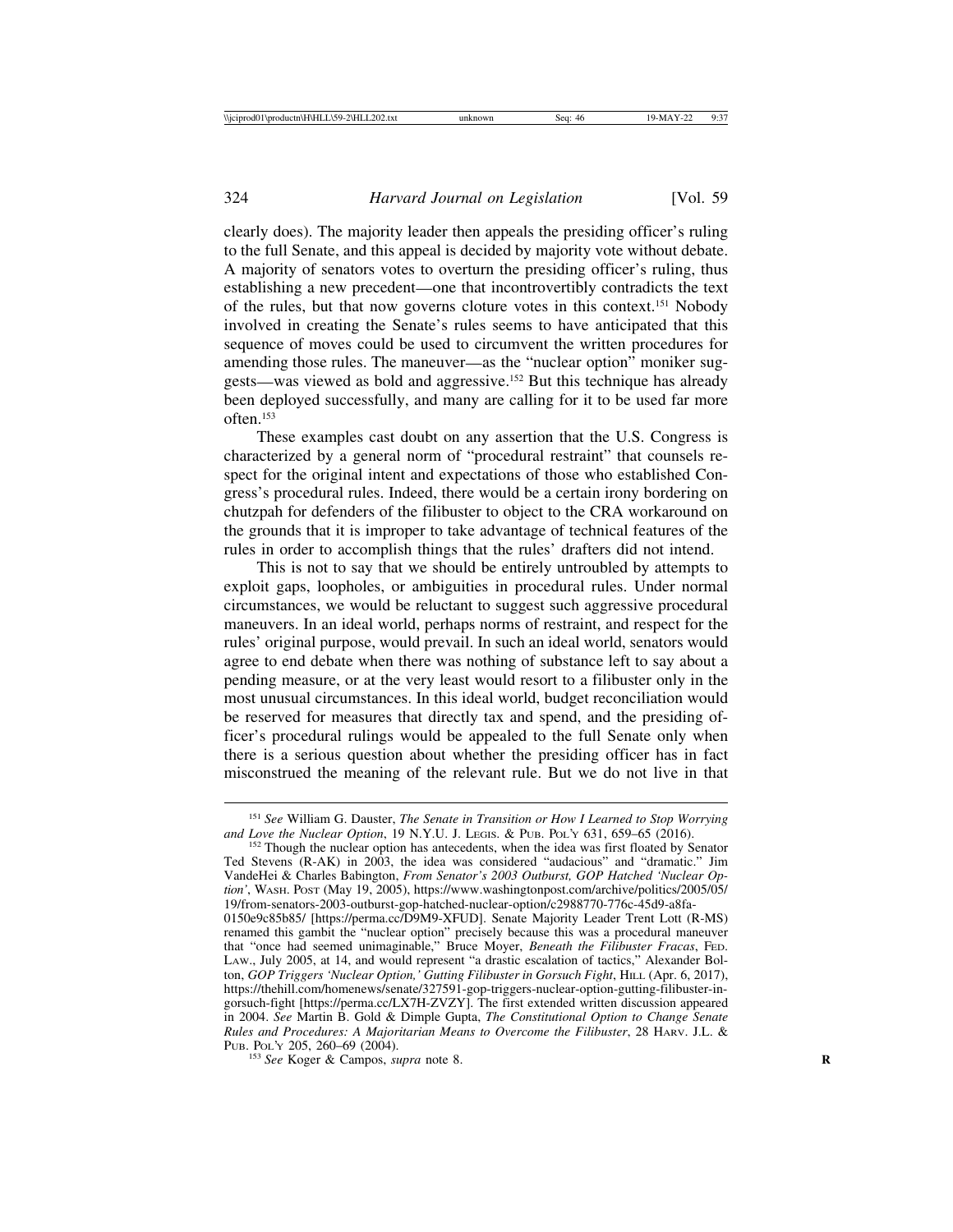clearly does). The majority leader then appeals the presiding officer's ruling to the full Senate, and this appeal is decided by majority vote without debate. A majority of senators votes to overturn the presiding officer's ruling, thus establishing a new precedent—one that incontrovertibly contradicts the text of the rules, but that now governs cloture votes in this context.[151] Nobody involved in creating the Senate's rules seems to have anticipated that this sequence of moves could be used to circumvent the written procedures for amending those rules. The maneuver—as the "nuclear option" moniker suggests—was viewed as bold and aggressive.[152] But this technique has already been deployed successfully, and many are calling for it to be used far more often.[153]

These examples cast doubt on any assertion that the U.S. Congress is characterized by a general norm of "procedural restraint" that counsels respect for the original intent and expectations of those who established Congress's procedural rules. Indeed, there would be a certain irony bordering on chutzpah for defenders of the filibuster to object to the CRA workaround on the grounds that it is improper to take advantage of technical features of the rules in order to accomplish things that the rules' drafters did not intend.

This is not to say that we should be entirely untroubled by attempts to exploit gaps, loopholes, or ambiguities in procedural rules. Under normal circumstances, we would be reluctant to suggest such aggressive procedural maneuvers. In an ideal world, perhaps norms of restraint, and respect for the rules' original purpose, would prevail. In such an ideal world, senators would agree to end debate when there was nothing of substance left to say about a pending measure, or at the very least would resort to a filibuster only in the most unusual circumstances. In this ideal world, budget reconciliation would be reserved for measures that directly tax and spend, and the presiding officer's procedural rulings would be appealed to the full Senate only when there is a serious question about whether the presiding officer has in fact misconstrued the meaning of the relevant rule. But we do not live in that

---

[151] *See* William G. Dauster, *The Senate in Transition or How I Learned to Stop Worrying and Love the Nuclear Option*, 19 N.Y.U. J. LEGIS. & PUB. POL'Y 631, 659–65 (2016).

[152] Though the nuclear option has antecedents, when the idea was first floated by Senator Ted Stevens (R-AK) in 2003, the idea was considered "audacious" and "dramatic." Jim VandeHei & Charles Babington, *From Senator's 2003 Outburst, GOP Hatched 'Nuclear Option'*, WASH. POST (May 19, 2005), https://www.washingtonpost.com/archive/politics/2005/05/19/from-senators-2003-outburst-gop-hatched-nuclear-option/c2988770-776c-45d9-a8fa-0150e9c85b85/ [https://perma.cc/D9M9-XFUD]. Senate Majority Leader Trent Lott (R-MS) renamed this gambit the "nuclear option" precisely because this was a procedural maneuver that "once had seemed unimaginable," Bruce Moyer, *Beneath the Filibuster Fracas*, FED. LAW., July 2005, at 14, and would represent "a drastic escalation of tactics," Alexander Bolton, *GOP Triggers 'Nuclear Option,' Gutting Filibuster in Gorsuch Fight*, HILL (Apr. 6, 2017), https://thehill.com/homenews/senate/327591-gop-triggers-nuclear-option-gutting-filibuster-in-gorsuch-fight [https://perma.cc/LX7H-ZVZY]. The first extended written discussion appeared in 2004. *See* Martin B. Gold & Dimple Gupta, *The Constitutional Option to Change Senate Rules and Procedures: A Majoritarian Means to Overcome the Filibuster*, 28 HARV. J.L. & PUB. POL'Y 205, 260–69 (2004).

[153] *See* Koger & Campos, *supra* note 8.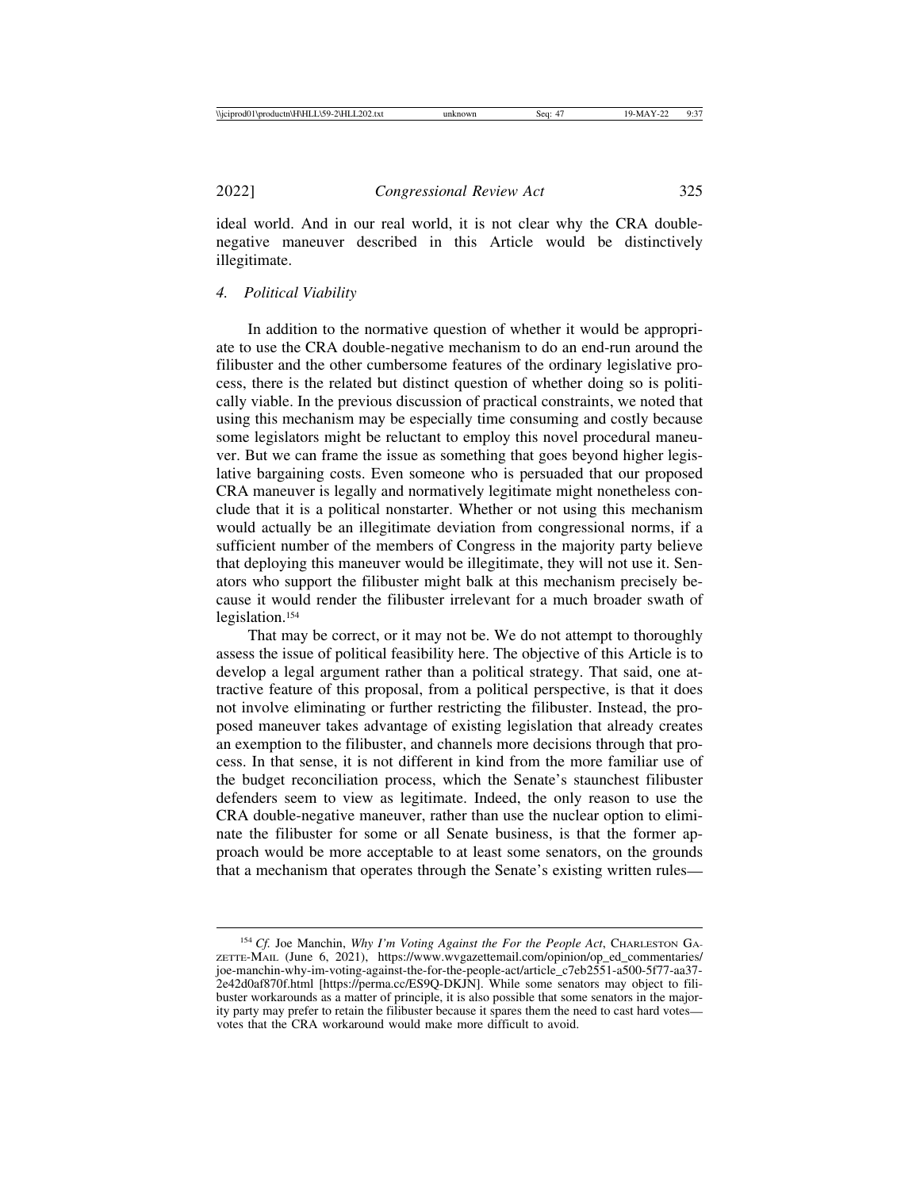ideal world. And in our real world, it is not clear why the CRA double-negative maneuver described in this Article would be distinctively illegitimate.

#### *4. Political Viability*

In addition to the normative question of whether it would be appropriate to use the CRA double-negative mechanism to do an end-run around the filibuster and the other cumbersome features of the ordinary legislative process, there is the related but distinct question of whether doing so is politically viable. In the previous discussion of practical constraints, we noted that using this mechanism may be especially time consuming and costly because some legislators might be reluctant to employ this novel procedural maneuver. But we can frame the issue as something that goes beyond higher legislative bargaining costs. Even someone who is persuaded that our proposed CRA maneuver is legally and normatively legitimate might nonetheless conclude that it is a political nonstarter. Whether or not using this mechanism would actually be an illegitimate deviation from congressional norms, if a sufficient number of the members of Congress in the majority party believe that deploying this maneuver would be illegitimate, they will not use it. Senators who support the filibuster might balk at this mechanism precisely because it would render the filibuster irrelevant for a much broader swath of legislation.[154]

That may be correct, or it may not be. We do not attempt to thoroughly assess the issue of political feasibility here. The objective of this Article is to develop a legal argument rather than a political strategy. That said, one attractive feature of this proposal, from a political perspective, is that it does not involve eliminating or further restricting the filibuster. Instead, the proposed maneuver takes advantage of existing legislation that already creates an exemption to the filibuster, and channels more decisions through that process. In that sense, it is not different in kind from the more familiar use of the budget reconciliation process, which the Senate's staunchest filibuster defenders seem to view as legitimate. Indeed, the only reason to use the CRA double-negative maneuver, rather than use the nuclear option to eliminate the filibuster for some or all Senate business, is that the former approach would be more acceptable to at least some senators, on the grounds that a mechanism that operates through the Senate's existing written rules—

[154] *Cf.* Joe Manchin, *Why I'm Voting Against the For the People Act*, Charleston Gazette-Mail (June 6, 2021), https://www.wvgazettemail.com/opinion/op_ed_commentaries/joe-manchin-why-im-voting-against-the-for-the-people-act/article_c7eb2551-a500-5f77-aa37-2e42d0af870f.html [https://perma.cc/ES9Q-DKJN]. While some senators may object to filibuster workarounds as a matter of principle, it is also possible that some senators in the majority party may prefer to retain the filibuster because it spares them the need to cast hard votes—votes that the CRA workaround would make more difficult to avoid.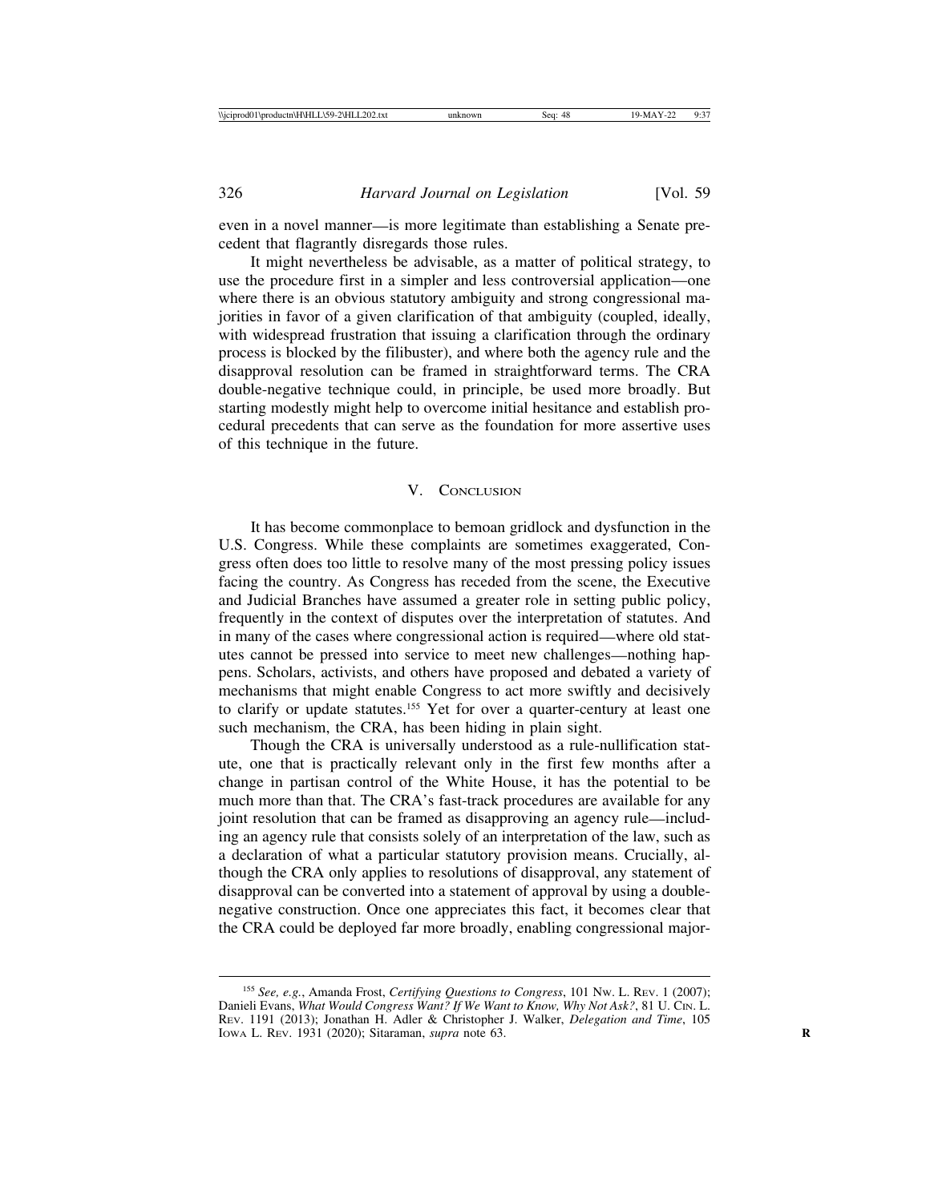even in a novel manner—is more legitimate than establishing a Senate precedent that flagrantly disregards those rules.

It might nevertheless be advisable, as a matter of political strategy, to use the procedure first in a simpler and less controversial application—one where there is an obvious statutory ambiguity and strong congressional majorities in favor of a given clarification of that ambiguity (coupled, ideally, with widespread frustration that issuing a clarification through the ordinary process is blocked by the filibuster), and where both the agency rule and the disapproval resolution can be framed in straightforward terms. The CRA double-negative technique could, in principle, be used more broadly. But starting modestly might help to overcome initial hesitance and establish procedural precedents that can serve as the foundation for more assertive uses of this technique in the future.

## V. Conclusion

It has become commonplace to bemoan gridlock and dysfunction in the U.S. Congress. While these complaints are sometimes exaggerated, Congress often does too little to resolve many of the most pressing policy issues facing the country. As Congress has receded from the scene, the Executive and Judicial Branches have assumed a greater role in setting public policy, frequently in the context of disputes over the interpretation of statutes. And in many of the cases where congressional action is required—where old statutes cannot be pressed into service to meet new challenges—nothing happens. Scholars, activists, and others have proposed and debated a variety of mechanisms that might enable Congress to act more swiftly and decisively to clarify or update statutes.[155] Yet for over a quarter-century at least one such mechanism, the CRA, has been hiding in plain sight.

Though the CRA is universally understood as a rule-nullification statute, one that is practically relevant only in the first few months after a change in partisan control of the White House, it has the potential to be much more than that. The CRA's fast-track procedures are available for any joint resolution that can be framed as disapproving an agency rule—including an agency rule that consists solely of an interpretation of the law, such as a declaration of what a particular statutory provision means. Crucially, although the CRA only applies to resolutions of disapproval, any statement of disapproval can be converted into a statement of approval by using a double-negative construction. Once one appreciates this fact, it becomes clear that the CRA could be deployed far more broadly, enabling congressional major-

[155] *See, e.g.*, Amanda Frost, *Certifying Questions to Congress*, 101 Nw. L. Rev. 1 (2007); Danieli Evans, *What Would Congress Want? If We Want to Know, Why Not Ask?*, 81 U. Cin. L. Rev. 1191 (2013); Jonathan H. Adler & Christopher J. Walker, *Delegation and Time*, 105 Iowa L. Rev. 1931 (2020); Sitaraman, *supra* note 63.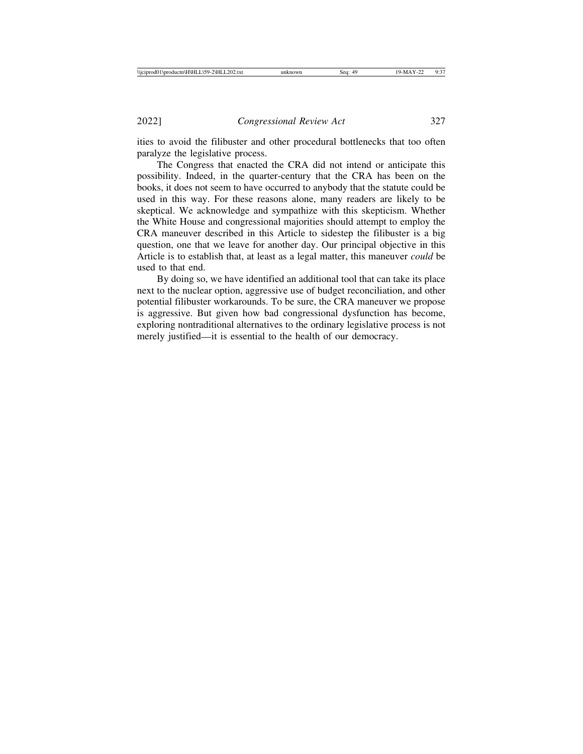ities to avoid the filibuster and other procedural bottlenecks that too often paralyze the legislative process.

The Congress that enacted the CRA did not intend or anticipate this possibility. Indeed, in the quarter-century that the CRA has been on the books, it does not seem to have occurred to anybody that the statute could be used in this way. For these reasons alone, many readers are likely to be skeptical. We acknowledge and sympathize with this skepticism. Whether the White House and congressional majorities should attempt to employ the CRA maneuver described in this Article to sidestep the filibuster is a big question, one that we leave for another day. Our principal objective in this Article is to establish that, at least as a legal matter, this maneuver *could* be used to that end.

By doing so, we have identified an additional tool that can take its place next to the nuclear option, aggressive use of budget reconciliation, and other potential filibuster workarounds. To be sure, the CRA maneuver we propose is aggressive. But given how bad congressional dysfunction has become, exploring nontraditional alternatives to the ordinary legislative process is not merely justified—it is essential to the health of our democracy.